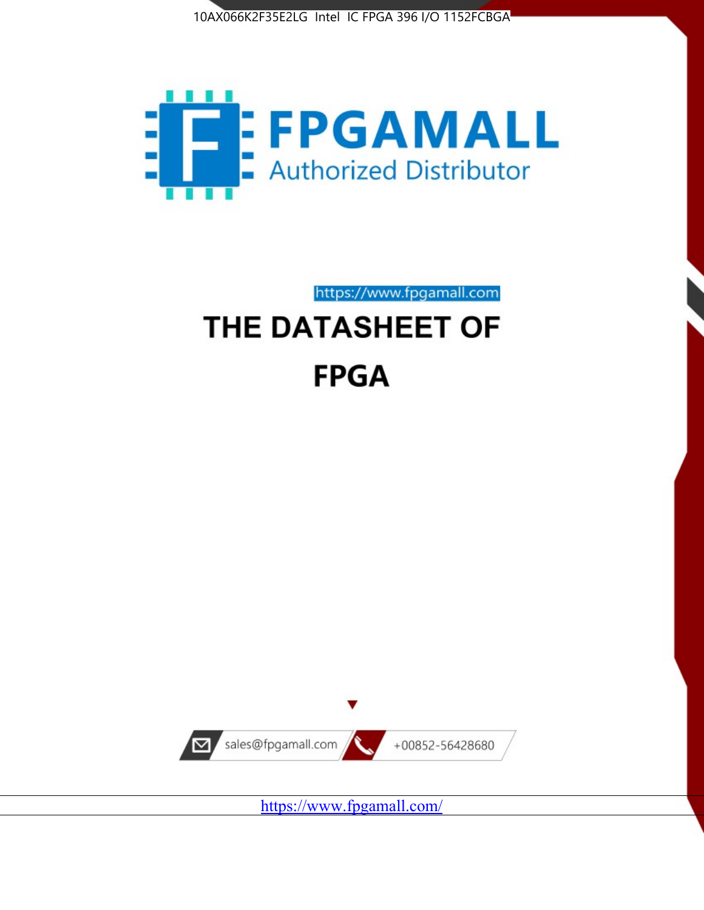10AX066K2F35E2LG Intel IC FPGA 396 I/O 1152FCBGA

FPGAMALL
Authorized Distributor

https://www.fpgamall.com

# THE DATASHEET OF

# FPGA

sales@fpgamall.com

+00852-56428680

https://www.fpgamall.com/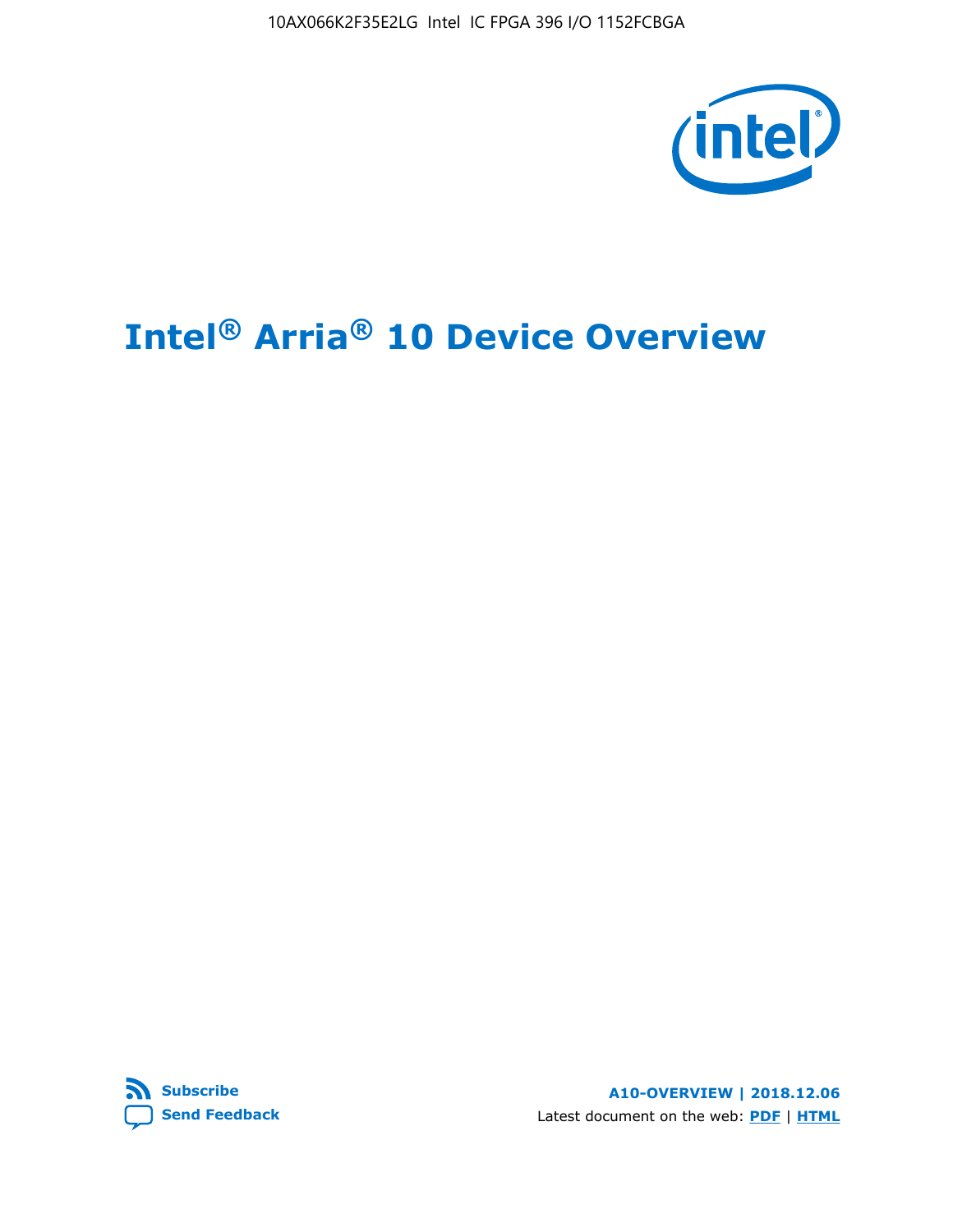# Intel® Arria® 10 Device Overview

**Subscribe**
**Send Feedback**

**A10-OVERVIEW | 2018.12.06**
Latest document on the web: **PDF** | **HTML**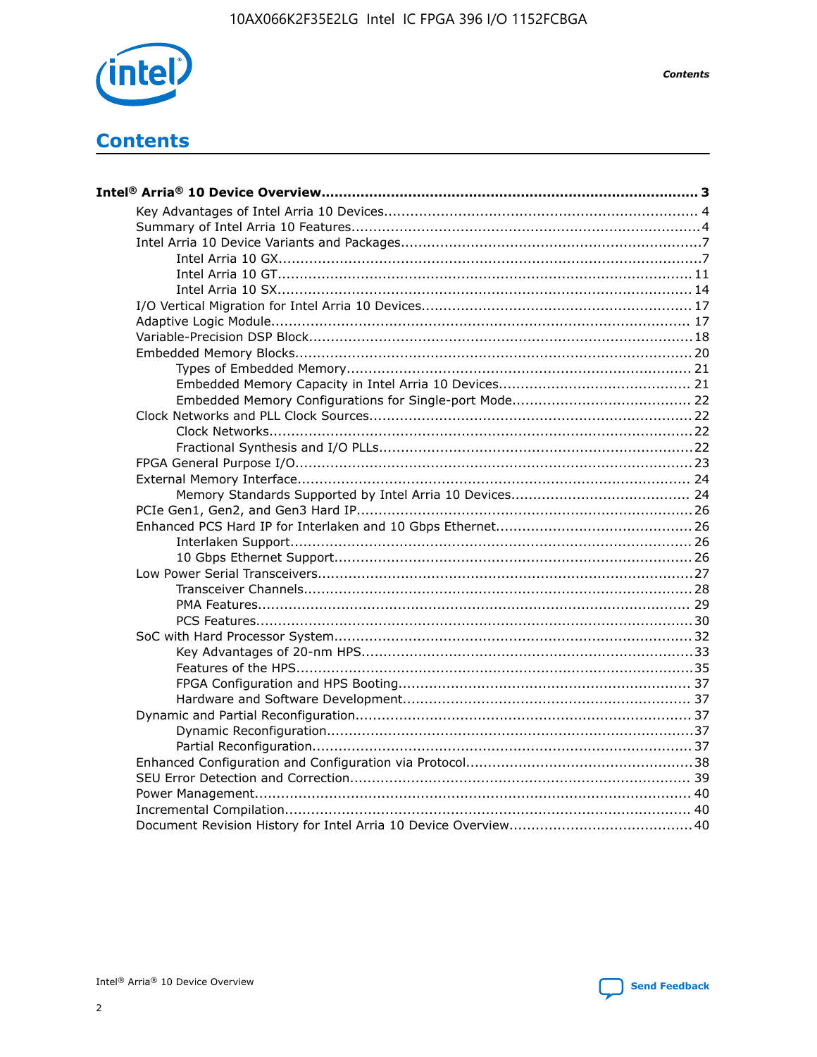# Contents

**Intel® Arria® 10 Device Overview....................................................................................... 3**

- Key Advantages of Intel Arria 10 Devices........................................................................ 4
- Summary of Intel Arria 10 Features................................................................................4
- Intel Arria 10 Device Variants and Packages.....................................................................7
    - Intel Arria 10 GX.................................................................................................7
    - Intel Arria 10 GT............................................................................................... 11
    - Intel Arria 10 SX............................................................................................... 14
- I/O Vertical Migration for Intel Arria 10 Devices.............................................................. 17
- Adaptive Logic Module................................................................................................ 17
- Variable-Precision DSP Block........................................................................................18
- Embedded Memory Blocks........................................................................................... 20
    - Types of Embedded Memory............................................................................... 21
    - Embedded Memory Capacity in Intel Arria 10 Devices............................................ 21
    - Embedded Memory Configurations for Single-port Mode......................................... 22
- Clock Networks and PLL Clock Sources.......................................................................... 22
    - Clock Networks.................................................................................................22
    - Fractional Synthesis and I/O PLLs........................................................................22
- FPGA General Purpose I/O.......................................................................................... 23
- External Memory Interface.......................................................................................... 24
    - Memory Standards Supported by Intel Arria 10 Devices......................................... 24
- PCIe Gen1, Gen2, and Gen3 Hard IP.............................................................................26
- Enhanced PCS Hard IP for Interlaken and 10 Gbps Ethernet.............................................26
    - Interlaken Support............................................................................................ 26
    - 10 Gbps Ethernet Support.................................................................................. 26
- Low Power Serial Transceivers......................................................................................27
    - Transceiver Channels.........................................................................................28
    - PMA Features................................................................................................... 29
    - PCS Features....................................................................................................30
- SoC with Hard Processor System.................................................................................. 32
    - Key Advantages of 20-nm HPS............................................................................33
    - Features of the HPS...........................................................................................35
    - FPGA Configuration and HPS Booting................................................................... 37
    - Hardware and Software Development.................................................................. 37
- Dynamic and Partial Reconfiguration............................................................................. 37
    - Dynamic Reconfiguration....................................................................................37
    - Partial Reconfiguration.......................................................................................37
- Enhanced Configuration and Configuration via Protocol....................................................38
- SEU Error Detection and Correction.............................................................................. 39
- Power Management.................................................................................................... 40
- Incremental Compilation............................................................................................. 40
- Document Revision History for Intel Arria 10 Device Overview.......................................... 40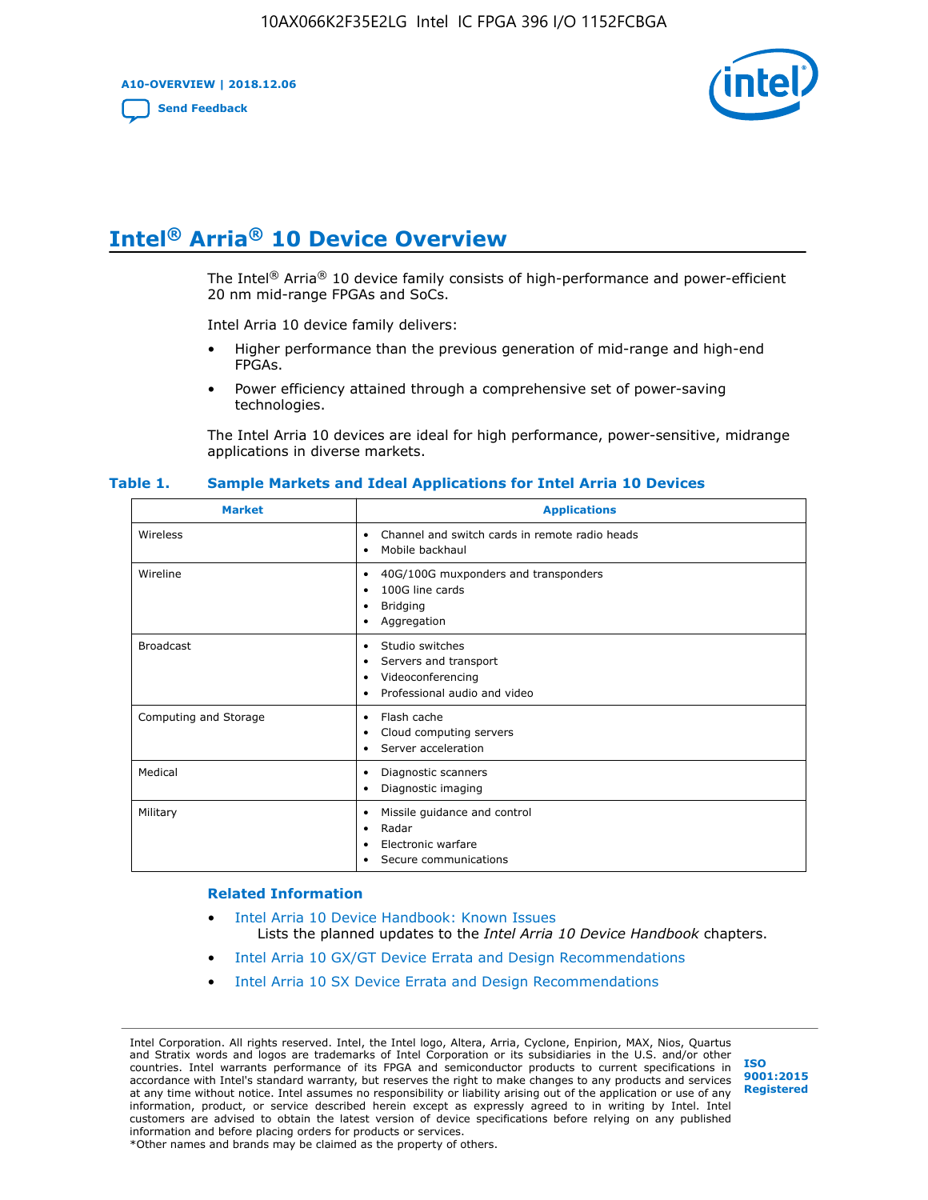# Intel® Arria® 10 Device Overview

The Intel® Arria® 10 device family consists of high-performance and power-efficient 20 nm mid-range FPGAs and SoCs.

Intel Arria 10 device family delivers:

- Higher performance than the previous generation of mid-range and high-end FPGAs.
- Power efficiency attained through a comprehensive set of power-saving technologies.

The Intel Arria 10 devices are ideal for high performance, power-sensitive, midrange applications in diverse markets.

**Table 1. Sample Markets and Ideal Applications for Intel Arria 10 Devices**

| Market | Applications |
|---|---|
| Wireless | • Channel and switch cards in remote radio heads<br>• Mobile backhaul |
| Wireline | • 40G/100G muxponders and transponders<br>• 100G line cards<br>• Bridging<br>• Aggregation |
| Broadcast | • Studio switches<br>• Servers and transport<br>• Videoconferencing<br>• Professional audio and video |
| Computing and Storage | • Flash cache<br>• Cloud computing servers<br>• Server acceleration |
| Medical | • Diagnostic scanners<br>• Diagnostic imaging |
| Military | • Missile guidance and control<br>• Radar<br>• Electronic warfare<br>• Secure communications |

## Related Information

- Intel Arria 10 Device Handbook: Known Issues
  Lists the planned updates to the *Intel Arria 10 Device Handbook* chapters.
- Intel Arria 10 GX/GT Device Errata and Design Recommendations
- Intel Arria 10 SX Device Errata and Design Recommendations

Intel Corporation. All rights reserved. Intel, the Intel logo, Altera, Arria, Cyclone, Enpirion, MAX, Nios, Quartus and Stratix words and logos are trademarks of Intel Corporation or its subsidiaries in the U.S. and/or other countries. Intel warrants performance of its FPGA and semiconductor products to current specifications in accordance with Intel's standard warranty, but reserves the right to make changes to any products and services at any time without notice. Intel assumes no responsibility or liability arising out of the application or use of any information, product, or service described herein except as expressly agreed to in writing by Intel. Intel customers are advised to obtain the latest version of device specifications before relying on any published information and before placing orders for products or services.
*Other names and brands may be claimed as the property of others.

ISO 9001:2015 Registered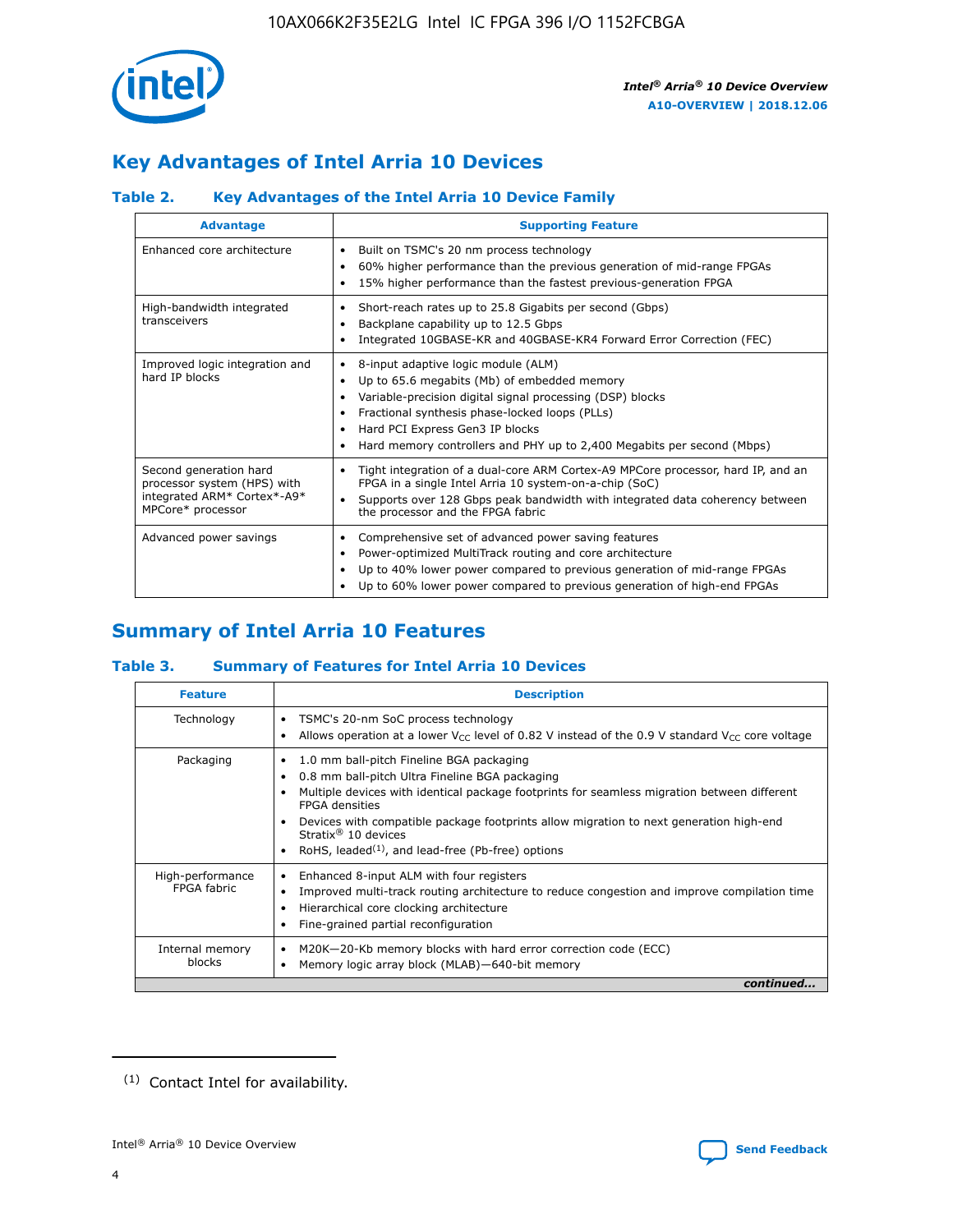## Key Advantages of Intel Arria 10 Devices

### Table 2. Key Advantages of the Intel Arria 10 Device Family

| Advantage | Supporting Feature |
|---|---|
| Enhanced core architecture | • Built on TSMC's 20 nm process technology<br>• 60% higher performance than the previous generation of mid-range FPGAs<br>• 15% higher performance than the fastest previous-generation FPGA |
| High-bandwidth integrated transceivers | • Short-reach rates up to 25.8 Gigabits per second (Gbps)<br>• Backplane capability up to 12.5 Gbps<br>• Integrated 10GBASE-KR and 40GBASE-KR4 Forward Error Correction (FEC) |
| Improved logic integration and hard IP blocks | • 8-input adaptive logic module (ALM)<br>• Up to 65.6 megabits (Mb) of embedded memory<br>• Variable-precision digital signal processing (DSP) blocks<br>• Fractional synthesis phase-locked loops (PLLs)<br>• Hard PCI Express Gen3 IP blocks<br>• Hard memory controllers and PHY up to 2,400 Megabits per second (Mbps) |
| Second generation hard processor system (HPS) with integrated ARM* Cortex*-A9* MPCore* processor | • Tight integration of a dual-core ARM Cortex-A9 MPCore processor, hard IP, and an FPGA in a single Intel Arria 10 system-on-a-chip (SoC)<br>• Supports over 128 Gbps peak bandwidth with integrated data coherency between the processor and the FPGA fabric |
| Advanced power savings | • Comprehensive set of advanced power saving features<br>• Power-optimized MultiTrack routing and core architecture<br>• Up to 40% lower power compared to previous generation of mid-range FPGAs<br>• Up to 60% lower power compared to previous generation of high-end FPGAs |

## Summary of Intel Arria 10 Features

### Table 3. Summary of Features for Intel Arria 10 Devices

| Feature | Description |
|---|---|
| Technology | • TSMC's 20-nm SoC process technology<br>• Allows operation at a lower $V_{CC}$ level of 0.82 V instead of the 0.9 V standard $V_{CC}$ core voltage |
| Packaging | • 1.0 mm ball-pitch Fineline BGA packaging<br>• 0.8 mm ball-pitch Ultra Fineline BGA packaging<br>• Multiple devices with identical package footprints for seamless migration between different FPGA densities<br>• Devices with compatible package footprints allow migration to next generation high-end Stratix® 10 devices<br>• RoHS, leaded[(1)], and lead-free (Pb-free) options |
| High-performance FPGA fabric | • Enhanced 8-input ALM with four registers<br>• Improved multi-track routing architecture to reduce congestion and improve compilation time<br>• Hierarchical core clocking architecture<br>• Fine-grained partial reconfiguration |
| Internal memory blocks | • M20K—20-Kb memory blocks with hard error correction code (ECC)<br>• Memory logic array block (MLAB)—640-bit memory |

*continued...*

(1) Contact Intel for availability.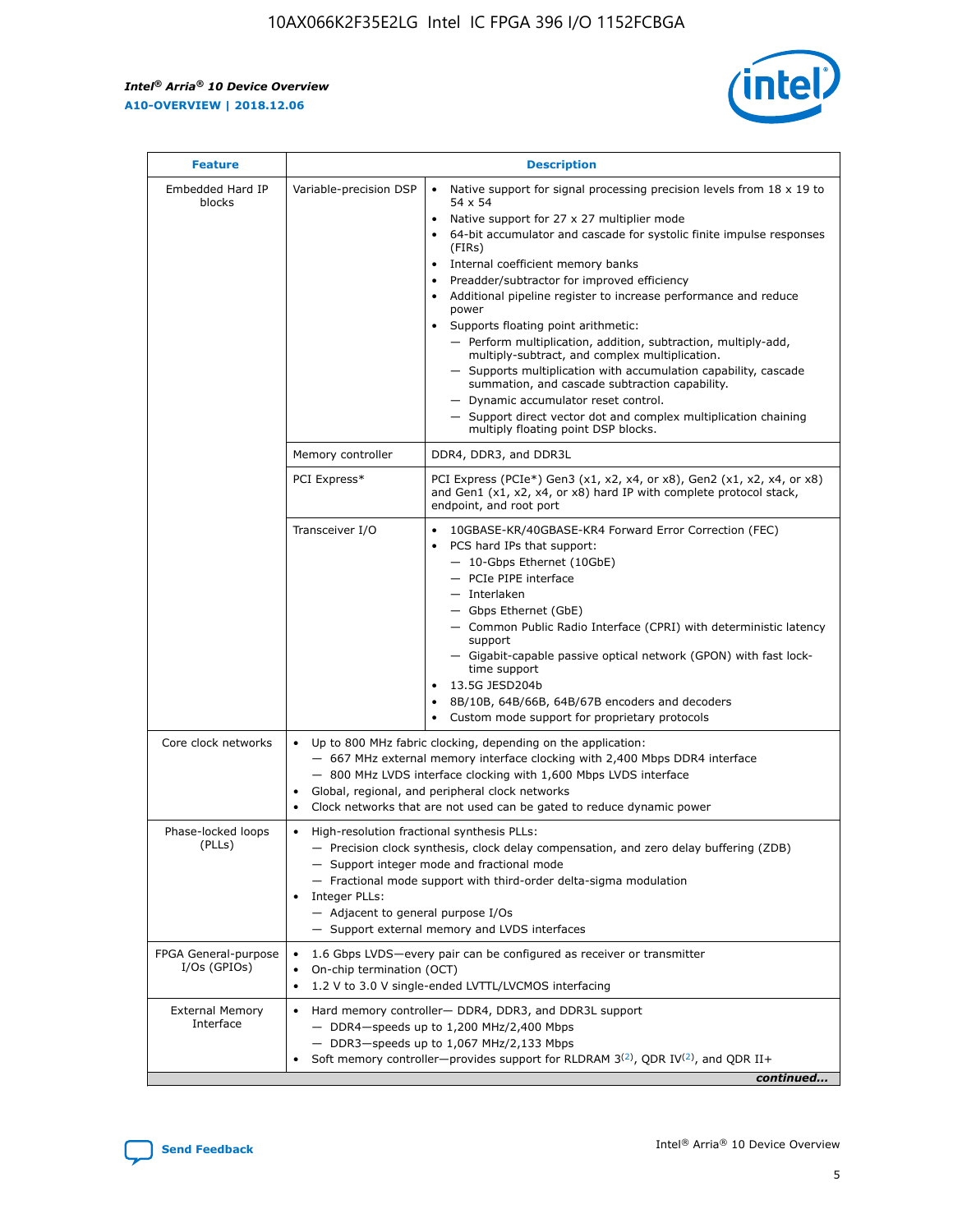| Feature | Description | |
|---|---|---|
| Embedded Hard IP blocks | Variable-precision DSP | • Native support for signal processing precision levels from 18 x 19 to 54 x 54<br>• Native support for 27 x 27 multiplier mode<br>• 64-bit accumulator and cascade for systolic finite impulse responses (FIRs)<br>• Internal coefficient memory banks<br>• Preadder/subtractor for improved efficiency<br>• Additional pipeline register to increase performance and reduce power<br>• Supports floating point arithmetic:<br>— Perform multiplication, addition, subtraction, multiply-add, multiply-subtract, and complex multiplication.<br>— Supports multiplication with accumulation capability, cascade summation, and cascade subtraction capability.<br>— Dynamic accumulator reset control.<br>— Support direct vector dot and complex multiplication chaining multiply floating point DSP blocks. |
| | Memory controller | DDR4, DDR3, and DDR3L |
| | PCI Express* | PCI Express (PCIe*) Gen3 (x1, x2, x4, or x8), Gen2 (x1, x2, x4, or x8) and Gen1 (x1, x2, x4, or x8) hard IP with complete protocol stack, endpoint, and root port |
| | Transceiver I/O | • 10GBASE-KR/40GBASE-KR4 Forward Error Correction (FEC)<br>• PCS hard IPs that support:<br>— 10-Gbps Ethernet (10GbE)<br>— PCIe PIPE interface<br>— Interlaken<br>— Gbps Ethernet (GbE)<br>— Common Public Radio Interface (CPRI) with deterministic latency support<br>— Gigabit-capable passive optical network (GPON) with fast lock-time support<br>• 13.5G JESD204b<br>• 8B/10B, 64B/66B, 64B/67B encoders and decoders<br>• Custom mode support for proprietary protocols |
| Core clock networks | • Up to 800 MHz fabric clocking, depending on the application:<br>— 667 MHz external memory interface clocking with 2,400 Mbps DDR4 interface<br>— 800 MHz LVDS interface clocking with 1,600 Mbps LVDS interface<br>• Global, regional, and peripheral clock networks<br>• Clock networks that are not used can be gated to reduce dynamic power | |
| Phase-locked loops (PLLs) | • High-resolution fractional synthesis PLLs:<br>— Precision clock synthesis, clock delay compensation, and zero delay buffering (ZDB)<br>— Support integer mode and fractional mode<br>— Fractional mode support with third-order delta-sigma modulation<br>• Integer PLLs:<br>— Adjacent to general purpose I/Os<br>— Support external memory and LVDS interfaces | |
| FPGA General-purpose I/Os (GPIOs) | • 1.6 Gbps LVDS—every pair can be configured as receiver or transmitter<br>• On-chip termination (OCT)<br>• 1.2 V to 3.0 V single-ended LVTTL/LVCMOS interfacing | |
| External Memory Interface | • Hard memory controller— DDR4, DDR3, and DDR3L support<br>— DDR4—speeds up to 1,200 MHz/2,400 Mbps<br>— DDR3—speeds up to 1,067 MHz/2,133 Mbps<br>• Soft memory controller—provides support for RLDRAM 3[(2)], QDR IV[(2)], and QDR II+ | |

*continued...*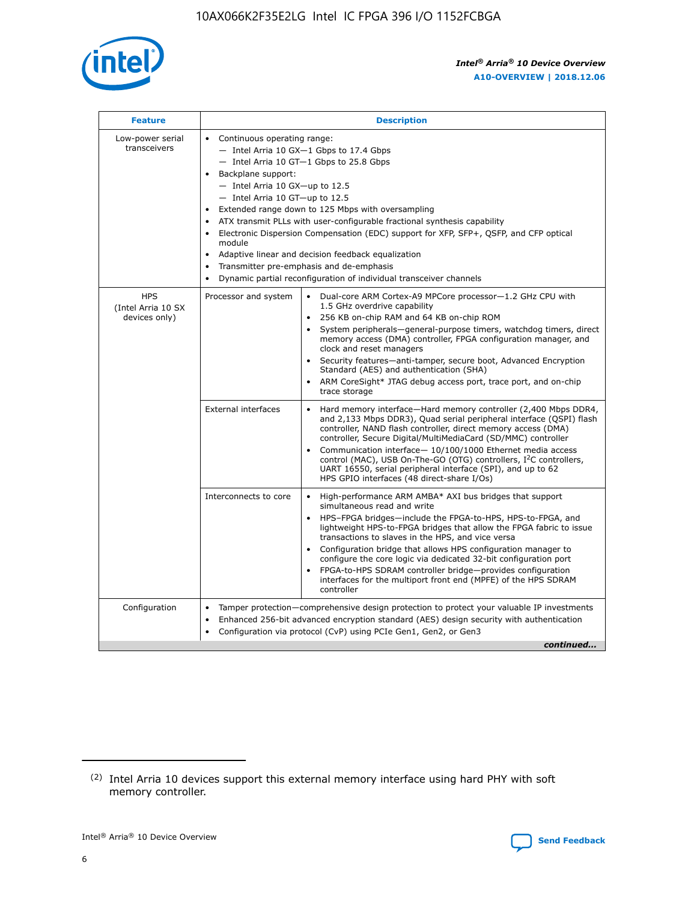| Feature | Description | |
|---|---|---|
| Low-power serial transceivers | • Continuous operating range:<br>— Intel Arria 10 GX—1 Gbps to 17.4 Gbps<br>— Intel Arria 10 GT—1 Gbps to 25.8 Gbps<br>• Backplane support:<br>— Intel Arria 10 GX—up to 12.5<br>— Intel Arria 10 GT—up to 12.5<br>• Extended range down to 125 Mbps with oversampling<br>• ATX transmit PLLs with user-configurable fractional synthesis capability<br>• Electronic Dispersion Compensation (EDC) support for XFP, SFP+, QSFP, and CFP optical module<br>• Adaptive linear and decision feedback equalization<br>• Transmitter pre-emphasis and de-emphasis<br>• Dynamic partial reconfiguration of individual transceiver channels | |
| HPS (Intel Arria 10 SX devices only) | Processor and system | • Dual-core ARM Cortex-A9 MPCore processor—1.2 GHz CPU with 1.5 GHz overdrive capability<br>• 256 KB on-chip RAM and 64 KB on-chip ROM<br>• System peripherals—general-purpose timers, watchdog timers, direct memory access (DMA) controller, FPGA configuration manager, and clock and reset managers<br>• Security features—anti-tamper, secure boot, Advanced Encryption Standard (AES) and authentication (SHA)<br>• ARM CoreSight* JTAG debug access port, trace port, and on-chip trace storage |
| | External interfaces | • Hard memory interface—Hard memory controller (2,400 Mbps DDR4, and 2,133 Mbps DDR3), Quad serial peripheral interface (QSPI) flash controller, NAND flash controller, direct memory access (DMA) controller, Secure Digital/MultiMediaCard (SD/MMC) controller<br>• Communication interface— 10/100/1000 Ethernet media access control (MAC), USB On-The-GO (OTG) controllers, I²C controllers, UART 16550, serial peripheral interface (SPI), and up to 62 HPS GPIO interfaces (48 direct-share I/Os) |
| | Interconnects to core | • High-performance ARM AMBA* AXI bus bridges that support simultaneous read and write<br>• HPS–FPGA bridges—include the FPGA-to-HPS, HPS-to-FPGA, and lightweight HPS-to-FPGA bridges that allow the FPGA fabric to issue transactions to slaves in the HPS, and vice versa<br>• Configuration bridge that allows HPS configuration manager to configure the core logic via dedicated 32-bit configuration port<br>• FPGA-to-HPS SDRAM controller bridge—provides configuration interfaces for the multiport front end (MPFE) of the HPS SDRAM controller |
| Configuration | • Tamper protection—comprehensive design protection to protect your valuable IP investments<br>• Enhanced 256-bit advanced encryption standard (AES) design security with authentication<br>• Configuration via protocol (CvP) using PCIe Gen1, Gen2, or Gen3 | |

*continued...*

(2) Intel Arria 10 devices support this external memory interface using hard PHY with soft memory controller.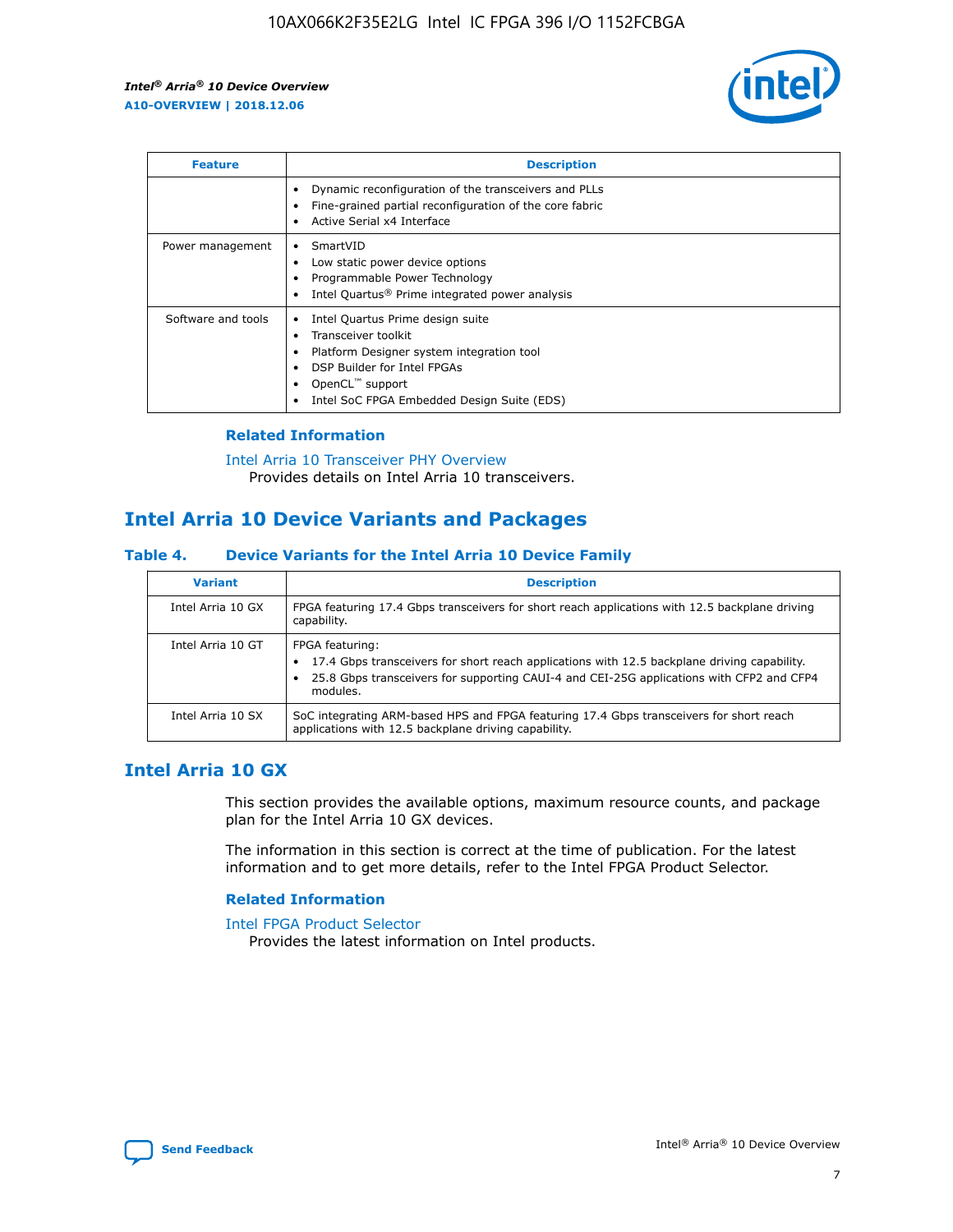| Feature | Description |
| --- | --- |
|  | • Dynamic reconfiguration of the transceivers and PLLs<br>• Fine-grained partial reconfiguration of the core fabric<br>• Active Serial x4 Interface |
| Power management | • SmartVID<br>• Low static power device options<br>• Programmable Power Technology<br>• Intel Quartus® Prime integrated power analysis |
| Software and tools | • Intel Quartus Prime design suite<br>• Transceiver toolkit<br>• Platform Designer system integration tool<br>• DSP Builder for Intel FPGAs<br>• OpenCL™ support<br>• Intel SoC FPGA Embedded Design Suite (EDS) |

### Related Information

Intel Arria 10 Transceiver PHY Overview
Provides details on Intel Arria 10 transceivers.

## Intel Arria 10 Device Variants and Packages

### Table 4. Device Variants for the Intel Arria 10 Device Family

| Variant | Description |
| --- | --- |
| Intel Arria 10 GX | FPGA featuring 17.4 Gbps transceivers for short reach applications with 12.5 backplane driving capability. |
| Intel Arria 10 GT | FPGA featuring:<br>• 17.4 Gbps transceivers for short reach applications with 12.5 backplane driving capability.<br>• 25.8 Gbps transceivers for supporting CAUI-4 and CEI-25G applications with CFP2 and CFP4 modules. |
| Intel Arria 10 SX | SoC integrating ARM-based HPS and FPGA featuring 17.4 Gbps transceivers for short reach applications with 12.5 backplane driving capability. |

## Intel Arria 10 GX

This section provides the available options, maximum resource counts, and package plan for the Intel Arria 10 GX devices.

The information in this section is correct at the time of publication. For the latest information and to get more details, refer to the Intel FPGA Product Selector.

### Related Information

Intel FPGA Product Selector
Provides the latest information on Intel products.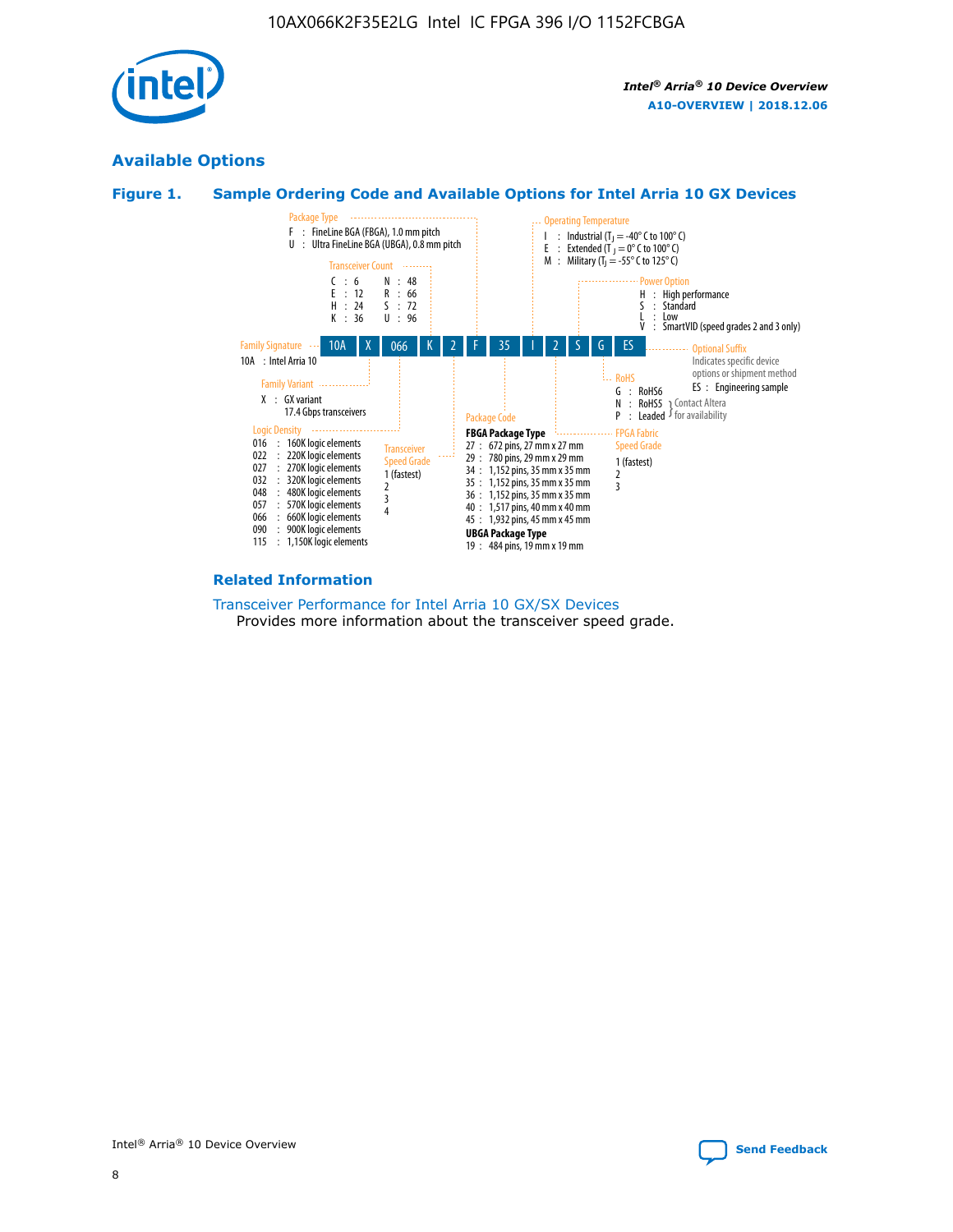## Available Options

### Figure 1. Sample Ordering Code and Available Options for Intel Arria 10 GX Devices

| 10A | X | 066 | K | 2 | F | 35 | I | 2 | S | G | ES |
|---|---|---|---|---|---|---|---|---|---|---|---|

**Family Signature**
10A : Intel Arria 10

**Family Variant**
X : GX variant
17.4 Gbps transceivers

**Logic Density**
- 016 : 160K logic elements
- 022 : 220K logic elements
- 027 : 270K logic elements
- 032 : 320K logic elements
- 048 : 480K logic elements
- 057 : 570K logic elements
- 066 : 660K logic elements
- 090 : 900K logic elements
- 115 : 1,150K logic elements

**Transceiver Count**
- C : 6
- E : 12
- H : 24
- K : 36
- N : 48
- R : 66
- S : 72
- U : 96

**Transceiver Speed Grade**
1 (fastest)
2
3
4

**Package Type**
- F : FineLine BGA (FBGA), 1.0 mm pitch
- U : Ultra FineLine BGA (UBGA), 0.8 mm pitch

**Package Code**

**FBGA Package Type**
- 27 : 672 pins, 27 mm x 27 mm
- 29 : 780 pins, 29 mm x 29 mm
- 34 : 1,152 pins, 35 mm x 35 mm
- 35 : 1,152 pins, 35 mm x 35 mm
- 36 : 1,152 pins, 35 mm x 35 mm
- 40 : 1,517 pins, 40 mm x 40 mm
- 45 : 1,932 pins, 45 mm x 45 mm

**UBGA Package Type**
- 19 : 484 pins, 19 mm x 19 mm

**Operating Temperature**
- I : Industrial ($T_J$ = -40° C to 100° C)
- E : Extended ($T_J$ = 0° C to 100° C)
- M : Military ($T_J$ = -55° C to 125° C)

**FPGA Fabric Speed Grade**
1 (fastest)
2
3

**Power Option**
- H : High performance
- S : Standard
- L : Low
- V : SmartVID (speed grades 2 and 3 only)

**RoHS**
- G : RoHS6
- N : RoHS5 } Contact Altera for availability
- P : Leaded } Contact Altera for availability

**Optional Suffix**
Indicates specific device options or shipment method
- ES : Engineering sample

### Related Information

Transceiver Performance for Intel Arria 10 GX/SX Devices
Provides more information about the transceiver speed grade.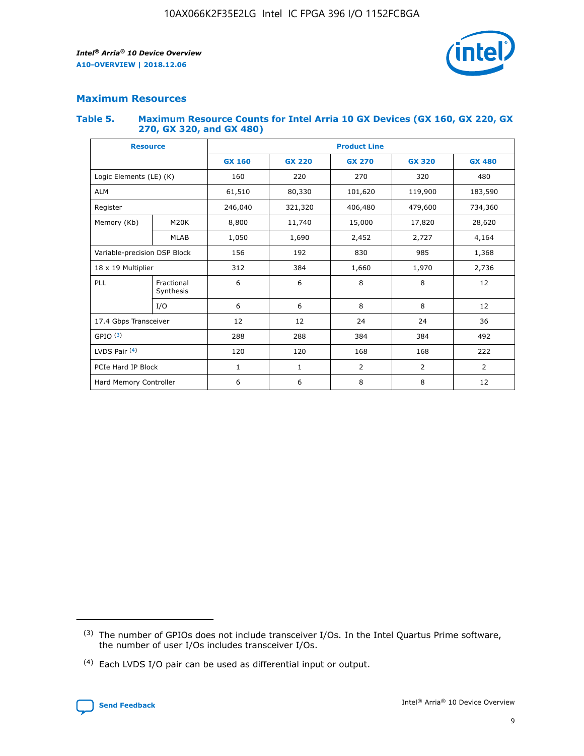## Maximum Resources

### Table 5. Maximum Resource Counts for Intel Arria 10 GX Devices (GX 160, GX 220, GX 270, GX 320, and GX 480)

| Resource | | Product Line | | | | |
|---|---|---|---|---|---|---|
| | | GX 160 | GX 220 | GX 270 | GX 320 | GX 480 |
| Logic Elements (LE) (K) | | 160 | 220 | 270 | 320 | 480 |
| ALM | | 61,510 | 80,330 | 101,620 | 119,900 | 183,590 |
| Register | | 246,040 | 321,320 | 406,480 | 479,600 | 734,360 |
| Memory (Kb) | M20K | 8,800 | 11,740 | 15,000 | 17,820 | 28,620 |
| | MLAB | 1,050 | 1,690 | 2,452 | 2,727 | 4,164 |
| Variable-precision DSP Block | | 156 | 192 | 830 | 985 | 1,368 |
| 18 x 19 Multiplier | | 312 | 384 | 1,660 | 1,970 | 2,736 |
| PLL | Fractional Synthesis | 6 | 6 | 8 | 8 | 12 |
| | I/O | 6 | 6 | 8 | 8 | 12 |
| 17.4 Gbps Transceiver | | 12 | 12 | 24 | 24 | 36 |
| GPIO [(3)] | | 288 | 288 | 384 | 384 | 492 |
| LVDS Pair [(4)] | | 120 | 120 | 168 | 168 | 222 |
| PCIe Hard IP Block | | 1 | 1 | 2 | 2 | 2 |
| Hard Memory Controller | | 6 | 6 | 8 | 8 | 12 |

(3) The number of GPIOs does not include transceiver I/Os. In the Intel Quartus Prime software, the number of user I/Os includes transceiver I/Os.

(4) Each LVDS I/O pair can be used as differential input or output.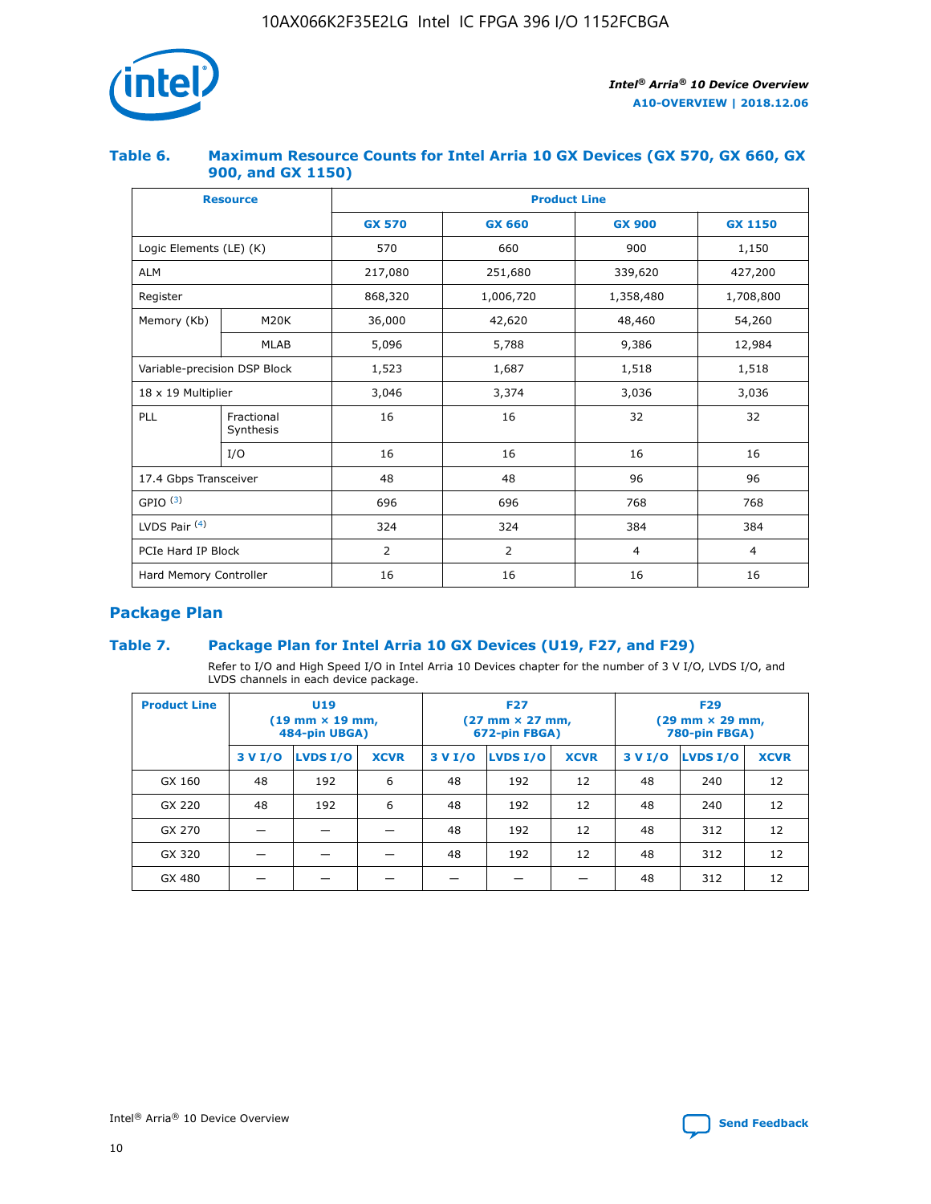### Table 6. Maximum Resource Counts for Intel Arria 10 GX Devices (GX 570, GX 660, GX 900, and GX 1150)

| Resource | | Product Line | | | |
|---|---|---|---|---|---|
| | | GX 570 | GX 660 | GX 900 | GX 1150 |
| Logic Elements (LE) (K) | | 570 | 660 | 900 | 1,150 |
| ALM | | 217,080 | 251,680 | 339,620 | 427,200 |
| Register | | 868,320 | 1,006,720 | 1,358,480 | 1,708,800 |
| Memory (Kb) | M20K | 36,000 | 42,620 | 48,460 | 54,260 |
| | MLAB | 5,096 | 5,788 | 9,386 | 12,984 |
| Variable-precision DSP Block | | 1,523 | 1,687 | 1,518 | 1,518 |
| 18 x 19 Multiplier | | 3,046 | 3,374 | 3,036 | 3,036 |
| PLL | Fractional Synthesis | 16 | 16 | 32 | 32 |
| | I/O | 16 | 16 | 16 | 16 |
| 17.4 Gbps Transceiver | | 48 | 48 | 96 | 96 |
| GPIO [(3)] | | 696 | 696 | 768 | 768 |
| LVDS Pair [(4)] | | 324 | 324 | 384 | 384 |
| PCIe Hard IP Block | | 2 | 2 | 4 | 4 |
| Hard Memory Controller | | 16 | 16 | 16 | 16 |

## Package Plan

### Table 7. Package Plan for Intel Arria 10 GX Devices (U19, F27, and F29)

Refer to I/O and High Speed I/O in Intel Arria 10 Devices chapter for the number of 3 V I/O, LVDS I/O, and LVDS channels in each device package.

| Product Line | U19 (19 mm × 19 mm, 484-pin UBGA) | | | F27 (27 mm × 27 mm, 672-pin FBGA) | | | F29 (29 mm × 29 mm, 780-pin FBGA) | | |
|---|---|---|---|---|---|---|---|---|---|
| | 3 V I/O | LVDS I/O | XCVR | 3 V I/O | LVDS I/O | XCVR | 3 V I/O | LVDS I/O | XCVR |
| GX 160 | 48 | 192 | 6 | 48 | 192 | 12 | 48 | 240 | 12 |
| GX 220 | 48 | 192 | 6 | 48 | 192 | 12 | 48 | 240 | 12 |
| GX 270 | — | — | — | 48 | 192 | 12 | 48 | 312 | 12 |
| GX 320 | — | — | — | 48 | 192 | 12 | 48 | 312 | 12 |
| GX 480 | — | — | — | — | — | — | 48 | 312 | 12 |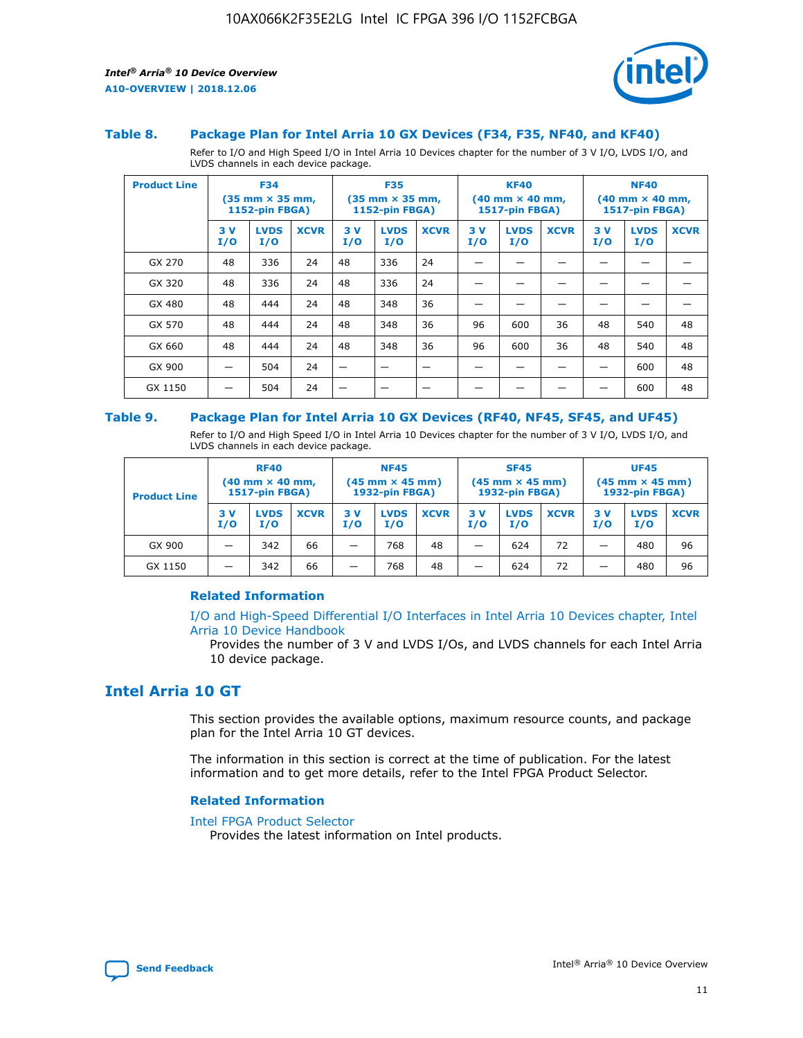### Table 8. Package Plan for Intel Arria 10 GX Devices (F34, F35, NF40, and KF40)

Refer to I/O and High Speed I/O in Intel Arria 10 Devices chapter for the number of 3 V I/O, LVDS I/O, and LVDS channels in each device package.

| Product Line | F34 (35 mm × 35 mm, 1152-pin FBGA) | | | F35 (35 mm × 35 mm, 1152-pin FBGA) | | | KF40 (40 mm × 40 mm, 1517-pin FBGA) | | | NF40 (40 mm × 40 mm, 1517-pin FBGA) | | |
|---|---|---|---|---|---|---|---|---|---|---|---|---|
| | 3 V I/O | LVDS I/O | XCVR | 3 V I/O | LVDS I/O | XCVR | 3 V I/O | LVDS I/O | XCVR | 3 V I/O | LVDS I/O | XCVR |
| GX 270 | 48 | 336 | 24 | 48 | 336 | 24 | — | — | — | — | — | — |
| GX 320 | 48 | 336 | 24 | 48 | 336 | 24 | — | — | — | — | — | — |
| GX 480 | 48 | 444 | 24 | 48 | 348 | 36 | — | — | — | — | — | — |
| GX 570 | 48 | 444 | 24 | 48 | 348 | 36 | 96 | 600 | 36 | 48 | 540 | 48 |
| GX 660 | 48 | 444 | 24 | 48 | 348 | 36 | 96 | 600 | 36 | 48 | 540 | 48 |
| GX 900 | — | 504 | 24 | — | — | — | — | — | — | — | 600 | 48 |
| GX 1150 | — | 504 | 24 | — | — | — | — | — | — | — | 600 | 48 |

### Table 9. Package Plan for Intel Arria 10 GX Devices (RF40, NF45, SF45, and UF45)

Refer to I/O and High Speed I/O in Intel Arria 10 Devices chapter for the number of 3 V I/O, LVDS I/O, and LVDS channels in each device package.

| Product Line | RF40 (40 mm × 40 mm, 1517-pin FBGA) | | | NF45 (45 mm × 45 mm) 1932-pin FBGA) | | | SF45 (45 mm × 45 mm) 1932-pin FBGA) | | | UF45 (45 mm × 45 mm) 1932-pin FBGA) | | |
|---|---|---|---|---|---|---|---|---|---|---|---|---|
| | 3 V I/O | LVDS I/O | XCVR | 3 V I/O | LVDS I/O | XCVR | 3 V I/O | LVDS I/O | XCVR | 3 V I/O | LVDS I/O | XCVR |
| GX 900 | — | 342 | 66 | — | 768 | 48 | — | 624 | 72 | — | 480 | 96 |
| GX 1150 | — | 342 | 66 | — | 768 | 48 | — | 624 | 72 | — | 480 | 96 |

#### Related Information

I/O and High-Speed Differential I/O Interfaces in Intel Arria 10 Devices chapter, Intel Arria 10 Device Handbook

Provides the number of 3 V and LVDS I/Os, and LVDS channels for each Intel Arria 10 device package.

## Intel Arria 10 GT

This section provides the available options, maximum resource counts, and package plan for the Intel Arria 10 GT devices.

The information in this section is correct at the time of publication. For the latest information and to get more details, refer to the Intel FPGA Product Selector.

#### Related Information

Intel FPGA Product Selector

Provides the latest information on Intel products.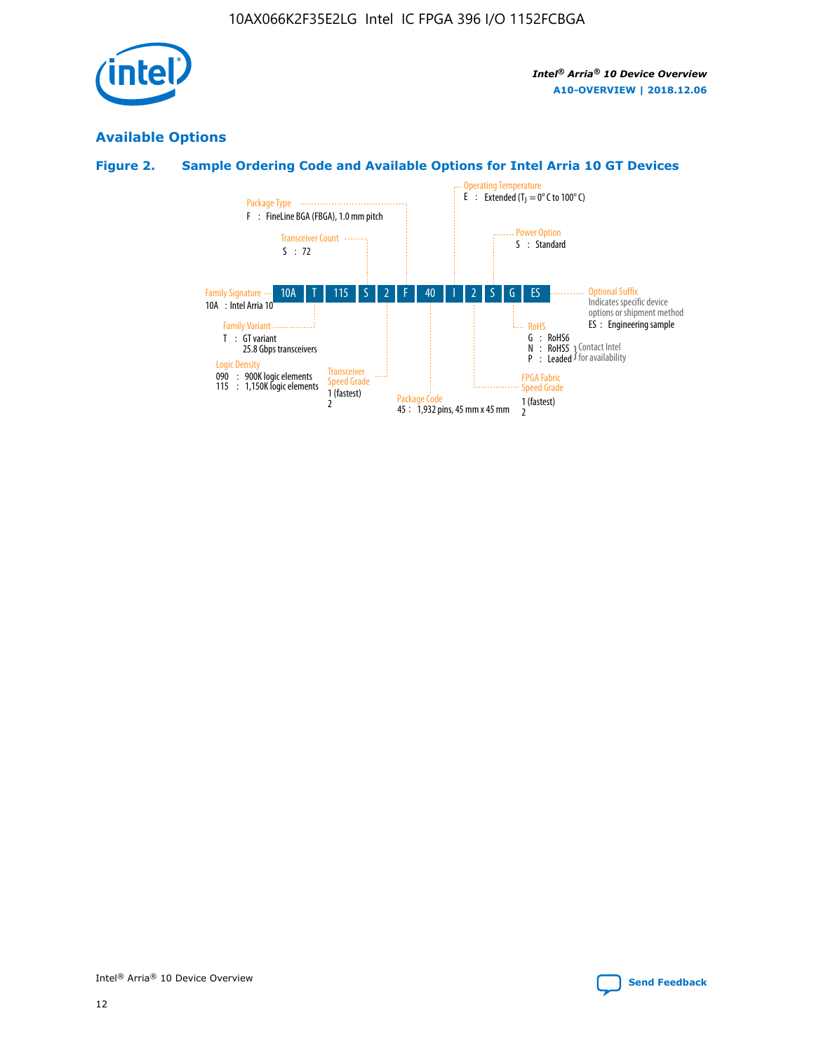## Available Options

### Figure 2. Sample Ordering Code and Available Options for Intel Arria 10 GT Devices

| 10A | T | 115 | S | 2 | F | 40 | I | 2 | S | G | ES |
|---|---|---|---|---|---|---|---|---|---|---|---|

**Family Signature**
10A : Intel Arria 10

**Family Variant**
T : GT variant
25.8 Gbps transceivers

**Logic Density**
090 : 900K logic elements
115 : 1,150K logic elements

**Transceiver Count**
S : 72

**Transceiver Speed Grade**
1 (fastest)
2

**Package Type**
F : FineLine BGA (FBGA), 1.0 mm pitch

**Package Code**
45 : 1,932 pins, 45 mm x 45 mm

**Operating Temperature**
E : Extended ($T_J$ = 0° C to 100° C)

**FPGA Fabric Speed Grade**
1 (fastest)
2

**Power Option**
S : Standard

**RoHS**
G : RoHS6
N : RoHS5 } Contact Intel for availability
P : Leaded } Contact Intel for availability

**Optional Suffix**
Indicates specific device options or shipment method
ES : Engineering sample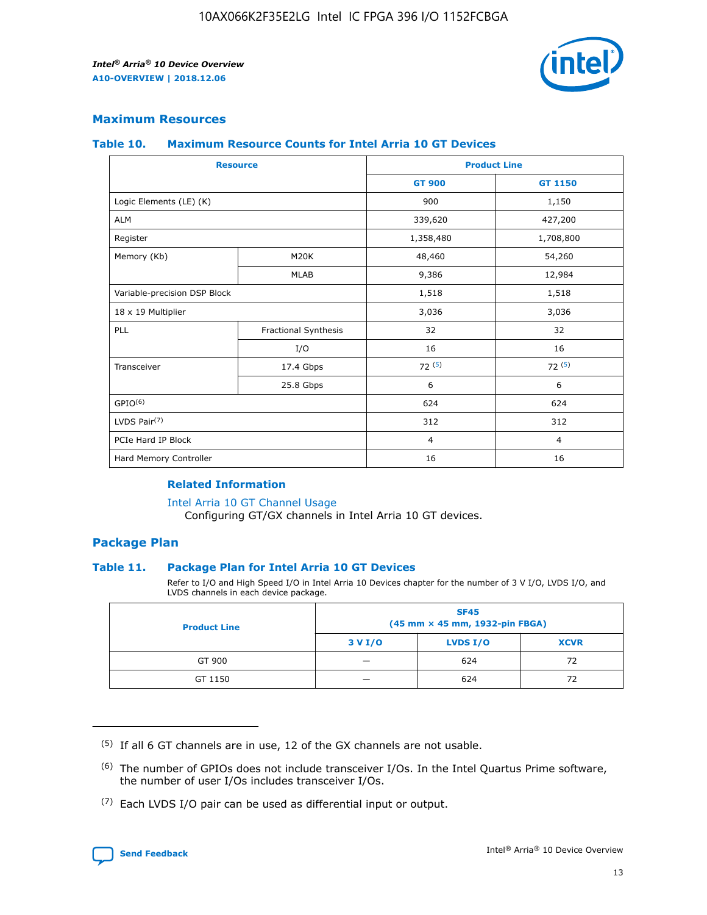## Maximum Resources

### Table 10. Maximum Resource Counts for Intel Arria 10 GT Devices

| Resource | | Product Line | |
|---|---|---|---|
| | | GT 900 | GT 1150 |
| Logic Elements (LE) (K) | | 900 | 1,150 |
| ALM | | 339,620 | 427,200 |
| Register | | 1,358,480 | 1,708,800 |
| Memory (Kb) | M20K | 48,460 | 54,260 |
| | MLAB | 9,386 | 12,984 |
| Variable-precision DSP Block | | 1,518 | 1,518 |
| 18 x 19 Multiplier | | 3,036 | 3,036 |
| PLL | Fractional Synthesis | 32 | 32 |
| | I/O | 16 | 16 |
| Transceiver | 17.4 Gbps | 72 (5) | 72 (5) |
| | 25.8 Gbps | 6 | 6 |
| GPIO(6) | | 624 | 624 |
| LVDS Pair(7) | | 312 | 312 |
| PCIe Hard IP Block | | 4 | 4 |
| Hard Memory Controller | | 16 | 16 |

#### Related Information

Intel Arria 10 GT Channel Usage
Configuring GT/GX channels in Intel Arria 10 GT devices.

## Package Plan

### Table 11. Package Plan for Intel Arria 10 GT Devices

Refer to I/O and High Speed I/O in Intel Arria 10 Devices chapter for the number of 3 V I/O, LVDS I/O, and LVDS channels in each device package.

| Product Line | SF45 (45 mm × 45 mm, 1932-pin FBGA) | | |
|---|---|---|---|
| | 3 V I/O | LVDS I/O | XCVR |
| GT 900 | — | 624 | 72 |
| GT 1150 | — | 624 | 72 |

(5) If all 6 GT channels are in use, 12 of the GX channels are not usable.

(6) The number of GPIOs does not include transceiver I/Os. In the Intel Quartus Prime software, the number of user I/Os includes transceiver I/Os.

(7) Each LVDS I/O pair can be used as differential input or output.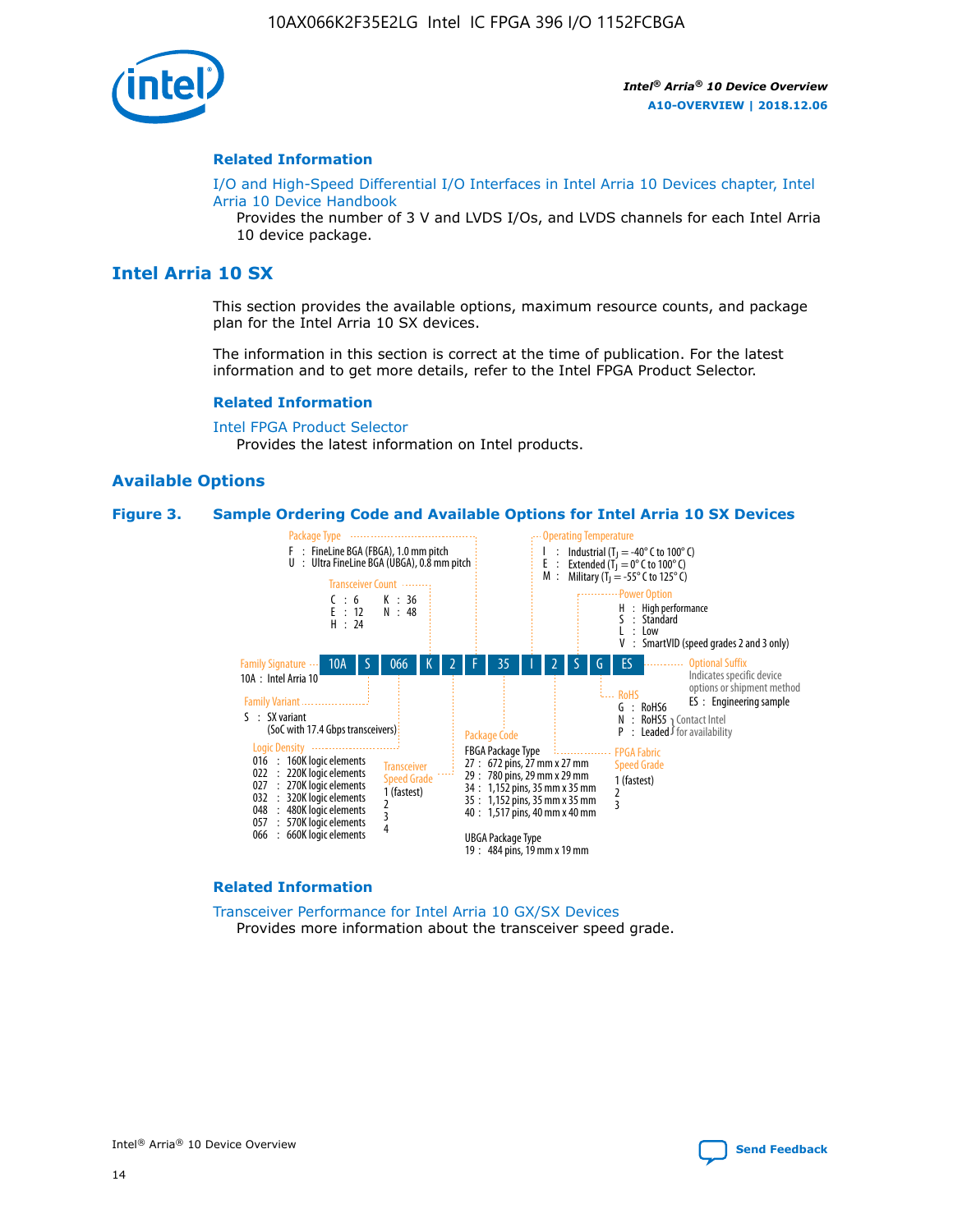## Related Information

I/O and High-Speed Differential I/O Interfaces in Intel Arria 10 Devices chapter, Intel Arria 10 Device Handbook

Provides the number of 3 V and LVDS I/Os, and LVDS channels for each Intel Arria 10 device package.

# Intel Arria 10 SX

This section provides the available options, maximum resource counts, and package plan for the Intel Arria 10 SX devices.

The information in this section is correct at the time of publication. For the latest information and to get more details, refer to the Intel FPGA Product Selector.

## Related Information

Intel FPGA Product Selector

Provides the latest information on Intel products.

## Available Options

**Figure 3. Sample Ordering Code and Available Options for Intel Arria 10 SX Devices**

Ordering code: 10A S 066 K 2 F 35 I 2 S G ES

- **Family Signature**
  - 10A : Intel Arria 10
- **Family Variant**
  - S : SX variant (SoC with 17.4 Gbps transceivers)
- **Logic Density**
  - 016 : 160K logic elements
  - 022 : 220K logic elements
  - 027 : 270K logic elements
  - 032 : 320K logic elements
  - 048 : 480K logic elements
  - 057 : 570K logic elements
  - 066 : 660K logic elements
- **Transceiver Count**
  - C : 6
  - E : 12
  - H : 24
  - K : 36
  - N : 48
- **Transceiver Speed Grade**
  - 1 (fastest)
  - 2
  - 3
  - 4
- **Package Type**
  - F : FineLine BGA (FBGA), 1.0 mm pitch
  - U : Ultra FineLine BGA (UBGA), 0.8 mm pitch
- **Package Code**
  - FBGA Package Type
    - 27 : 672 pins, 27 mm x 27 mm
    - 29 : 780 pins, 29 mm x 29 mm
    - 34 : 1,152 pins, 35 mm x 35 mm
    - 35 : 1,152 pins, 35 mm x 35 mm
    - 40 : 1,517 pins, 40 mm x 40 mm
  - UBGA Package Type
    - 19 : 484 pins, 19 mm x 19 mm
- **Operating Temperature**
  - I : Industrial ($T_J$ = -40° C to 100° C)
  - E : Extended ($T_J$ = 0° C to 100° C)
  - M : Military ($T_J$ = -55° C to 125° C)
- **FPGA Fabric Speed Grade**
  - 1 (fastest)
  - 2
  - 3
- **Power Option**
  - H : High performance
  - S : Standard
  - L : Low
  - V : SmartVID (speed grades 2 and 3 only)
- **RoHS**
  - G : RoHS6
  - N : RoHS5 (Contact Intel for availability)
  - P : Leaded (Contact Intel for availability)
- **Optional Suffix**
  - Indicates specific device options or shipment method
  - ES : Engineering sample

## Related Information

Transceiver Performance for Intel Arria 10 GX/SX Devices

Provides more information about the transceiver speed grade.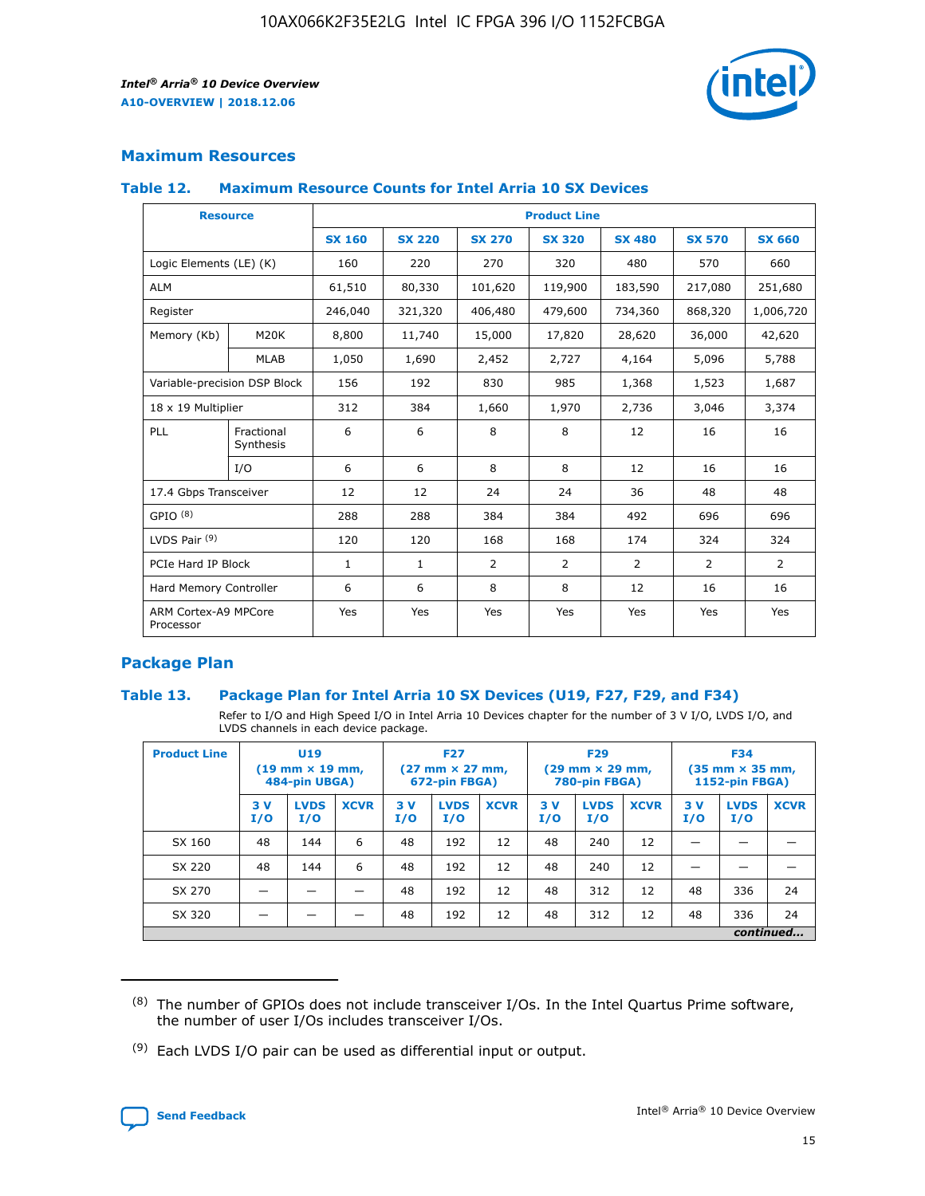## Maximum Resources

### Table 12. Maximum Resource Counts for Intel Arria 10 SX Devices

| Resource | | Product Line | | | | | | |
|---|---|---|---|---|---|---|---|---|
| | | SX 160 | SX 220 | SX 270 | SX 320 | SX 480 | SX 570 | SX 660 |
| Logic Elements (LE) (K) | | 160 | 220 | 270 | 320 | 480 | 570 | 660 |
| ALM | | 61,510 | 80,330 | 101,620 | 119,900 | 183,590 | 217,080 | 251,680 |
| Register | | 246,040 | 321,320 | 406,480 | 479,600 | 734,360 | 868,320 | 1,006,720 |
| Memory (Kb) | M20K | 8,800 | 11,740 | 15,000 | 17,820 | 28,620 | 36,000 | 42,620 |
| | MLAB | 1,050 | 1,690 | 2,452 | 2,727 | 4,164 | 5,096 | 5,788 |
| Variable-precision DSP Block | | 156 | 192 | 830 | 985 | 1,368 | 1,523 | 1,687 |
| 18 x 19 Multiplier | | 312 | 384 | 1,660 | 1,970 | 2,736 | 3,046 | 3,374 |
| PLL | Fractional Synthesis | 6 | 6 | 8 | 8 | 12 | 16 | 16 |
| | I/O | 6 | 6 | 8 | 8 | 12 | 16 | 16 |
| 17.4 Gbps Transceiver | | 12 | 12 | 24 | 24 | 36 | 48 | 48 |
| GPIO [8] | | 288 | 288 | 384 | 384 | 492 | 696 | 696 |
| LVDS Pair [9] | | 120 | 120 | 168 | 168 | 174 | 324 | 324 |
| PCIe Hard IP Block | | 1 | 1 | 2 | 2 | 2 | 2 | 2 |
| Hard Memory Controller | | 6 | 6 | 8 | 8 | 12 | 16 | 16 |
| ARM Cortex-A9 MPCore Processor | | Yes | Yes | Yes | Yes | Yes | Yes | Yes |

## Package Plan

### Table 13. Package Plan for Intel Arria 10 SX Devices (U19, F27, F29, and F34)

Refer to I/O and High Speed I/O in Intel Arria 10 Devices chapter for the number of 3 V I/O, LVDS I/O, and LVDS channels in each device package.

| Product Line | U19 (19 mm × 19 mm, 484-pin UBGA) | | | F27 (27 mm × 27 mm, 672-pin FBGA) | | | F29 (29 mm × 29 mm, 780-pin FBGA) | | | F34 (35 mm × 35 mm, 1152-pin FBGA) | | |
|---|---|---|---|---|---|---|---|---|---|---|---|---|
| | 3 V I/O | LVDS I/O | XCVR | 3 V I/O | LVDS I/O | XCVR | 3 V I/O | LVDS I/O | XCVR | 3 V I/O | LVDS I/O | XCVR |
| SX 160 | 48 | 144 | 6 | 48 | 192 | 12 | 48 | 240 | 12 | — | — | — |
| SX 220 | 48 | 144 | 6 | 48 | 192 | 12 | 48 | 240 | 12 | — | — | — |
| SX 270 | — | — | — | 48 | 192 | 12 | 48 | 312 | 12 | 48 | 336 | 24 |
| SX 320 | — | — | — | 48 | 192 | 12 | 48 | 312 | 12 | 48 | 336 | 24 |

*continued...*

(8) The number of GPIOs does not include transceiver I/Os. In the Intel Quartus Prime software, the number of user I/Os includes transceiver I/Os.

(9) Each LVDS I/O pair can be used as differential input or output.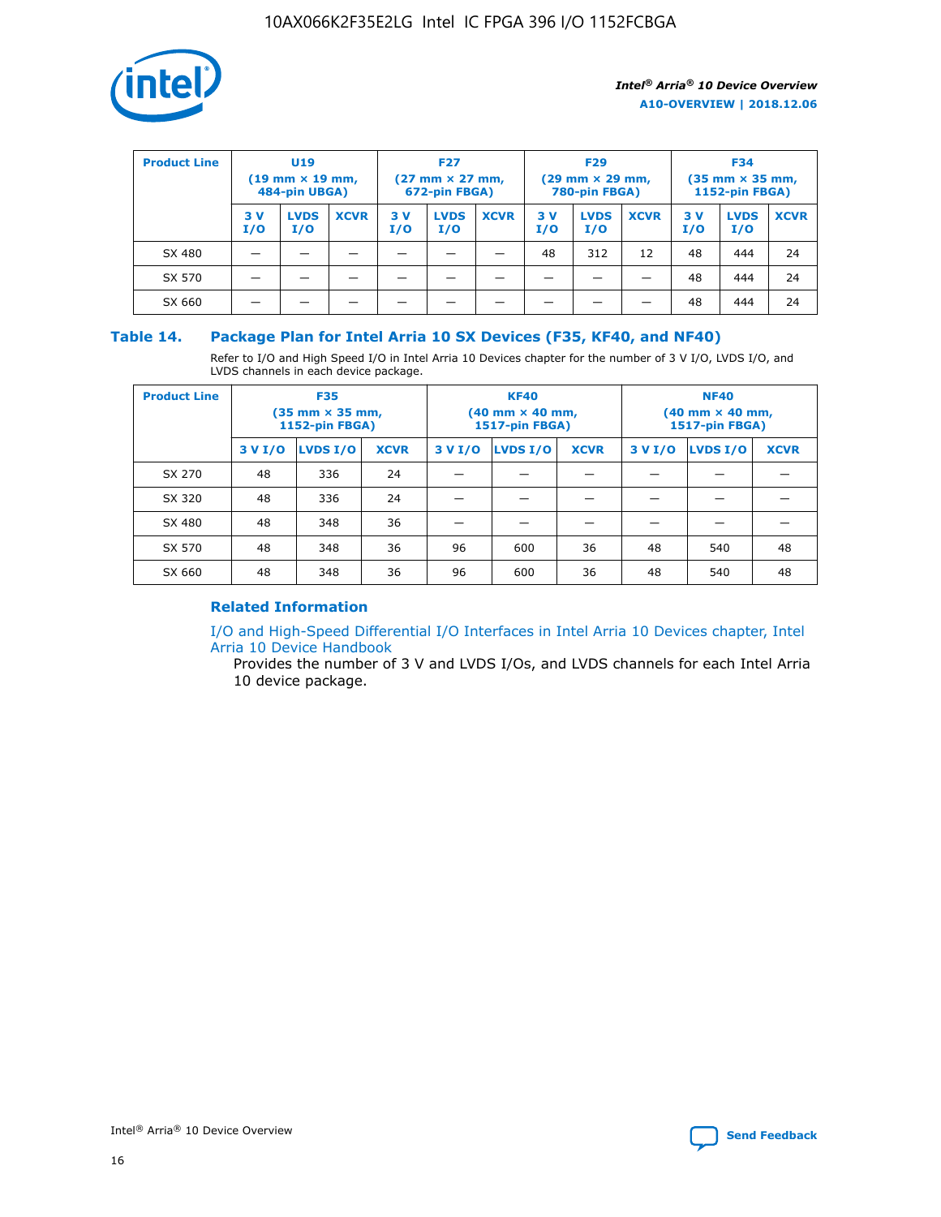| Product Line | U19 (19 mm × 19 mm, 484-pin UBGA) | | | F27 (27 mm × 27 mm, 672-pin FBGA) | | | F29 (29 mm × 29 mm, 780-pin FBGA) | | | F34 (35 mm × 35 mm, 1152-pin FBGA) | | |
|---|---|---|---|---|---|---|---|---|---|---|---|---|
| | 3 V I/O | LVDS I/O | XCVR | 3 V I/O | LVDS I/O | XCVR | 3 V I/O | LVDS I/O | XCVR | 3 V I/O | LVDS I/O | XCVR |
| SX 480 | — | — | — | — | — | — | 48 | 312 | 12 | 48 | 444 | 24 |
| SX 570 | — | — | — | — | — | — | — | — | — | 48 | 444 | 24 |
| SX 660 | — | — | — | — | — | — | — | — | — | 48 | 444 | 24 |

## Table 14. Package Plan for Intel Arria 10 SX Devices (F35, KF40, and NF40)

Refer to I/O and High Speed I/O in Intel Arria 10 Devices chapter for the number of 3 V I/O, LVDS I/O, and LVDS channels in each device package.

| Product Line | F35 (35 mm × 35 mm, 1152-pin FBGA) | | | KF40 (40 mm × 40 mm, 1517-pin FBGA) | | | NF40 (40 mm × 40 mm, 1517-pin FBGA) | | |
|---|---|---|---|---|---|---|---|---|---|
| | 3 V I/O | LVDS I/O | XCVR | 3 V I/O | LVDS I/O | XCVR | 3 V I/O | LVDS I/O | XCVR |
| SX 270 | 48 | 336 | 24 | — | — | — | — | — | — |
| SX 320 | 48 | 336 | 24 | — | — | — | — | — | — |
| SX 480 | 48 | 348 | 36 | — | — | — | — | — | — |
| SX 570 | 48 | 348 | 36 | 96 | 600 | 36 | 48 | 540 | 48 |
| SX 660 | 48 | 348 | 36 | 96 | 600 | 36 | 48 | 540 | 48 |

### Related Information

I/O and High-Speed Differential I/O Interfaces in Intel Arria 10 Devices chapter, Intel Arria 10 Device Handbook

Provides the number of 3 V and LVDS I/Os, and LVDS channels for each Intel Arria 10 device package.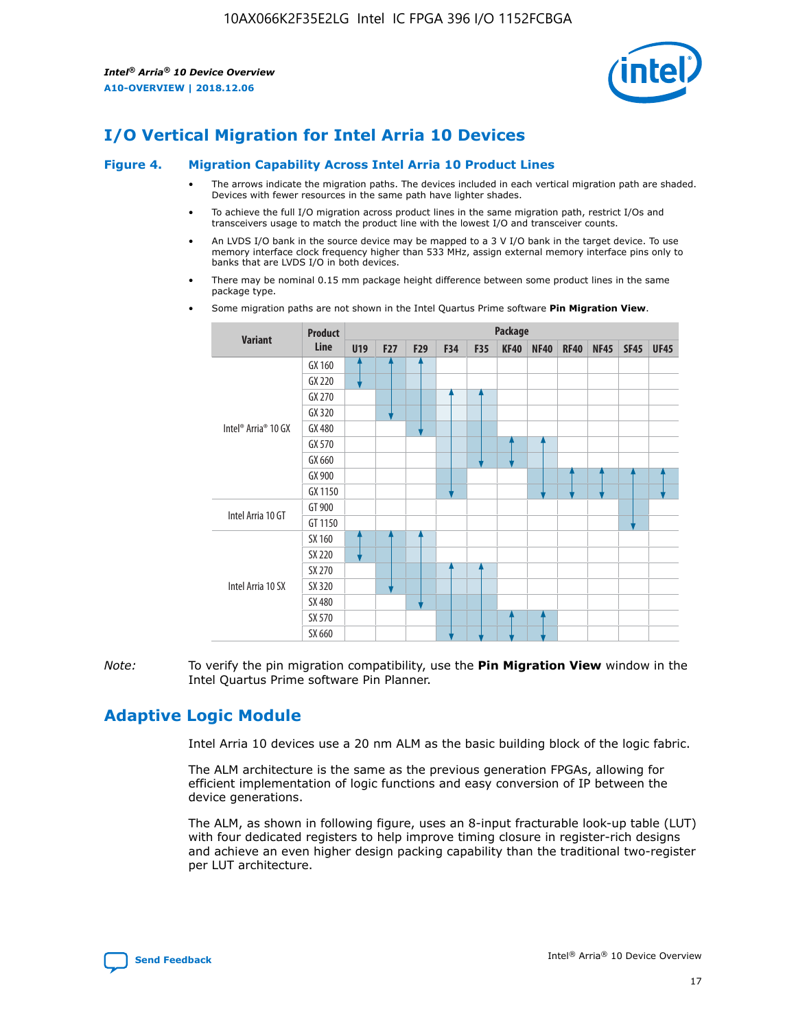# I/O Vertical Migration for Intel Arria 10 Devices

**Figure 4. Migration Capability Across Intel Arria 10 Product Lines**

- The arrows indicate the migration paths. The devices included in each vertical migration path are shaded. Devices with fewer resources in the same path have lighter shades.
- To achieve the full I/O migration across product lines in the same migration path, restrict I/Os and transceivers usage to match the product line with the lowest I/O and transceiver counts.
- An LVDS I/O bank in the source device may be mapped to a 3 V I/O bank in the target device. To use memory interface clock frequency higher than 533 MHz, assign external memory interface pins only to banks that are LVDS I/O in both devices.
- There may be nominal 0.15 mm package height difference between some product lines in the same package type.
- Some migration paths are not shown in the Intel Quartus Prime software **Pin Migration View**.

| Variant | Product Line | Package | | | | | | | | | | |
|---|---|---|---|---|---|---|---|---|---|---|---|---|
| | | U19 | F27 | F29 | F34 | F35 | KF40 | NF40 | RF40 | NF45 | SF45 | UF45 |
| Intel® Arria® 10 GX | GX 160 | | | | | | | | | | | |
| | GX 220 | | | | | | | | | | | |
| | GX 270 | | | | | | | | | | | |
| | GX 320 | | | | | | | | | | | |
| | GX 480 | | | | | | | | | | | |
| | GX 570 | | | | | | | | | | | |
| | GX 660 | | | | | | | | | | | |
| | GX 900 | | | | | | | | | | | |
| | GX 1150 | | | | | | | | | | | |
| Intel Arria 10 GT | GT 900 | | | | | | | | | | | |
| | GT 1150 | | | | | | | | | | | |
| Intel Arria 10 SX | SX 160 | | | | | | | | | | | |
| | SX 220 | | | | | | | | | | | |
| | SX 270 | | | | | | | | | | | |
| | SX 320 | | | | | | | | | | | |
| | SX 480 | | | | | | | | | | | |
| | SX 570 | | | | | | | | | | | |
| | SX 660 | | | | | | | | | | | |

*Note:* To verify the pin migration compatibility, use the **Pin Migration View** window in the Intel Quartus Prime software Pin Planner.

# Adaptive Logic Module

Intel Arria 10 devices use a 20 nm ALM as the basic building block of the logic fabric.

The ALM architecture is the same as the previous generation FPGAs, allowing for efficient implementation of logic functions and easy conversion of IP between the device generations.

The ALM, as shown in following figure, uses an 8-input fracturable look-up table (LUT) with four dedicated registers to help improve timing closure in register-rich designs and achieve an even higher design packing capability than the traditional two-register per LUT architecture.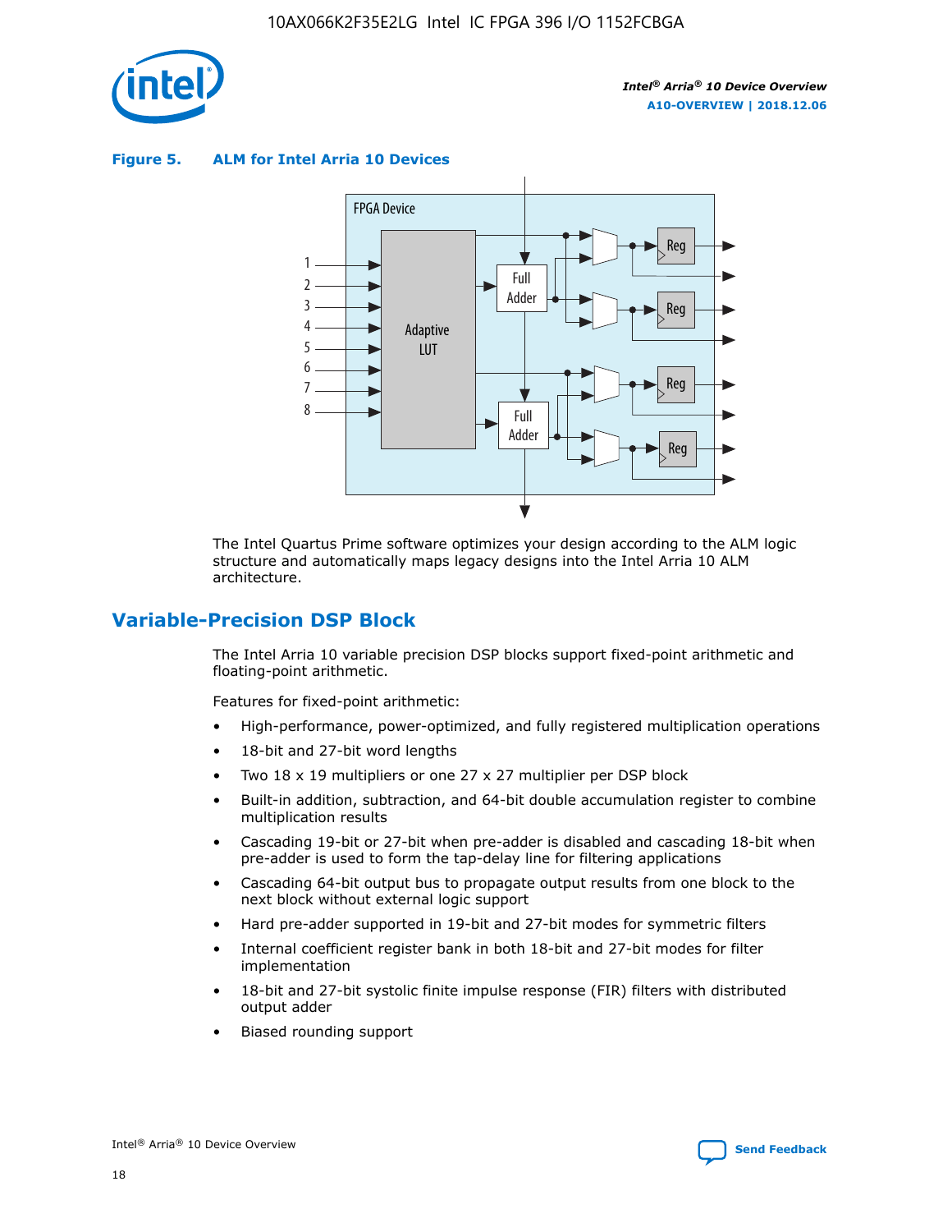**Figure 5. ALM for Intel Arria 10 Devices**

The Intel Quartus Prime software optimizes your design according to the ALM logic structure and automatically maps legacy designs into the Intel Arria 10 ALM architecture.

## Variable-Precision DSP Block

The Intel Arria 10 variable precision DSP blocks support fixed-point arithmetic and floating-point arithmetic.

Features for fixed-point arithmetic:

- High-performance, power-optimized, and fully registered multiplication operations
- 18-bit and 27-bit word lengths
- Two 18 x 19 multipliers or one 27 x 27 multiplier per DSP block
- Built-in addition, subtraction, and 64-bit double accumulation register to combine multiplication results
- Cascading 19-bit or 27-bit when pre-adder is disabled and cascading 18-bit when pre-adder is used to form the tap-delay line for filtering applications
- Cascading 64-bit output bus to propagate output results from one block to the next block without external logic support
- Hard pre-adder supported in 19-bit and 27-bit modes for symmetric filters
- Internal coefficient register bank in both 18-bit and 27-bit modes for filter implementation
- 18-bit and 27-bit systolic finite impulse response (FIR) filters with distributed output adder
- Biased rounding support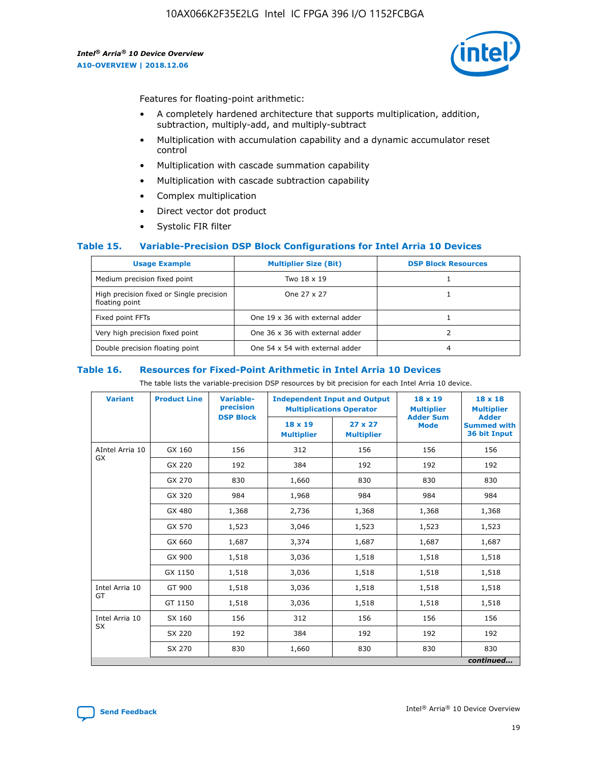Features for floating-point arithmetic:

- A completely hardened architecture that supports multiplication, addition, subtraction, multiply-add, and multiply-subtract
- Multiplication with accumulation capability and a dynamic accumulator reset control
- Multiplication with cascade summation capability
- Multiplication with cascade subtraction capability
- Complex multiplication
- Direct vector dot product
- Systolic FIR filter

### Table 15. Variable-Precision DSP Block Configurations for Intel Arria 10 Devices

| Usage Example | Multiplier Size (Bit) | DSP Block Resources |
|---|---|---|
| Medium precision fixed point | Two 18 x 19 | 1 |
| High precision fixed or Single precision floating point | One 27 x 27 | 1 |
| Fixed point FFTs | One 19 x 36 with external adder | 1 |
| Very high precision fixed point | One 36 x 36 with external adder | 2 |
| Double precision floating point | One 54 x 54 with external adder | 4 |

### Table 16. Resources for Fixed-Point Arithmetic in Intel Arria 10 Devices

The table lists the variable-precision DSP resources by bit precision for each Intel Arria 10 device.

| Variant | Product Line | Variable-precision DSP Block | Independent Input and Output Multiplications Operator | | 18 x 19 Multiplier Adder Sum Mode | 18 x 18 Multiplier Adder Summed with 36 bit Input |
|---|---|---|---|---|---|---|
| | | | 18 x 19 Multiplier | 27 x 27 Multiplier | | |
| AIntel Arria 10 GX | GX 160 | 156 | 312 | 156 | 156 | 156 |
| | GX 220 | 192 | 384 | 192 | 192 | 192 |
| | GX 270 | 830 | 1,660 | 830 | 830 | 830 |
| | GX 320 | 984 | 1,968 | 984 | 984 | 984 |
| | GX 480 | 1,368 | 2,736 | 1,368 | 1,368 | 1,368 |
| | GX 570 | 1,523 | 3,046 | 1,523 | 1,523 | 1,523 |
| | GX 660 | 1,687 | 3,374 | 1,687 | 1,687 | 1,687 |
| | GX 900 | 1,518 | 3,036 | 1,518 | 1,518 | 1,518 |
| | GX 1150 | 1,518 | 3,036 | 1,518 | 1,518 | 1,518 |
| Intel Arria 10 GT | GT 900 | 1,518 | 3,036 | 1,518 | 1,518 | 1,518 |
| | GT 1150 | 1,518 | 3,036 | 1,518 | 1,518 | 1,518 |
| Intel Arria 10 SX | SX 160 | 156 | 312 | 156 | 156 | 156 |
| | SX 220 | 192 | 384 | 192 | 192 | 192 |
| | SX 270 | 830 | 1,660 | 830 | 830 | 830 |

*continued...*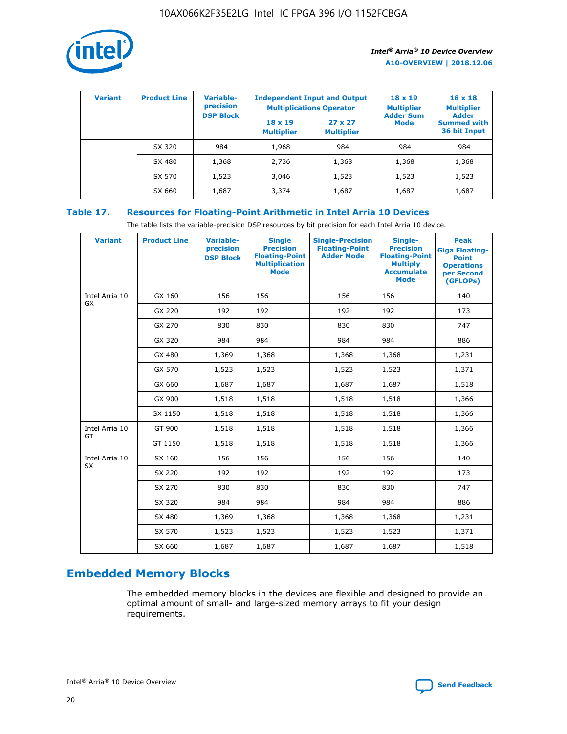| Variant | Product Line | Variable-precision DSP Block | Independent Input and Output Multiplications Operator | | 18 x 19 Multiplier Adder Sum Mode | 18 x 18 Multiplier Adder Summed with 36 bit Input |
|---|---|---|---|---|---|---|
| | | | 18 x 19 Multiplier | 27 x 27 Multiplier | | |
| | SX 320 | 984 | 1,968 | 984 | 984 | 984 |
| | SX 480 | 1,368 | 2,736 | 1,368 | 1,368 | 1,368 |
| | SX 570 | 1,523 | 3,046 | 1,523 | 1,523 | 1,523 |
| | SX 660 | 1,687 | 3,374 | 1,687 | 1,687 | 1,687 |

## Table 17. Resources for Floating-Point Arithmetic in Intel Arria 10 Devices

The table lists the variable-precision DSP resources by bit precision for each Intel Arria 10 device.

| Variant | Product Line | Variable-precision DSP Block | Single Precision Floating-Point Multiplication Mode | Single-Precision Floating-Point Adder Mode | Single-Precision Floating-Point Multiply Accumulate Mode | Peak Giga Floating-Point Operations per Second (GFLOPs) |
|---|---|---|---|---|---|---|
| Intel Arria 10 GX | GX 160 | 156 | 156 | 156 | 156 | 140 |
| | GX 220 | 192 | 192 | 192 | 192 | 173 |
| | GX 270 | 830 | 830 | 830 | 830 | 747 |
| | GX 320 | 984 | 984 | 984 | 984 | 886 |
| | GX 480 | 1,369 | 1,368 | 1,368 | 1,368 | 1,231 |
| | GX 570 | 1,523 | 1,523 | 1,523 | 1,523 | 1,371 |
| | GX 660 | 1,687 | 1,687 | 1,687 | 1,687 | 1,518 |
| | GX 900 | 1,518 | 1,518 | 1,518 | 1,518 | 1,366 |
| | GX 1150 | 1,518 | 1,518 | 1,518 | 1,518 | 1,366 |
| Intel Arria 10 GT | GT 900 | 1,518 | 1,518 | 1,518 | 1,518 | 1,366 |
| | GT 1150 | 1,518 | 1,518 | 1,518 | 1,518 | 1,366 |
| Intel Arria 10 SX | SX 160 | 156 | 156 | 156 | 156 | 140 |
| | SX 220 | 192 | 192 | 192 | 192 | 173 |
| | SX 270 | 830 | 830 | 830 | 830 | 747 |
| | SX 320 | 984 | 984 | 984 | 984 | 886 |
| | SX 480 | 1,369 | 1,368 | 1,368 | 1,368 | 1,231 |
| | SX 570 | 1,523 | 1,523 | 1,523 | 1,523 | 1,371 |
| | SX 660 | 1,687 | 1,687 | 1,687 | 1,687 | 1,518 |

# Embedded Memory Blocks

The embedded memory blocks in the devices are flexible and designed to provide an optimal amount of small- and large-sized memory arrays to fit your design requirements.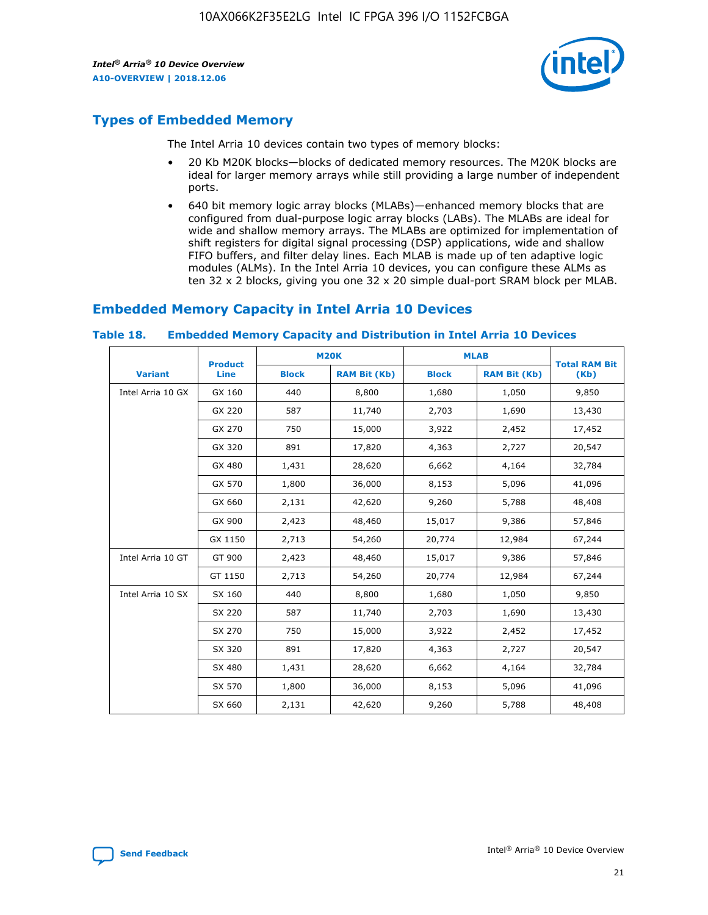## Types of Embedded Memory

The Intel Arria 10 devices contain two types of memory blocks:

- 20 Kb M20K blocks—blocks of dedicated memory resources. The M20K blocks are ideal for larger memory arrays while still providing a large number of independent ports.
- 640 bit memory logic array blocks (MLABs)—enhanced memory blocks that are configured from dual-purpose logic array blocks (LABs). The MLABs are ideal for wide and shallow memory arrays. The MLABs are optimized for implementation of shift registers for digital signal processing (DSP) applications, wide and shallow FIFO buffers, and filter delay lines. Each MLAB is made up of ten adaptive logic modules (ALMs). In the Intel Arria 10 devices, you can configure these ALMs as ten 32 x 2 blocks, giving you one 32 x 20 simple dual-port SRAM block per MLAB.

## Embedded Memory Capacity in Intel Arria 10 Devices

**Table 18. Embedded Memory Capacity and Distribution in Intel Arria 10 Devices**

| Variant | Product Line | M20K | | MLAB | | Total RAM Bit (Kb) |
|---|---|---|---|---|---|---|
| | | Block | RAM Bit (Kb) | Block | RAM Bit (Kb) | |
| Intel Arria 10 GX | GX 160 | 440 | 8,800 | 1,680 | 1,050 | 9,850 |
| | GX 220 | 587 | 11,740 | 2,703 | 1,690 | 13,430 |
| | GX 270 | 750 | 15,000 | 3,922 | 2,452 | 17,452 |
| | GX 320 | 891 | 17,820 | 4,363 | 2,727 | 20,547 |
| | GX 480 | 1,431 | 28,620 | 6,662 | 4,164 | 32,784 |
| | GX 570 | 1,800 | 36,000 | 8,153 | 5,096 | 41,096 |
| | GX 660 | 2,131 | 42,620 | 9,260 | 5,788 | 48,408 |
| | GX 900 | 2,423 | 48,460 | 15,017 | 9,386 | 57,846 |
| | GX 1150 | 2,713 | 54,260 | 20,774 | 12,984 | 67,244 |
| Intel Arria 10 GT | GT 900 | 2,423 | 48,460 | 15,017 | 9,386 | 57,846 |
| | GT 1150 | 2,713 | 54,260 | 20,774 | 12,984 | 67,244 |
| Intel Arria 10 SX | SX 160 | 440 | 8,800 | 1,680 | 1,050 | 9,850 |
| | SX 220 | 587 | 11,740 | 2,703 | 1,690 | 13,430 |
| | SX 270 | 750 | 15,000 | 3,922 | 2,452 | 17,452 |
| | SX 320 | 891 | 17,820 | 4,363 | 2,727 | 20,547 |
| | SX 480 | 1,431 | 28,620 | 6,662 | 4,164 | 32,784 |
| | SX 570 | 1,800 | 36,000 | 8,153 | 5,096 | 41,096 |
| | SX 660 | 2,131 | 42,620 | 9,260 | 5,788 | 48,408 |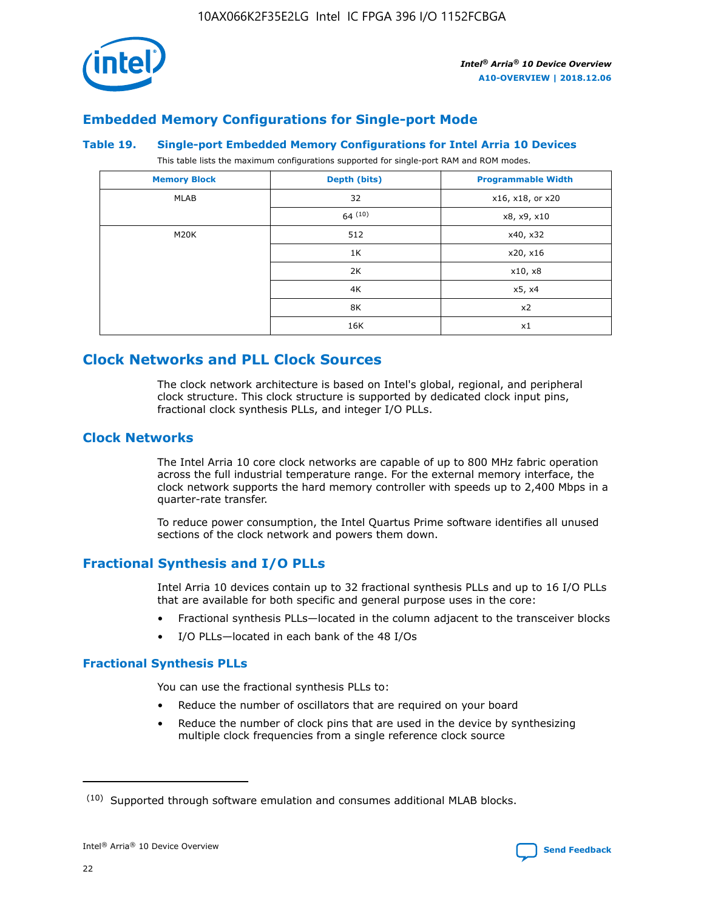## Embedded Memory Configurations for Single-port Mode

### Table 19. Single-port Embedded Memory Configurations for Intel Arria 10 Devices

This table lists the maximum configurations supported for single-port RAM and ROM modes.

| Memory Block | Depth (bits) | Programmable Width |
|---|---|---|
| MLAB | 32 | x16, x18, or x20 |
| | 64 [10] | x8, x9, x10 |
| M20K | 512 | x40, x32 |
| | 1K | x20, x16 |
| | 2K | x10, x8 |
| | 4K | x5, x4 |
| | 8K | x2 |
| | 16K | x1 |

## Clock Networks and PLL Clock Sources

The clock network architecture is based on Intel's global, regional, and peripheral clock structure. This clock structure is supported by dedicated clock input pins, fractional clock synthesis PLLs, and integer I/O PLLs.

### Clock Networks

The Intel Arria 10 core clock networks are capable of up to 800 MHz fabric operation across the full industrial temperature range. For the external memory interface, the clock network supports the hard memory controller with speeds up to 2,400 Mbps in a quarter-rate transfer.

To reduce power consumption, the Intel Quartus Prime software identifies all unused sections of the clock network and powers them down.

### Fractional Synthesis and I/O PLLs

Intel Arria 10 devices contain up to 32 fractional synthesis PLLs and up to 16 I/O PLLs that are available for both specific and general purpose uses in the core:

- Fractional synthesis PLLs—located in the column adjacent to the transceiver blocks
- I/O PLLs—located in each bank of the 48 I/Os

#### Fractional Synthesis PLLs

You can use the fractional synthesis PLLs to:

- Reduce the number of oscillators that are required on your board
- Reduce the number of clock pins that are used in the device by synthesizing multiple clock frequencies from a single reference clock source

[10] Supported through software emulation and consumes additional MLAB blocks.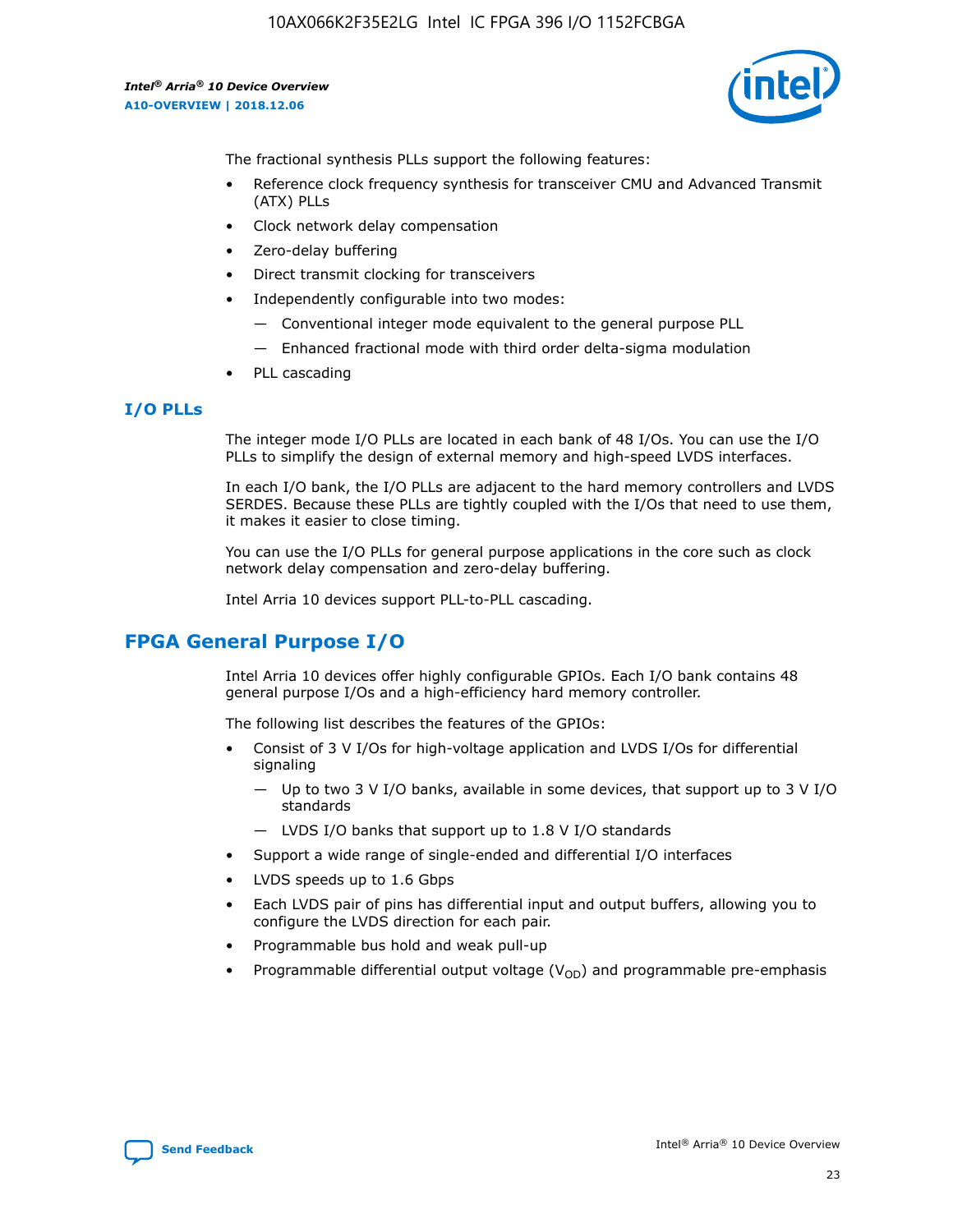The fractional synthesis PLLs support the following features:

- Reference clock frequency synthesis for transceiver CMU and Advanced Transmit (ATX) PLLs
- Clock network delay compensation
- Zero-delay buffering
- Direct transmit clocking for transceivers
- Independently configurable into two modes:
  - — Conventional integer mode equivalent to the general purpose PLL
  - — Enhanced fractional mode with third order delta-sigma modulation
- PLL cascading

### I/O PLLs

The integer mode I/O PLLs are located in each bank of 48 I/Os. You can use the I/O PLLs to simplify the design of external memory and high-speed LVDS interfaces.

In each I/O bank, the I/O PLLs are adjacent to the hard memory controllers and LVDS SERDES. Because these PLLs are tightly coupled with the I/Os that need to use them, it makes it easier to close timing.

You can use the I/O PLLs for general purpose applications in the core such as clock network delay compensation and zero-delay buffering.

Intel Arria 10 devices support PLL-to-PLL cascading.

## FPGA General Purpose I/O

Intel Arria 10 devices offer highly configurable GPIOs. Each I/O bank contains 48 general purpose I/Os and a high-efficiency hard memory controller.

The following list describes the features of the GPIOs:

- Consist of 3 V I/Os for high-voltage application and LVDS I/Os for differential signaling
  - — Up to two 3 V I/O banks, available in some devices, that support up to 3 V I/O standards
  - — LVDS I/O banks that support up to 1.8 V I/O standards
- Support a wide range of single-ended and differential I/O interfaces
- LVDS speeds up to 1.6 Gbps
- Each LVDS pair of pins has differential input and output buffers, allowing you to configure the LVDS direction for each pair.
- Programmable bus hold and weak pull-up
- Programmable differential output voltage ($V_{OD}$) and programmable pre-emphasis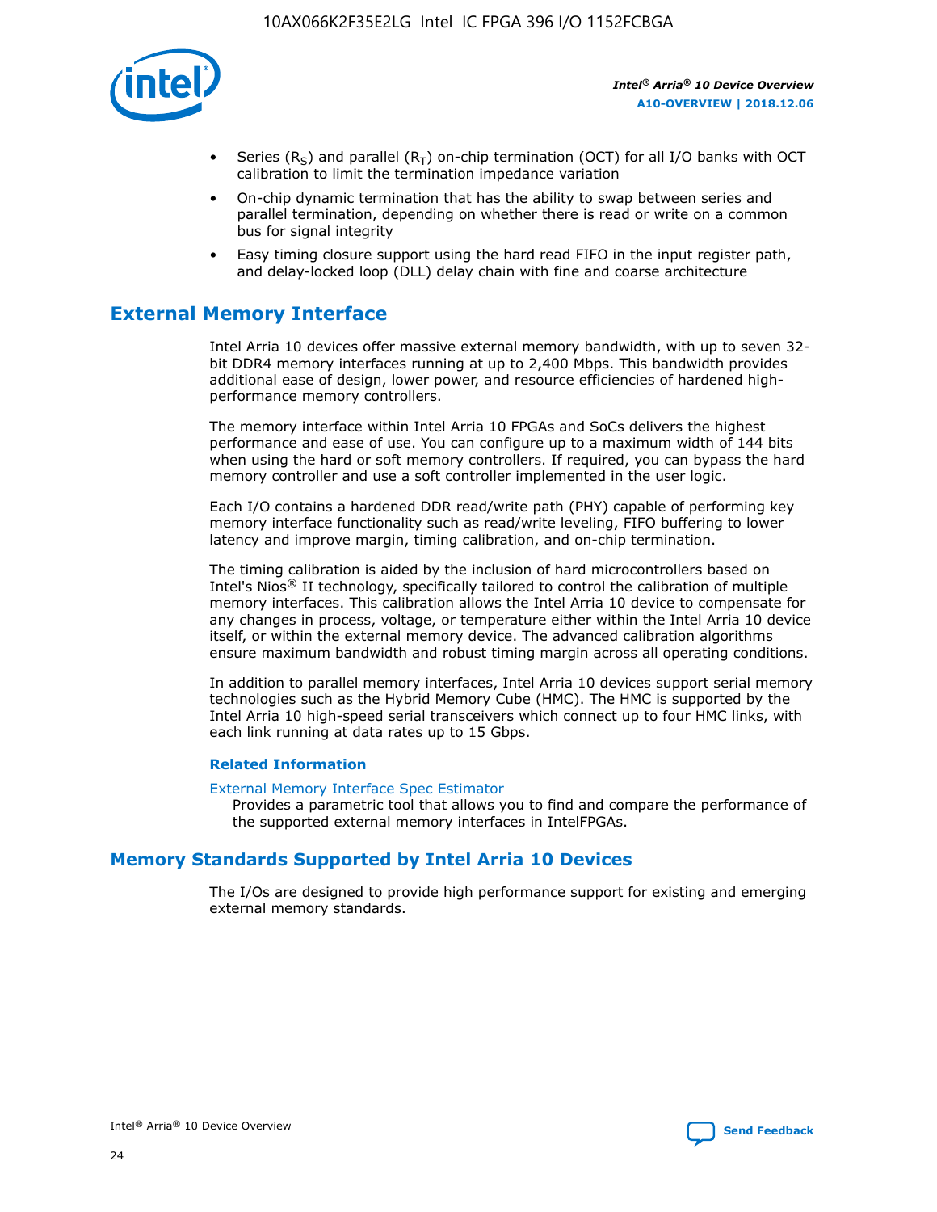- Series ($R_S$) and parallel ($R_T$) on-chip termination (OCT) for all I/O banks with OCT calibration to limit the termination impedance variation
- On-chip dynamic termination that has the ability to swap between series and parallel termination, depending on whether there is read or write on a common bus for signal integrity
- Easy timing closure support using the hard read FIFO in the input register path, and delay-locked loop (DLL) delay chain with fine and coarse architecture

## External Memory Interface

Intel Arria 10 devices offer massive external memory bandwidth, with up to seven 32-bit DDR4 memory interfaces running at up to 2,400 Mbps. This bandwidth provides additional ease of design, lower power, and resource efficiencies of hardened high-performance memory controllers.

The memory interface within Intel Arria 10 FPGAs and SoCs delivers the highest performance and ease of use. You can configure up to a maximum width of 144 bits when using the hard or soft memory controllers. If required, you can bypass the hard memory controller and use a soft controller implemented in the user logic.

Each I/O contains a hardened DDR read/write path (PHY) capable of performing key memory interface functionality such as read/write leveling, FIFO buffering to lower latency and improve margin, timing calibration, and on-chip termination.

The timing calibration is aided by the inclusion of hard microcontrollers based on Intel's Nios® II technology, specifically tailored to control the calibration of multiple memory interfaces. This calibration allows the Intel Arria 10 device to compensate for any changes in process, voltage, or temperature either within the Intel Arria 10 device itself, or within the external memory device. The advanced calibration algorithms ensure maximum bandwidth and robust timing margin across all operating conditions.

In addition to parallel memory interfaces, Intel Arria 10 devices support serial memory technologies such as the Hybrid Memory Cube (HMC). The HMC is supported by the Intel Arria 10 high-speed serial transceivers which connect up to four HMC links, with each link running at data rates up to 15 Gbps.

### Related Information

External Memory Interface Spec Estimator
Provides a parametric tool that allows you to find and compare the performance of the supported external memory interfaces in IntelFPGAs.

## Memory Standards Supported by Intel Arria 10 Devices

The I/Os are designed to provide high performance support for existing and emerging external memory standards.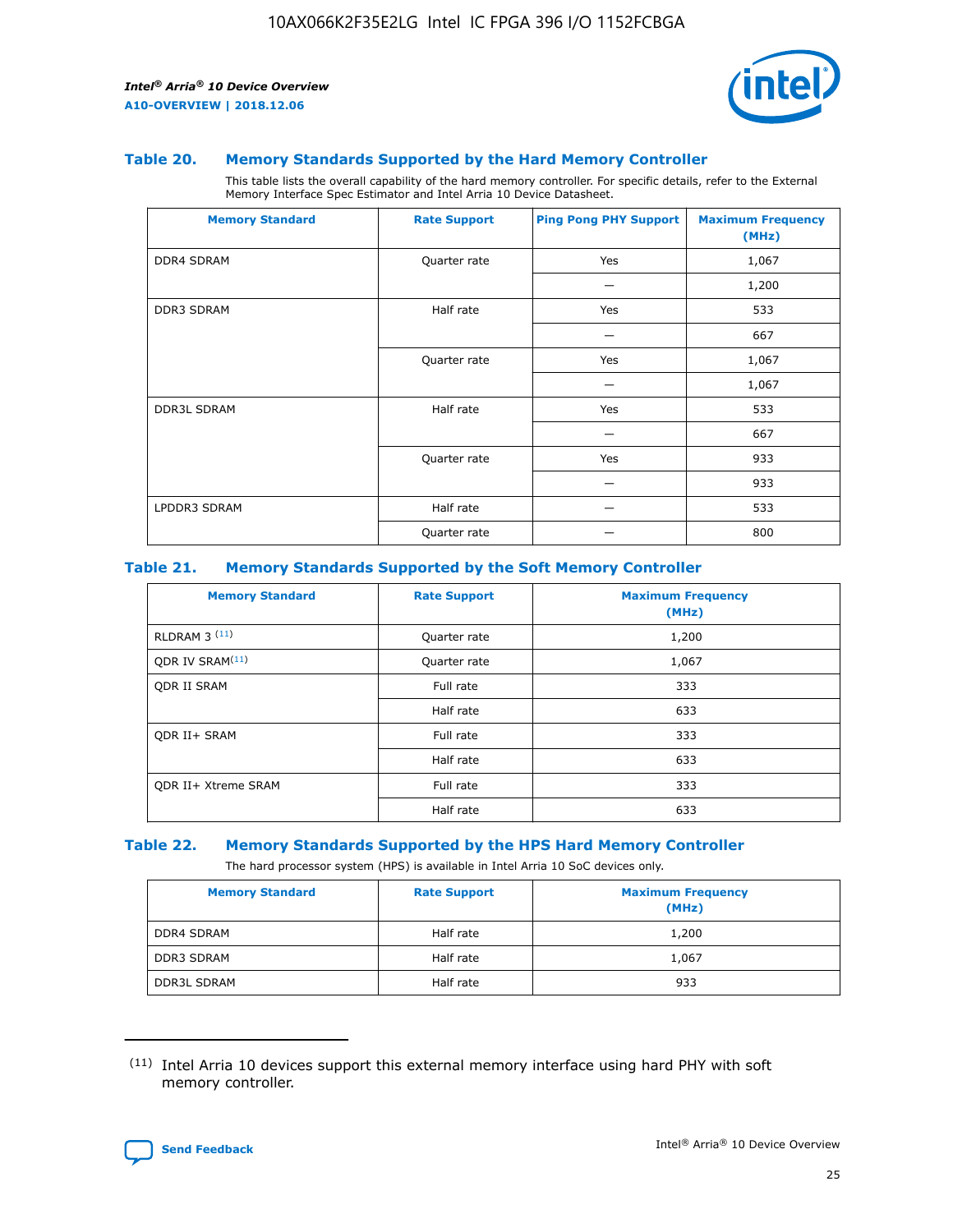### Table 20. Memory Standards Supported by the Hard Memory Controller

This table lists the overall capability of the hard memory controller. For specific details, refer to the External Memory Interface Spec Estimator and Intel Arria 10 Device Datasheet.

| Memory Standard | Rate Support | Ping Pong PHY Support | Maximum Frequency (MHz) |
|---|---|---|---|
| DDR4 SDRAM | Quarter rate | Yes | 1,067 |
| | | — | 1,200 |
| DDR3 SDRAM | Half rate | Yes | 533 |
| | | — | 667 |
| | Quarter rate | Yes | 1,067 |
| | | — | 1,067 |
| DDR3L SDRAM | Half rate | Yes | 533 |
| | | — | 667 |
| | Quarter rate | Yes | 933 |
| | | — | 933 |
| LPDDR3 SDRAM | Half rate | — | 533 |
| | Quarter rate | — | 800 |

### Table 21. Memory Standards Supported by the Soft Memory Controller

| Memory Standard | Rate Support | Maximum Frequency (MHz) |
|---|---|---|
| RLDRAM 3 [11] | Quarter rate | 1,200 |
| QDR IV SRAM[11] | Quarter rate | 1,067 |
| QDR II SRAM | Full rate | 333 |
| | Half rate | 633 |
| QDR II+ SRAM | Full rate | 333 |
| | Half rate | 633 |
| QDR II+ Xtreme SRAM | Full rate | 333 |
| | Half rate | 633 |

### Table 22. Memory Standards Supported by the HPS Hard Memory Controller

The hard processor system (HPS) is available in Intel Arria 10 SoC devices only.

| Memory Standard | Rate Support | Maximum Frequency (MHz) |
|---|---|---|
| DDR4 SDRAM | Half rate | 1,200 |
| DDR3 SDRAM | Half rate | 1,067 |
| DDR3L SDRAM | Half rate | 933 |

(11) Intel Arria 10 devices support this external memory interface using hard PHY with soft memory controller.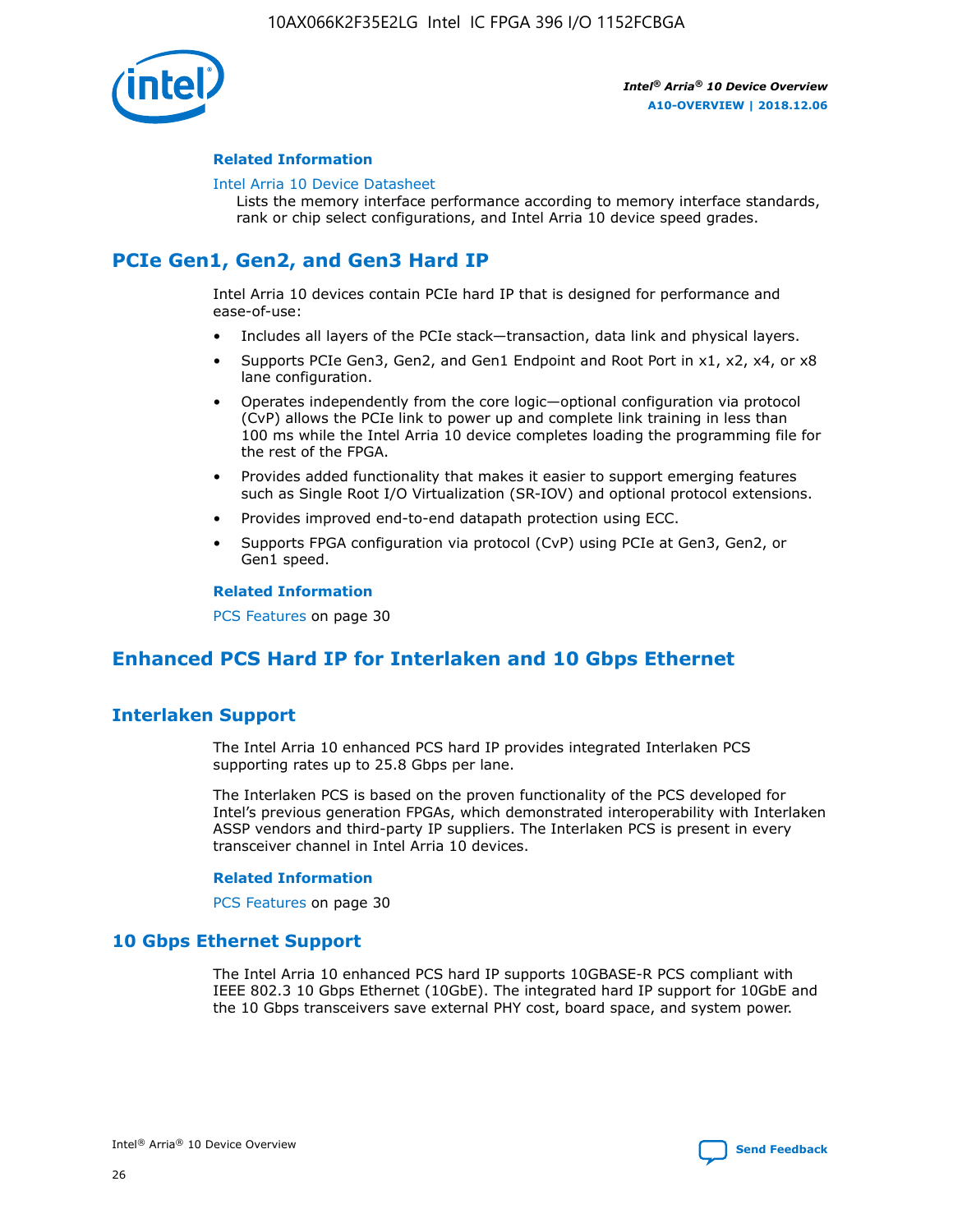### Related Information

Intel Arria 10 Device Datasheet
Lists the memory interface performance according to memory interface standards, rank or chip select configurations, and Intel Arria 10 device speed grades.

## PCIe Gen1, Gen2, and Gen3 Hard IP

Intel Arria 10 devices contain PCIe hard IP that is designed for performance and ease-of-use:

- Includes all layers of the PCIe stack—transaction, data link and physical layers.
- Supports PCIe Gen3, Gen2, and Gen1 Endpoint and Root Port in x1, x2, x4, or x8 lane configuration.
- Operates independently from the core logic—optional configuration via protocol (CvP) allows the PCIe link to power up and complete link training in less than 100 ms while the Intel Arria 10 device completes loading the programming file for the rest of the FPGA.
- Provides added functionality that makes it easier to support emerging features such as Single Root I/O Virtualization (SR-IOV) and optional protocol extensions.
- Provides improved end-to-end datapath protection using ECC.
- Supports FPGA configuration via protocol (CvP) using PCIe at Gen3, Gen2, or Gen1 speed.

### Related Information

PCS Features on page 30

## Enhanced PCS Hard IP for Interlaken and 10 Gbps Ethernet

## Interlaken Support

The Intel Arria 10 enhanced PCS hard IP provides integrated Interlaken PCS supporting rates up to 25.8 Gbps per lane.

The Interlaken PCS is based on the proven functionality of the PCS developed for Intel's previous generation FPGAs, which demonstrated interoperability with Interlaken ASSP vendors and third-party IP suppliers. The Interlaken PCS is present in every transceiver channel in Intel Arria 10 devices.

### Related Information

PCS Features on page 30

## 10 Gbps Ethernet Support

The Intel Arria 10 enhanced PCS hard IP supports 10GBASE-R PCS compliant with IEEE 802.3 10 Gbps Ethernet (10GbE). The integrated hard IP support for 10GbE and the 10 Gbps transceivers save external PHY cost, board space, and system power.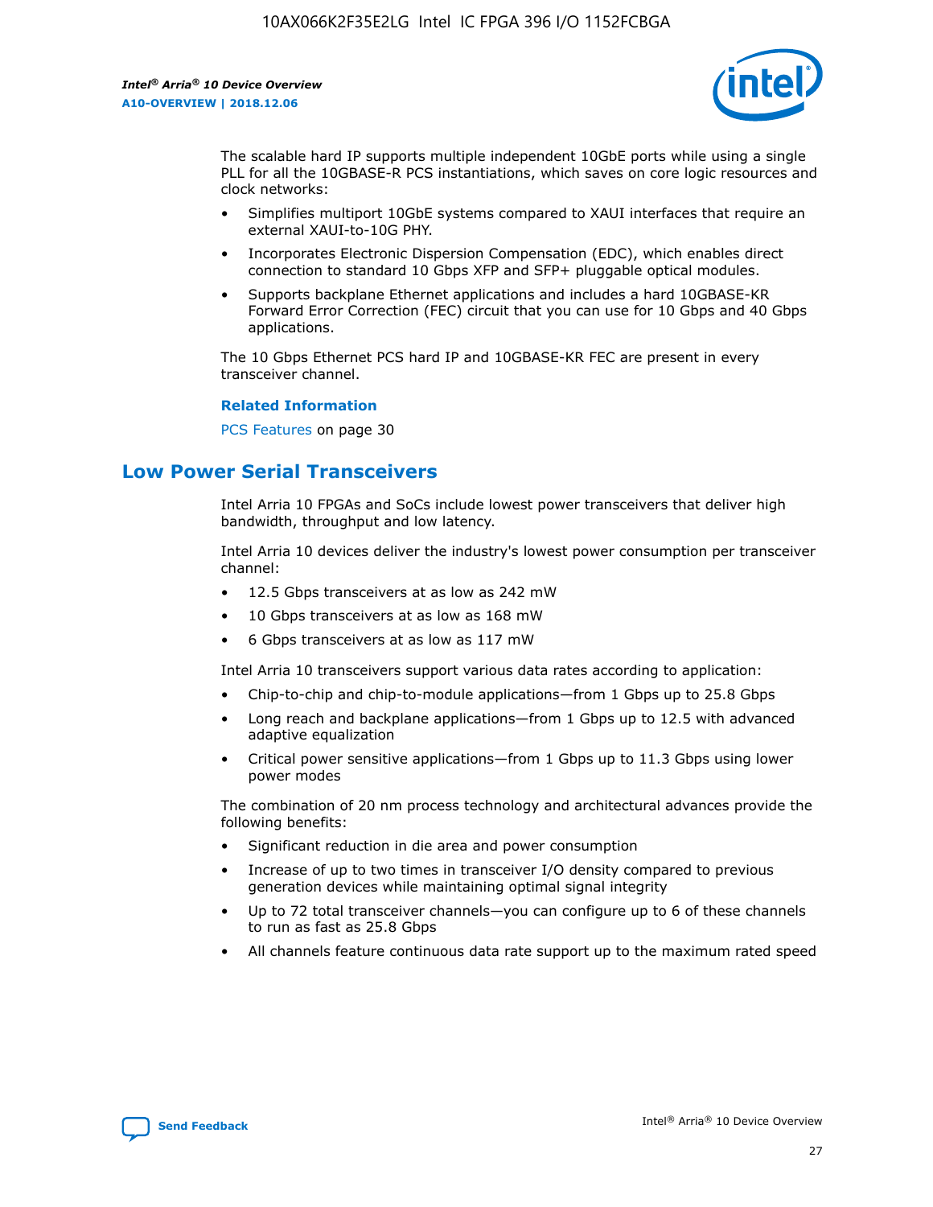The scalable hard IP supports multiple independent 10GbE ports while using a single PLL for all the 10GBASE-R PCS instantiations, which saves on core logic resources and clock networks:

- Simplifies multiport 10GbE systems compared to XAUI interfaces that require an external XAUI-to-10G PHY.
- Incorporates Electronic Dispersion Compensation (EDC), which enables direct connection to standard 10 Gbps XFP and SFP+ pluggable optical modules.
- Supports backplane Ethernet applications and includes a hard 10GBASE-KR Forward Error Correction (FEC) circuit that you can use for 10 Gbps and 40 Gbps applications.

The 10 Gbps Ethernet PCS hard IP and 10GBASE-KR FEC are present in every transceiver channel.

**Related Information**

PCS Features on page 30

## Low Power Serial Transceivers

Intel Arria 10 FPGAs and SoCs include lowest power transceivers that deliver high bandwidth, throughput and low latency.

Intel Arria 10 devices deliver the industry's lowest power consumption per transceiver channel:

- 12.5 Gbps transceivers at as low as 242 mW
- 10 Gbps transceivers at as low as 168 mW
- 6 Gbps transceivers at as low as 117 mW

Intel Arria 10 transceivers support various data rates according to application:

- Chip-to-chip and chip-to-module applications—from 1 Gbps up to 25.8 Gbps
- Long reach and backplane applications—from 1 Gbps up to 12.5 with advanced adaptive equalization
- Critical power sensitive applications—from 1 Gbps up to 11.3 Gbps using lower power modes

The combination of 20 nm process technology and architectural advances provide the following benefits:

- Significant reduction in die area and power consumption
- Increase of up to two times in transceiver I/O density compared to previous generation devices while maintaining optimal signal integrity
- Up to 72 total transceiver channels—you can configure up to 6 of these channels to run as fast as 25.8 Gbps
- All channels feature continuous data rate support up to the maximum rated speed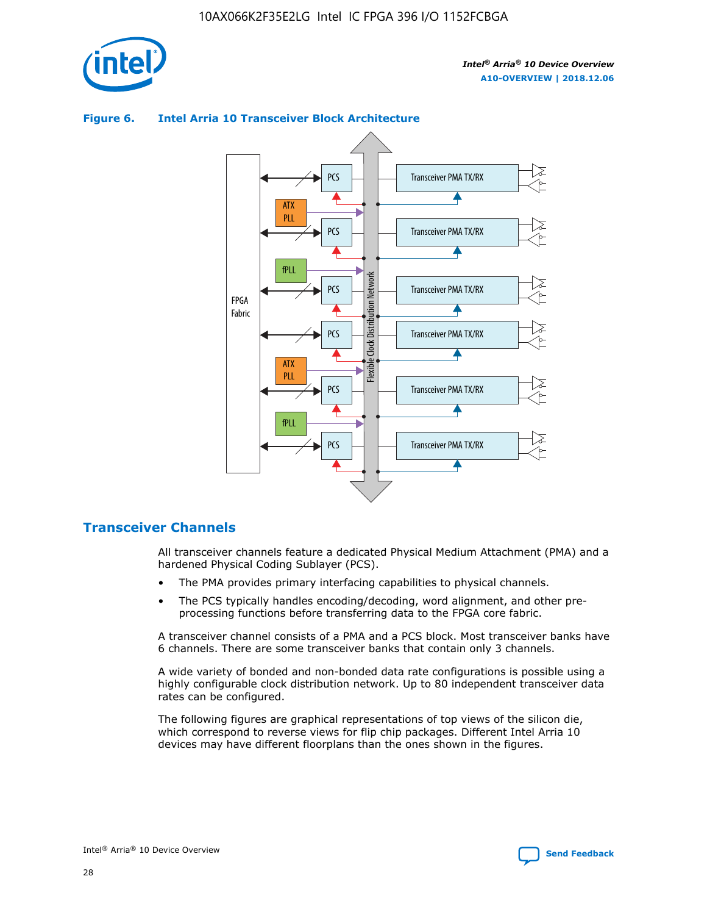**Figure 6. Intel Arria 10 Transceiver Block Architecture**

## Transceiver Channels

All transceiver channels feature a dedicated Physical Medium Attachment (PMA) and a hardened Physical Coding Sublayer (PCS).

- The PMA provides primary interfacing capabilities to physical channels.
- The PCS typically handles encoding/decoding, word alignment, and other pre-processing functions before transferring data to the FPGA core fabric.

A transceiver channel consists of a PMA and a PCS block. Most transceiver banks have 6 channels. There are some transceiver banks that contain only 3 channels.

A wide variety of bonded and non-bonded data rate configurations is possible using a highly configurable clock distribution network. Up to 80 independent transceiver data rates can be configured.

The following figures are graphical representations of top views of the silicon die, which correspond to reverse views for flip chip packages. Different Intel Arria 10 devices may have different floorplans than the ones shown in the figures.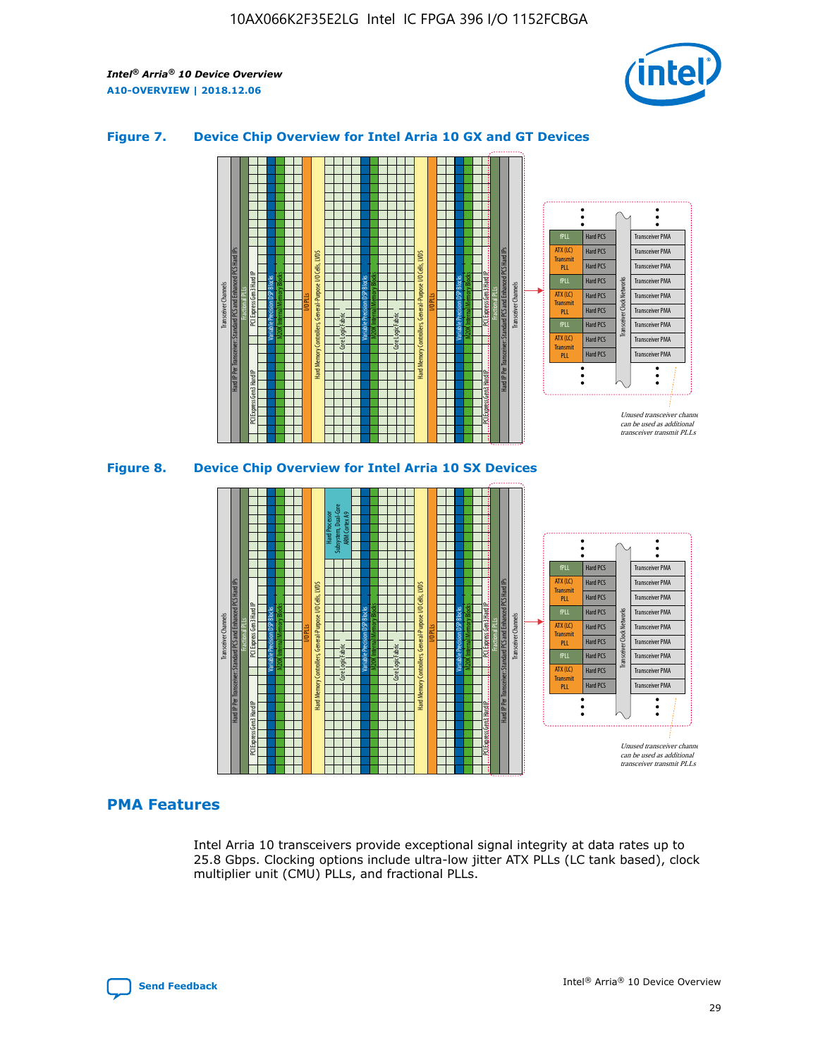## Figure 7. Device Chip Overview for Intel Arria 10 GX and GT Devices

## Figure 8. Device Chip Overview for Intel Arria 10 SX Devices

## PMA Features

Intel Arria 10 transceivers provide exceptional signal integrity at data rates up to 25.8 Gbps. Clocking options include ultra-low jitter ATX PLLs (LC tank based), clock multiplier unit (CMU) PLLs, and fractional PLLs.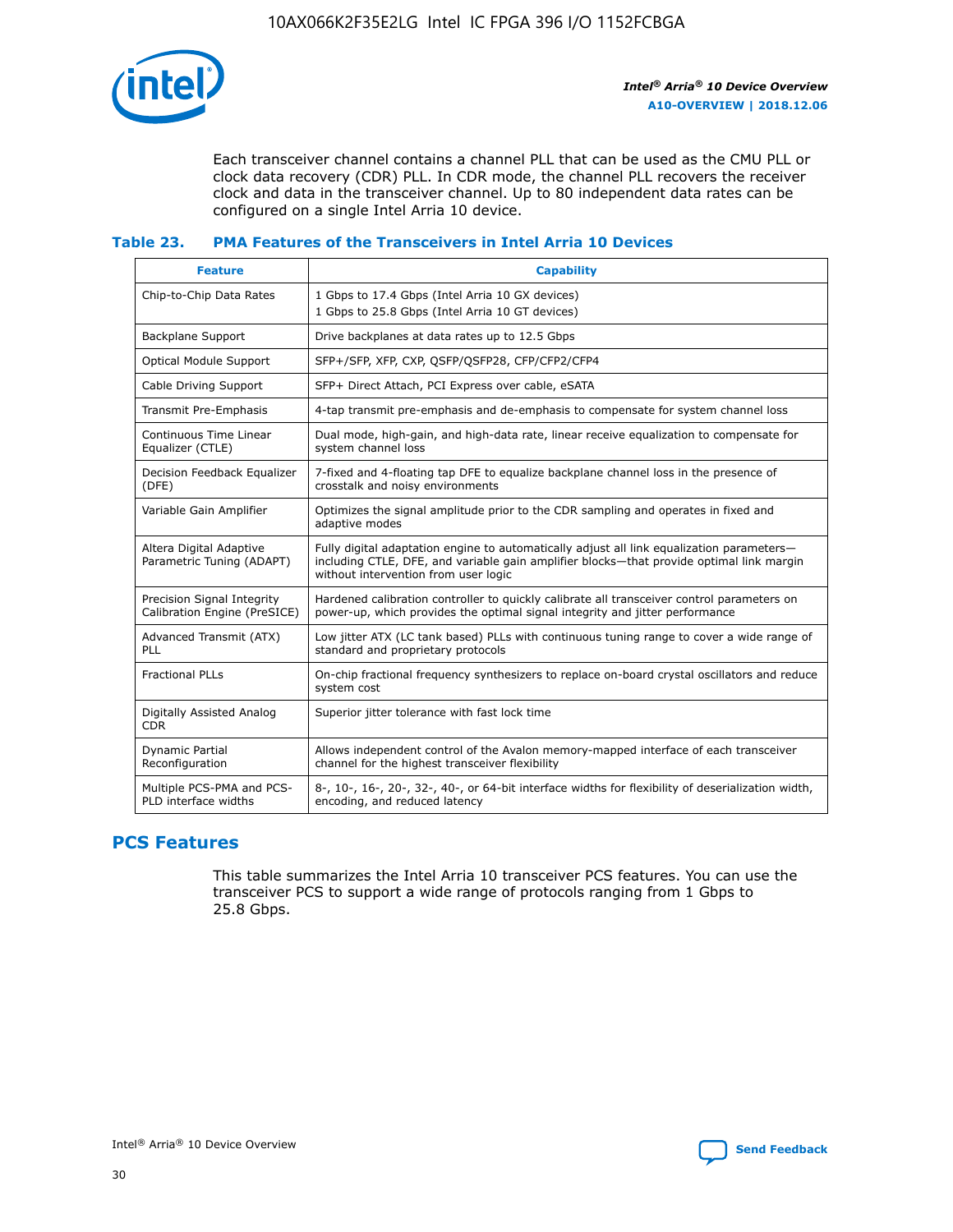Each transceiver channel contains a channel PLL that can be used as the CMU PLL or clock data recovery (CDR) PLL. In CDR mode, the channel PLL recovers the receiver clock and data in the transceiver channel. Up to 80 independent data rates can be configured on a single Intel Arria 10 device.

### Table 23. PMA Features of the Transceivers in Intel Arria 10 Devices

| Feature | Capability |
| --- | --- |
| Chip-to-Chip Data Rates | 1 Gbps to 17.4 Gbps (Intel Arria 10 GX devices)<br>1 Gbps to 25.8 Gbps (Intel Arria 10 GT devices) |
| Backplane Support | Drive backplanes at data rates up to 12.5 Gbps |
| Optical Module Support | SFP+/SFP, XFP, CXP, QSFP/QSFP28, CFP/CFP2/CFP4 |
| Cable Driving Support | SFP+ Direct Attach, PCI Express over cable, eSATA |
| Transmit Pre-Emphasis | 4-tap transmit pre-emphasis and de-emphasis to compensate for system channel loss |
| Continuous Time Linear Equalizer (CTLE) | Dual mode, high-gain, and high-data rate, linear receive equalization to compensate for system channel loss |
| Decision Feedback Equalizer (DFE) | 7-fixed and 4-floating tap DFE to equalize backplane channel loss in the presence of crosstalk and noisy environments |
| Variable Gain Amplifier | Optimizes the signal amplitude prior to the CDR sampling and operates in fixed and adaptive modes |
| Altera Digital Adaptive Parametric Tuning (ADAPT) | Fully digital adaptation engine to automatically adjust all link equalization parameters—including CTLE, DFE, and variable gain amplifier blocks—that provide optimal link margin without intervention from user logic |
| Precision Signal Integrity Calibration Engine (PreSICE) | Hardened calibration controller to quickly calibrate all transceiver control parameters on power-up, which provides the optimal signal integrity and jitter performance |
| Advanced Transmit (ATX) PLL | Low jitter ATX (LC tank based) PLLs with continuous tuning range to cover a wide range of standard and proprietary protocols |
| Fractional PLLs | On-chip fractional frequency synthesizers to replace on-board crystal oscillators and reduce system cost |
| Digitally Assisted Analog CDR | Superior jitter tolerance with fast lock time |
| Dynamic Partial Reconfiguration | Allows independent control of the Avalon memory-mapped interface of each transceiver channel for the highest transceiver flexibility |
| Multiple PCS-PMA and PCS-PLD interface widths | 8-, 10-, 16-, 20-, 32-, 40-, or 64-bit interface widths for flexibility of deserialization width, encoding, and reduced latency |

## PCS Features

This table summarizes the Intel Arria 10 transceiver PCS features. You can use the transceiver PCS to support a wide range of protocols ranging from 1 Gbps to 25.8 Gbps.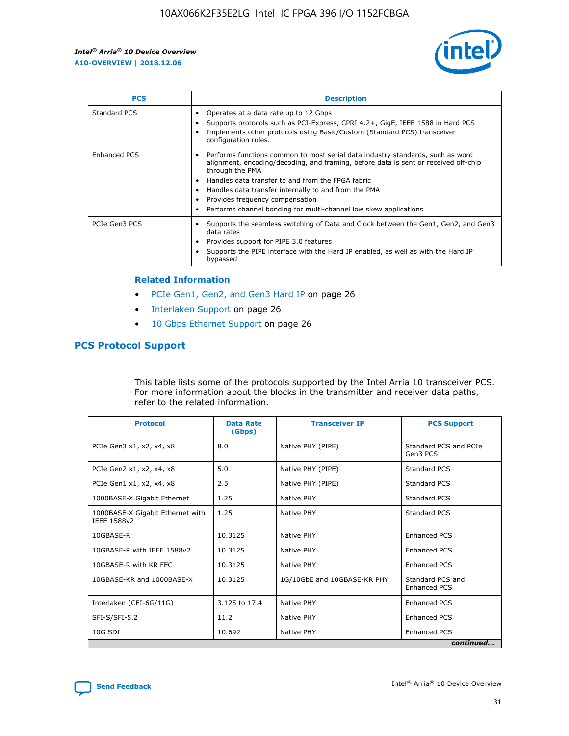| PCS | Description |
| --- | --- |
| Standard PCS | • Operates at a data rate up to 12 Gbps<br>• Supports protocols such as PCI-Express, CPRI 4.2+, GigE, IEEE 1588 in Hard PCS<br>• Implements other protocols using Basic/Custom (Standard PCS) transceiver configuration rules. |
| Enhanced PCS | • Performs functions common to most serial data industry standards, such as word alignment, encoding/decoding, and framing, before data is sent or received off-chip through the PMA<br>• Handles data transfer to and from the FPGA fabric<br>• Handles data transfer internally to and from the PMA<br>• Provides frequency compensation<br>• Performs channel bonding for multi-channel low skew applications |
| PCIe Gen3 PCS | • Supports the seamless switching of Data and Clock between the Gen1, Gen2, and Gen3 data rates<br>• Provides support for PIPE 3.0 features<br>• Supports the PIPE interface with the Hard IP enabled, as well as with the Hard IP bypassed |

### Related Information

- PCIe Gen1, Gen2, and Gen3 Hard IP on page 26
- Interlaken Support on page 26
- 10 Gbps Ethernet Support on page 26

## PCS Protocol Support

This table lists some of the protocols supported by the Intel Arria 10 transceiver PCS. For more information about the blocks in the transmitter and receiver data paths, refer to the related information.

| Protocol | Data Rate (Gbps) | Transceiver IP | PCS Support |
| --- | --- | --- | --- |
| PCIe Gen3 x1, x2, x4, x8 | 8.0 | Native PHY (PIPE) | Standard PCS and PCIe Gen3 PCS |
| PCIe Gen2 x1, x2, x4, x8 | 5.0 | Native PHY (PIPE) | Standard PCS |
| PCIe Gen1 x1, x2, x4, x8 | 2.5 | Native PHY (PIPE) | Standard PCS |
| 1000BASE-X Gigabit Ethernet | 1.25 | Native PHY | Standard PCS |
| 1000BASE-X Gigabit Ethernet with IEEE 1588v2 | 1.25 | Native PHY | Standard PCS |
| 10GBASE-R | 10.3125 | Native PHY | Enhanced PCS |
| 10GBASE-R with IEEE 1588v2 | 10.3125 | Native PHY | Enhanced PCS |
| 10GBASE-R with KR FEC | 10.3125 | Native PHY | Enhanced PCS |
| 10GBASE-KR and 1000BASE-X | 10.3125 | 1G/10GbE and 10GBASE-KR PHY | Standard PCS and Enhanced PCS |
| Interlaken (CEI-6G/11G) | 3.125 to 17.4 | Native PHY | Enhanced PCS |
| SFI-S/SFI-5.2 | 11.2 | Native PHY | Enhanced PCS |
| 10G SDI | 10.692 | Native PHY | Enhanced PCS |

*continued...*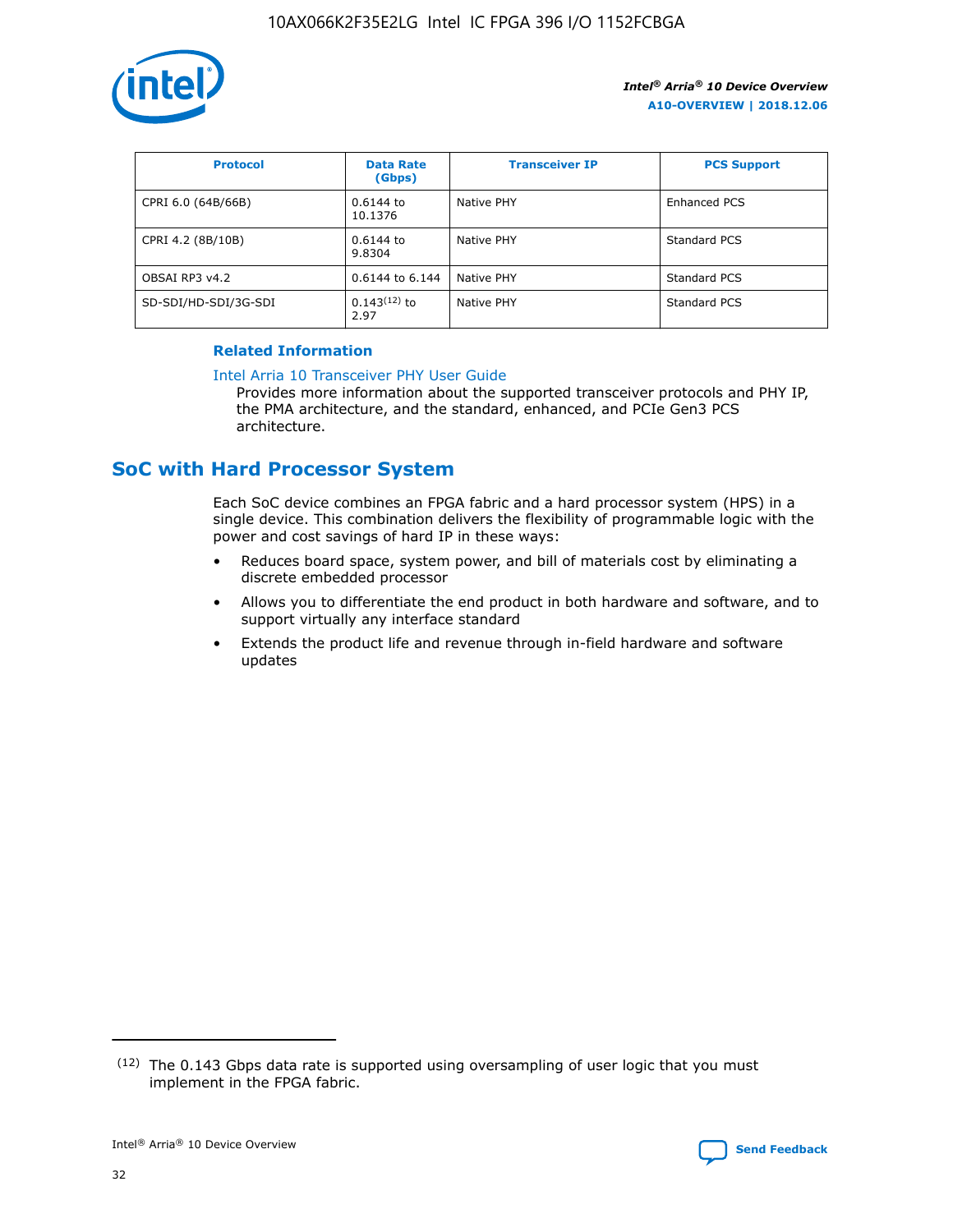| Protocol | Data Rate (Gbps) | Transceiver IP | PCS Support |
| --- | --- | --- | --- |
| CPRI 6.0 (64B/66B) | 0.6144 to 10.1376 | Native PHY | Enhanced PCS |
| CPRI 4.2 (8B/10B) | 0.6144 to 9.8304 | Native PHY | Standard PCS |
| OBSAI RP3 v4.2 | 0.6144 to 6.144 | Native PHY | Standard PCS |
| SD-SDI/HD-SDI/3G-SDI | 0.143[12] to 2.97 | Native PHY | Standard PCS |

**Related Information**

Intel Arria 10 Transceiver PHY User Guide

Provides more information about the supported transceiver protocols and PHY IP, the PMA architecture, and the standard, enhanced, and PCIe Gen3 PCS architecture.

## SoC with Hard Processor System

Each SoC device combines an FPGA fabric and a hard processor system (HPS) in a single device. This combination delivers the flexibility of programmable logic with the power and cost savings of hard IP in these ways:

- Reduces board space, system power, and bill of materials cost by eliminating a discrete embedded processor
- Allows you to differentiate the end product in both hardware and software, and to support virtually any interface standard
- Extends the product life and revenue through in-field hardware and software updates

(12) The 0.143 Gbps data rate is supported using oversampling of user logic that you must implement in the FPGA fabric.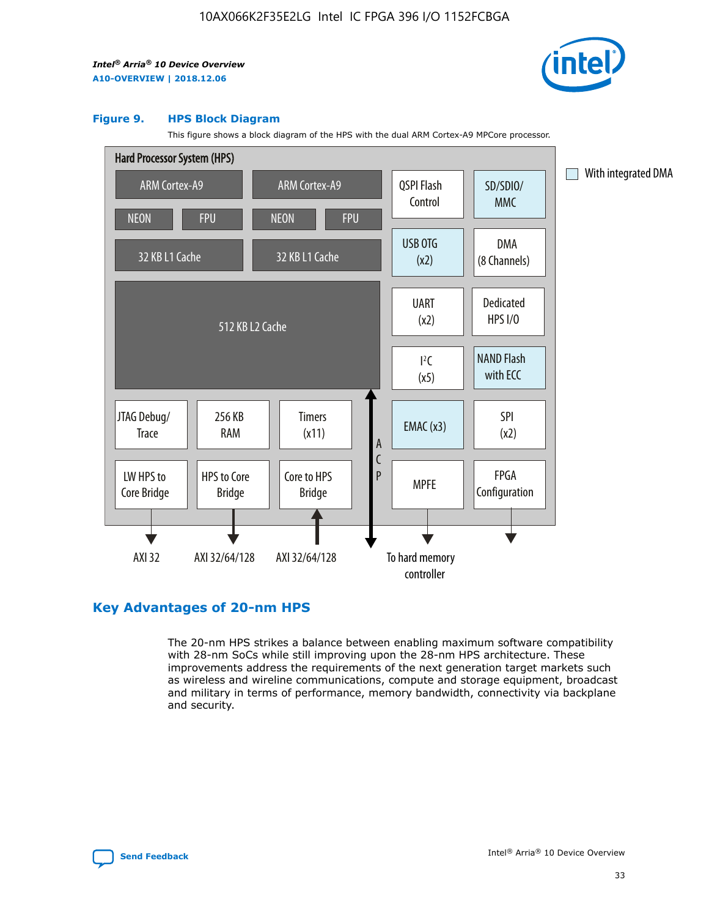**Figure 9. HPS Block Diagram**

This figure shows a block diagram of the HPS with the dual ARM Cortex-A9 MPCore processor.

Hard Processor System (HPS)

- ARM Cortex-A9 (NEON, FPU, 32 KB L1 Cache)
- ARM Cortex-A9 (NEON, FPU, 32 KB L1 Cache)
- 512 KB L2 Cache
- QSPI Flash Control
- SD/SDIO/MMC
- USB OTG (x2)
- DMA (8 Channels)
- UART (x2)
- Dedicated HPS I/O
- I²C (x5)
- NAND Flash with ECC
- JTAG Debug/Trace
- 256 KB RAM
- Timers (x11)
- EMAC (x3)
- SPI (x2)
- LW HPS to Core Bridge
- HPS to Core Bridge
- Core to HPS Bridge
- ACP
- MPFE
- FPGA Configuration

With integrated DMA

AXI 32 | AXI 32/64/128 | AXI 32/64/128 | To hard memory controller

## Key Advantages of 20-nm HPS

The 20-nm HPS strikes a balance between enabling maximum software compatibility with 28-nm SoCs while still improving upon the 28-nm HPS architecture. These improvements address the requirements of the next generation target markets such as wireless and wireline communications, compute and storage equipment, broadcast and military in terms of performance, memory bandwidth, connectivity via backplane and security.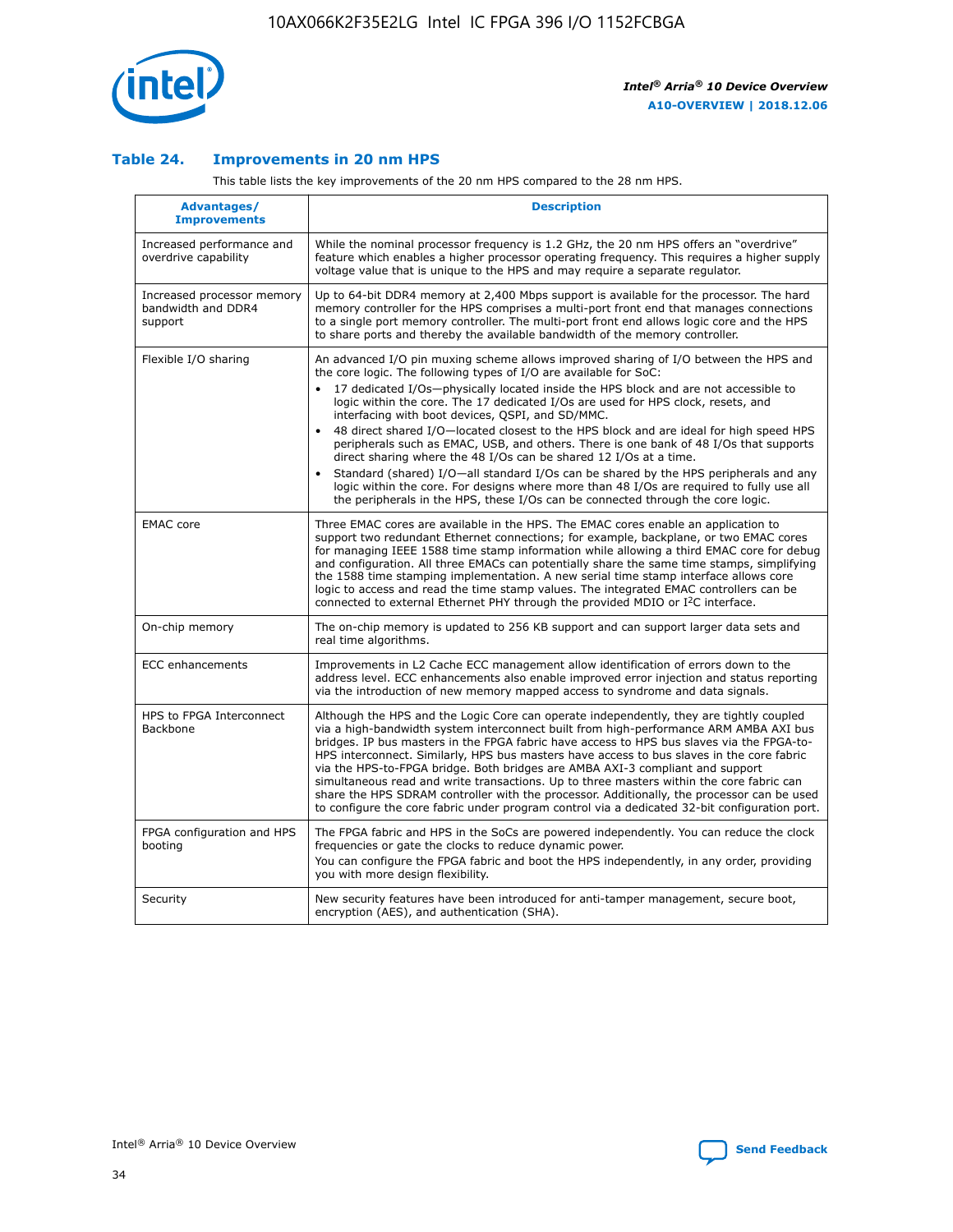### Table 24. Improvements in 20 nm HPS

This table lists the key improvements of the 20 nm HPS compared to the 28 nm HPS.

| Advantages/ Improvements | Description |
|---|---|
| Increased performance and overdrive capability | While the nominal processor frequency is 1.2 GHz, the 20 nm HPS offers an "overdrive" feature which enables a higher processor operating frequency. This requires a higher supply voltage value that is unique to the HPS and may require a separate regulator. |
| Increased processor memory bandwidth and DDR4 support | Up to 64-bit DDR4 memory at 2,400 Mbps support is available for the processor. The hard memory controller for the HPS comprises a multi-port front end that manages connections to a single port memory controller. The multi-port front end allows logic core and the HPS to share ports and thereby the available bandwidth of the memory controller. |
| Flexible I/O sharing | An advanced I/O pin muxing scheme allows improved sharing of I/O between the HPS and the core logic. The following types of I/O are available for SoC:<br>• 17 dedicated I/Os—physically located inside the HPS block and are not accessible to logic within the core. The 17 dedicated I/Os are used for HPS clock, resets, and interfacing with boot devices, QSPI, and SD/MMC.<br>• 48 direct shared I/O—located closest to the HPS block and are ideal for high speed HPS peripherals such as EMAC, USB, and others. There is one bank of 48 I/Os that supports direct sharing where the 48 I/Os can be shared 12 I/Os at a time.<br>• Standard (shared) I/O—all standard I/Os can be shared by the HPS peripherals and any logic within the core. For designs where more than 48 I/Os are required to fully use all the peripherals in the HPS, these I/Os can be connected through the core logic. |
| EMAC core | Three EMAC cores are available in the HPS. The EMAC cores enable an application to support two redundant Ethernet connections; for example, backplane, or two EMAC cores for managing IEEE 1588 time stamp information while allowing a third EMAC core for debug and configuration. All three EMACs can potentially share the same time stamps, simplifying the 1588 time stamping implementation. A new serial time stamp interface allows core logic to access and read the time stamp values. The integrated EMAC controllers can be connected to external Ethernet PHY through the provided MDIO or I²C interface. |
| On-chip memory | The on-chip memory is updated to 256 KB support and can support larger data sets and real time algorithms. |
| ECC enhancements | Improvements in L2 Cache ECC management allow identification of errors down to the address level. ECC enhancements also enable improved error injection and status reporting via the introduction of new memory mapped access to syndrome and data signals. |
| HPS to FPGA Interconnect Backbone | Although the HPS and the Logic Core can operate independently, they are tightly coupled via a high-bandwidth system interconnect built from high-performance ARM AMBA AXI bus bridges. IP bus masters in the FPGA fabric have access to HPS bus slaves via the FPGA-to-HPS interconnect. Similarly, HPS bus masters have access to bus slaves in the core fabric via the HPS-to-FPGA bridge. Both bridges are AMBA AXI-3 compliant and support simultaneous read and write transactions. Up to three masters within the core fabric can share the HPS SDRAM controller with the processor. Additionally, the processor can be used to configure the core fabric under program control via a dedicated 32-bit configuration port. |
| FPGA configuration and HPS booting | The FPGA fabric and HPS in the SoCs are powered independently. You can reduce the clock frequencies or gate the clocks to reduce dynamic power.<br>You can configure the FPGA fabric and boot the HPS independently, in any order, providing you with more design flexibility. |
| Security | New security features have been introduced for anti-tamper management, secure boot, encryption (AES), and authentication (SHA). |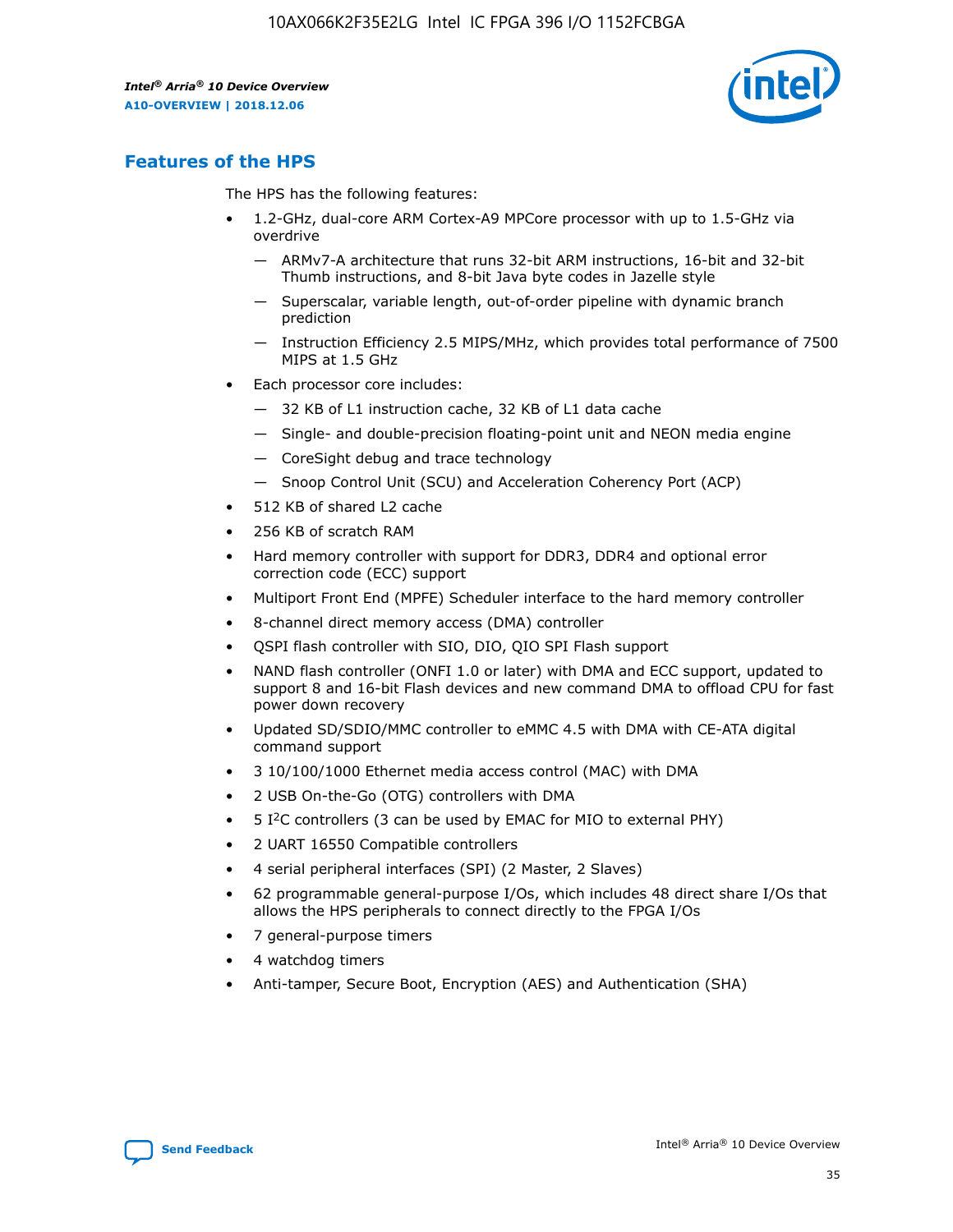## Features of the HPS

The HPS has the following features:

- 1.2-GHz, dual-core ARM Cortex-A9 MPCore processor with up to 1.5-GHz via overdrive
  - — ARMv7-A architecture that runs 32-bit ARM instructions, 16-bit and 32-bit Thumb instructions, and 8-bit Java byte codes in Jazelle style
  - — Superscalar, variable length, out-of-order pipeline with dynamic branch prediction
  - — Instruction Efficiency 2.5 MIPS/MHz, which provides total performance of 7500 MIPS at 1.5 GHz
- Each processor core includes:
  - — 32 KB of L1 instruction cache, 32 KB of L1 data cache
  - — Single- and double-precision floating-point unit and NEON media engine
  - — CoreSight debug and trace technology
  - — Snoop Control Unit (SCU) and Acceleration Coherency Port (ACP)
- 512 KB of shared L2 cache
- 256 KB of scratch RAM
- Hard memory controller with support for DDR3, DDR4 and optional error correction code (ECC) support
- Multiport Front End (MPFE) Scheduler interface to the hard memory controller
- 8-channel direct memory access (DMA) controller
- QSPI flash controller with SIO, DIO, QIO SPI Flash support
- NAND flash controller (ONFI 1.0 or later) with DMA and ECC support, updated to support 8 and 16-bit Flash devices and new command DMA to offload CPU for fast power down recovery
- Updated SD/SDIO/MMC controller to eMMC 4.5 with DMA with CE-ATA digital command support
- 3 10/100/1000 Ethernet media access control (MAC) with DMA
- 2 USB On-the-Go (OTG) controllers with DMA
- 5 I$^2$C controllers (3 can be used by EMAC for MIO to external PHY)
- 2 UART 16550 Compatible controllers
- 4 serial peripheral interfaces (SPI) (2 Master, 2 Slaves)
- 62 programmable general-purpose I/Os, which includes 48 direct share I/Os that allows the HPS peripherals to connect directly to the FPGA I/Os
- 7 general-purpose timers
- 4 watchdog timers
- Anti-tamper, Secure Boot, Encryption (AES) and Authentication (SHA)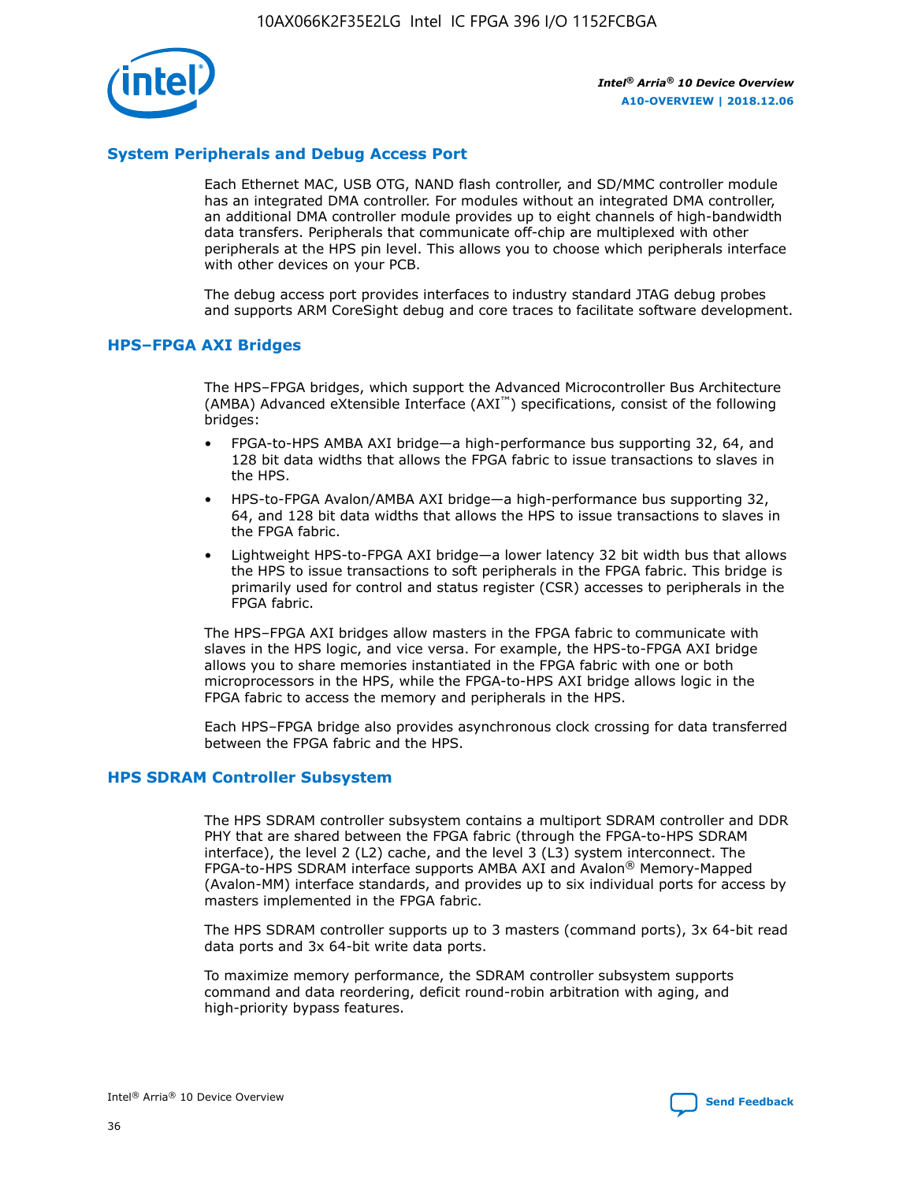## System Peripherals and Debug Access Port

Each Ethernet MAC, USB OTG, NAND flash controller, and SD/MMC controller module has an integrated DMA controller. For modules without an integrated DMA controller, an additional DMA controller module provides up to eight channels of high-bandwidth data transfers. Peripherals that communicate off-chip are multiplexed with other peripherals at the HPS pin level. This allows you to choose which peripherals interface with other devices on your PCB.

The debug access port provides interfaces to industry standard JTAG debug probes and supports ARM CoreSight debug and core traces to facilitate software development.

## HPS–FPGA AXI Bridges

The HPS–FPGA bridges, which support the Advanced Microcontroller Bus Architecture (AMBA) Advanced eXtensible Interface (AXI™) specifications, consist of the following bridges:

- FPGA-to-HPS AMBA AXI bridge—a high-performance bus supporting 32, 64, and 128 bit data widths that allows the FPGA fabric to issue transactions to slaves in the HPS.
- HPS-to-FPGA Avalon/AMBA AXI bridge—a high-performance bus supporting 32, 64, and 128 bit data widths that allows the HPS to issue transactions to slaves in the FPGA fabric.
- Lightweight HPS-to-FPGA AXI bridge—a lower latency 32 bit width bus that allows the HPS to issue transactions to soft peripherals in the FPGA fabric. This bridge is primarily used for control and status register (CSR) accesses to peripherals in the FPGA fabric.

The HPS–FPGA AXI bridges allow masters in the FPGA fabric to communicate with slaves in the HPS logic, and vice versa. For example, the HPS-to-FPGA AXI bridge allows you to share memories instantiated in the FPGA fabric with one or both microprocessors in the HPS, while the FPGA-to-HPS AXI bridge allows logic in the FPGA fabric to access the memory and peripherals in the HPS.

Each HPS–FPGA bridge also provides asynchronous clock crossing for data transferred between the FPGA fabric and the HPS.

## HPS SDRAM Controller Subsystem

The HPS SDRAM controller subsystem contains a multiport SDRAM controller and DDR PHY that are shared between the FPGA fabric (through the FPGA-to-HPS SDRAM interface), the level 2 (L2) cache, and the level 3 (L3) system interconnect. The FPGA-to-HPS SDRAM interface supports AMBA AXI and Avalon® Memory-Mapped (Avalon-MM) interface standards, and provides up to six individual ports for access by masters implemented in the FPGA fabric.

The HPS SDRAM controller supports up to 3 masters (command ports), 3x 64-bit read data ports and 3x 64-bit write data ports.

To maximize memory performance, the SDRAM controller subsystem supports command and data reordering, deficit round-robin arbitration with aging, and high-priority bypass features.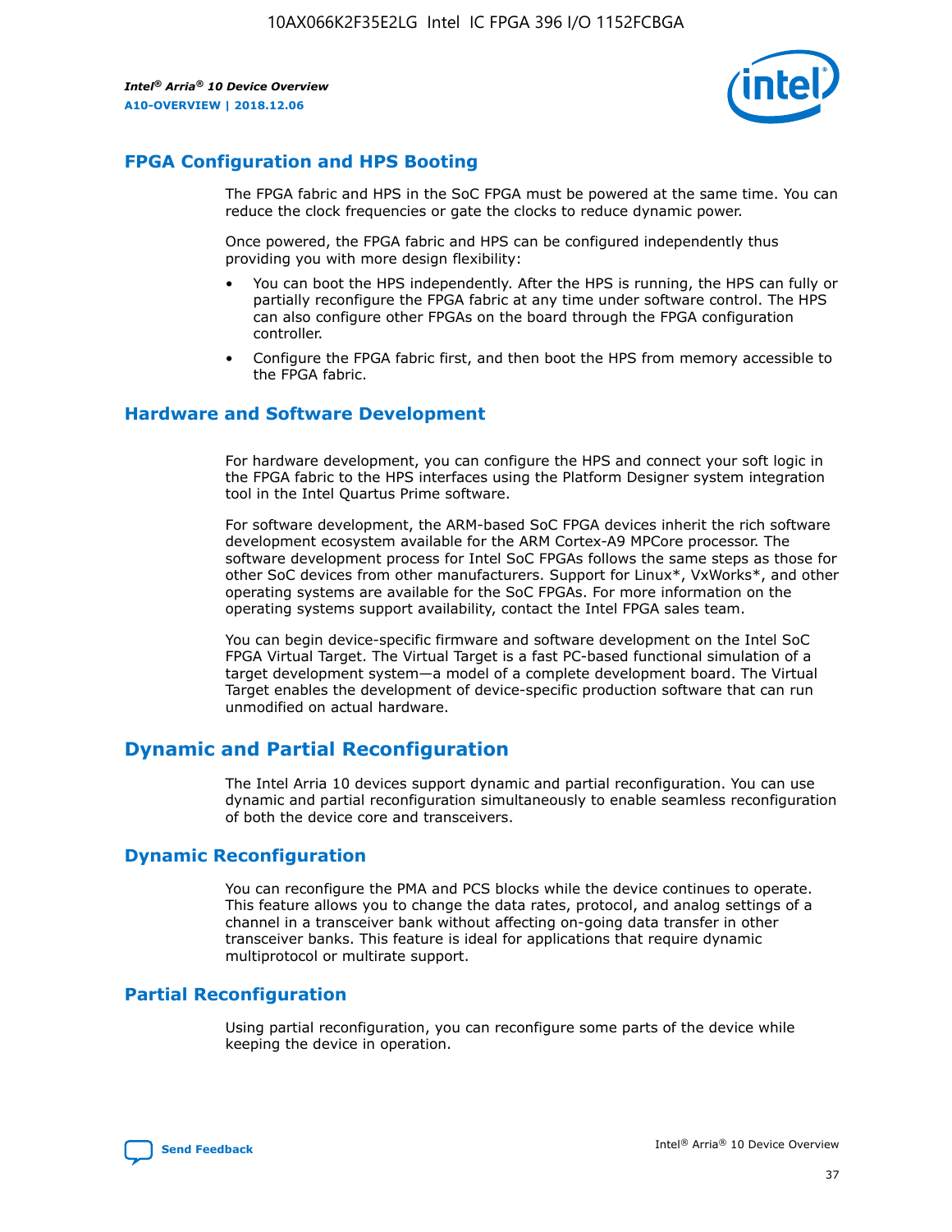## FPGA Configuration and HPS Booting

The FPGA fabric and HPS in the SoC FPGA must be powered at the same time. You can reduce the clock frequencies or gate the clocks to reduce dynamic power.

Once powered, the FPGA fabric and HPS can be configured independently thus providing you with more design flexibility:

- You can boot the HPS independently. After the HPS is running, the HPS can fully or partially reconfigure the FPGA fabric at any time under software control. The HPS can also configure other FPGAs on the board through the FPGA configuration controller.
- Configure the FPGA fabric first, and then boot the HPS from memory accessible to the FPGA fabric.

## Hardware and Software Development

For hardware development, you can configure the HPS and connect your soft logic in the FPGA fabric to the HPS interfaces using the Platform Designer system integration tool in the Intel Quartus Prime software.

For software development, the ARM-based SoC FPGA devices inherit the rich software development ecosystem available for the ARM Cortex-A9 MPCore processor. The software development process for Intel SoC FPGAs follows the same steps as those for other SoC devices from other manufacturers. Support for Linux*, VxWorks*, and other operating systems are available for the SoC FPGAs. For more information on the operating systems support availability, contact the Intel FPGA sales team.

You can begin device-specific firmware and software development on the Intel SoC FPGA Virtual Target. The Virtual Target is a fast PC-based functional simulation of a target development system—a model of a complete development board. The Virtual Target enables the development of device-specific production software that can run unmodified on actual hardware.

# Dynamic and Partial Reconfiguration

The Intel Arria 10 devices support dynamic and partial reconfiguration. You can use dynamic and partial reconfiguration simultaneously to enable seamless reconfiguration of both the device core and transceivers.

## Dynamic Reconfiguration

You can reconfigure the PMA and PCS blocks while the device continues to operate. This feature allows you to change the data rates, protocol, and analog settings of a channel in a transceiver bank without affecting on-going data transfer in other transceiver banks. This feature is ideal for applications that require dynamic multiprotocol or multirate support.

## Partial Reconfiguration

Using partial reconfiguration, you can reconfigure some parts of the device while keeping the device in operation.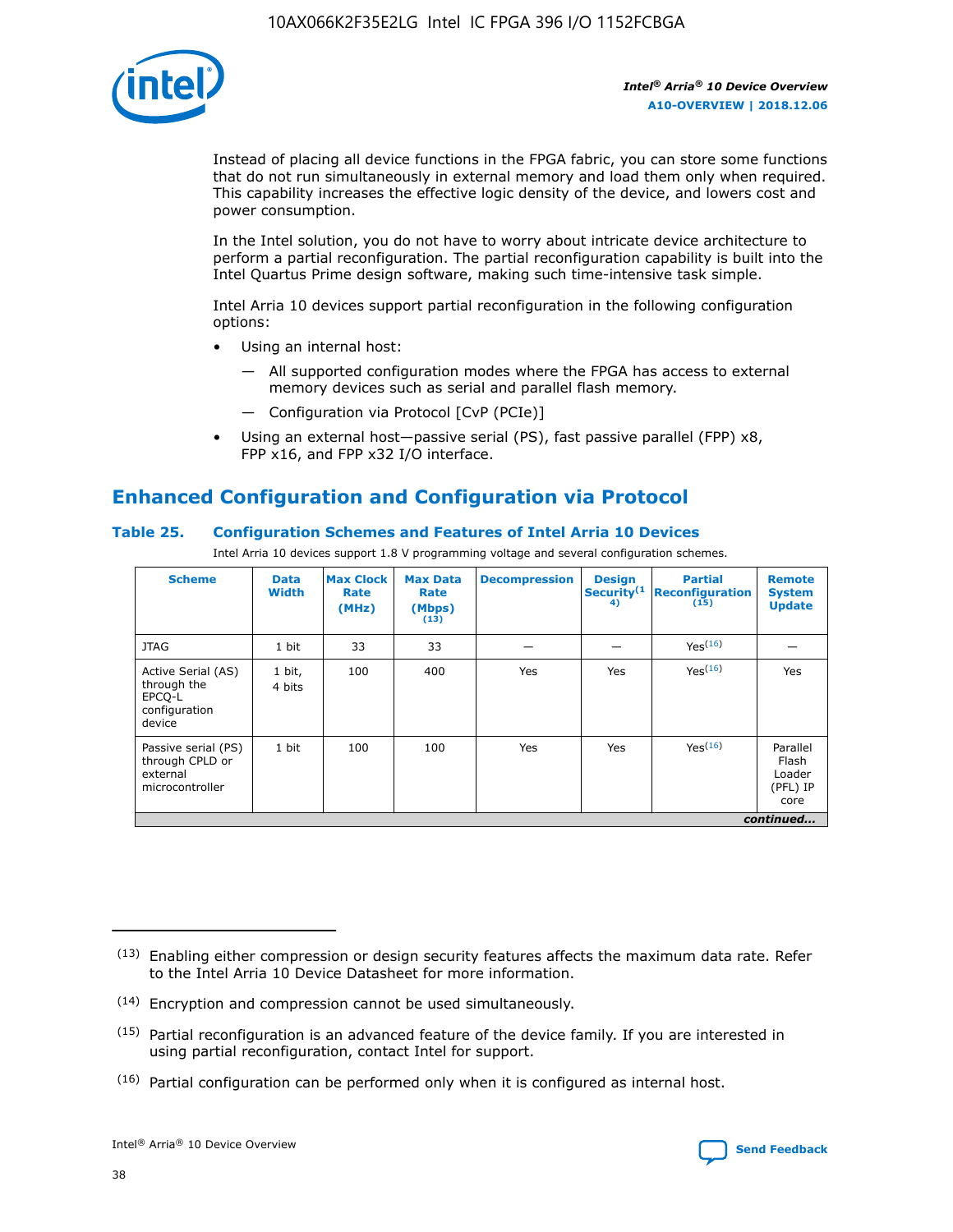Instead of placing all device functions in the FPGA fabric, you can store some functions that do not run simultaneously in external memory and load them only when required. This capability increases the effective logic density of the device, and lowers cost and power consumption.

In the Intel solution, you do not have to worry about intricate device architecture to perform a partial reconfiguration. The partial reconfiguration capability is built into the Intel Quartus Prime design software, making such time-intensive task simple.

Intel Arria 10 devices support partial reconfiguration in the following configuration options:

- Using an internal host:
  - All supported configuration modes where the FPGA has access to external memory devices such as serial and parallel flash memory.
  - Configuration via Protocol [CvP (PCIe)]
- Using an external host—passive serial (PS), fast passive parallel (FPP) x8, FPP x16, and FPP x32 I/O interface.

## Enhanced Configuration and Configuration via Protocol

### Table 25. Configuration Schemes and Features of Intel Arria 10 Devices

Intel Arria 10 devices support 1.8 V programming voltage and several configuration schemes.

| Scheme | Data Width | Max Clock Rate (MHz) | Max Data Rate (Mbps) (13) | Decompression | Design Security (14) | Partial Reconfiguration (15) | Remote System Update |
|---|---|---|---|---|---|---|---|
| JTAG | 1 bit | 33 | 33 | — | — | Yes(16) | — |
| Active Serial (AS) through the EPCQ-L configuration device | 1 bit, 4 bits | 100 | 400 | Yes | Yes | Yes(16) | Yes |
| Passive serial (PS) through CPLD or external microcontroller | 1 bit | 100 | 100 | Yes | Yes | Yes(16) | Parallel Flash Loader (PFL) IP core |

*continued...*

(13) Enabling either compression or design security features affects the maximum data rate. Refer to the Intel Arria 10 Device Datasheet for more information.

(14) Encryption and compression cannot be used simultaneously.

(15) Partial reconfiguration is an advanced feature of the device family. If you are interested in using partial reconfiguration, contact Intel for support.

(16) Partial configuration can be performed only when it is configured as internal host.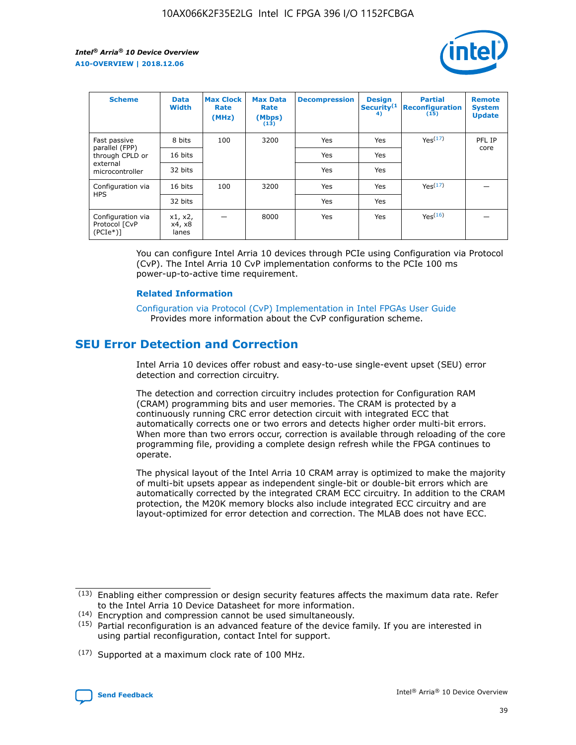| Scheme | Data Width | Max Clock Rate (MHz) | Max Data Rate (Mbps) (13) | Decompression | Design Security (14) | Partial Reconfiguration (15) | Remote System Update |
|---|---|---|---|---|---|---|---|
| Fast passive parallel (FPP) through CPLD or external microcontroller | 8 bits | 100 | 3200 | Yes | Yes | Yes (17) | PFL IP core |
| | 16 bits | | | Yes | Yes | | |
| | 32 bits | | | Yes | Yes | | |
| Configuration via HPS | 16 bits | 100 | 3200 | Yes | Yes | Yes (17) | — |
| | 32 bits | | | Yes | Yes | | |
| Configuration via Protocol [CvP (PCIe*)] | x1, x2, x4, x8 lanes | — | 8000 | Yes | Yes | Yes (16) | — |

You can configure Intel Arria 10 devices through PCIe using Configuration via Protocol (CvP). The Intel Arria 10 CvP implementation conforms to the PCIe 100 ms power-up-to-active time requirement.

### Related Information

Configuration via Protocol (CvP) Implementation in Intel FPGAs User Guide
Provides more information about the CvP configuration scheme.

## SEU Error Detection and Correction

Intel Arria 10 devices offer robust and easy-to-use single-event upset (SEU) error detection and correction circuitry.

The detection and correction circuitry includes protection for Configuration RAM (CRAM) programming bits and user memories. The CRAM is protected by a continuously running CRC error detection circuit with integrated ECC that automatically corrects one or two errors and detects higher order multi-bit errors. When more than two errors occur, correction is available through reloading of the core programming file, providing a complete design refresh while the FPGA continues to operate.

The physical layout of the Intel Arria 10 CRAM array is optimized to make the majority of multi-bit upsets appear as independent single-bit or double-bit errors which are automatically corrected by the integrated CRAM ECC circuitry. In addition to the CRAM protection, the M20K memory blocks also include integrated ECC circuitry and are layout-optimized for error detection and correction. The MLAB does not have ECC.

(13) Enabling either compression or design security features affects the maximum data rate. Refer to the Intel Arria 10 Device Datasheet for more information.

(14) Encryption and compression cannot be used simultaneously.

(15) Partial reconfiguration is an advanced feature of the device family. If you are interested in using partial reconfiguration, contact Intel for support.

(17) Supported at a maximum clock rate of 100 MHz.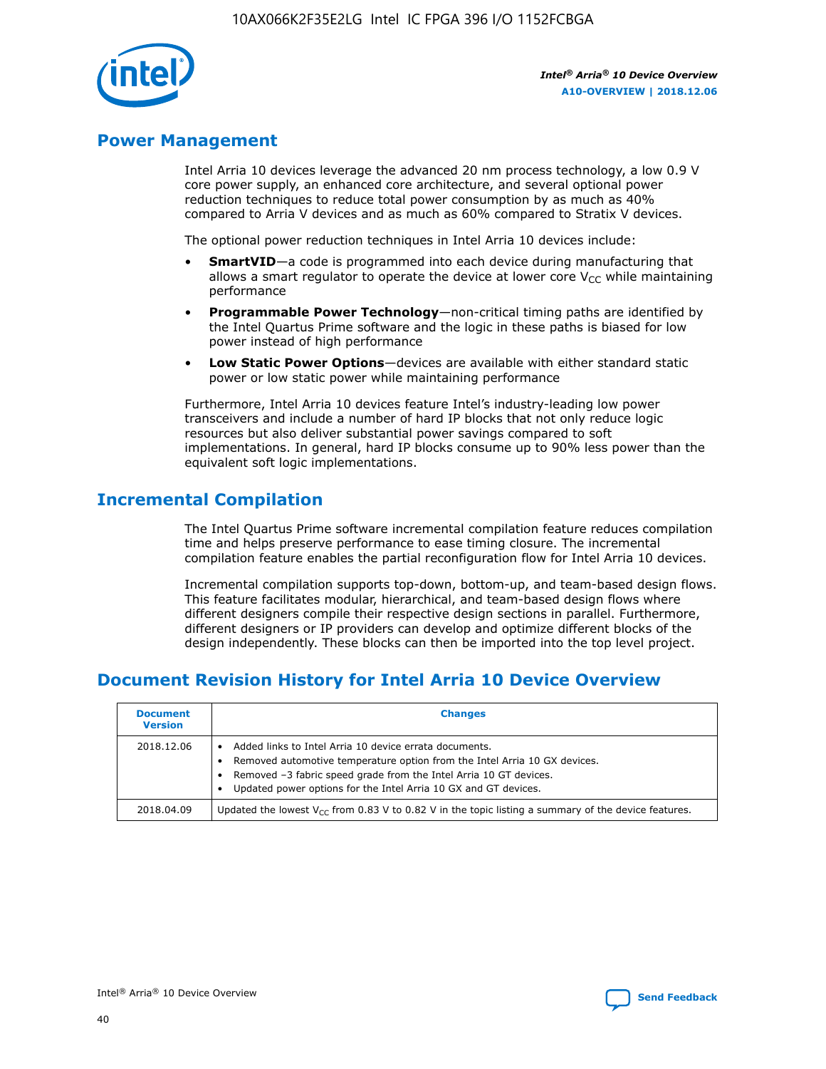## Power Management

Intel Arria 10 devices leverage the advanced 20 nm process technology, a low 0.9 V core power supply, an enhanced core architecture, and several optional power reduction techniques to reduce total power consumption by as much as 40% compared to Arria V devices and as much as 60% compared to Stratix V devices.

The optional power reduction techniques in Intel Arria 10 devices include:

- **SmartVID**—a code is programmed into each device during manufacturing that allows a smart regulator to operate the device at lower core $V_{CC}$ while maintaining performance
- **Programmable Power Technology**—non-critical timing paths are identified by the Intel Quartus Prime software and the logic in these paths is biased for low power instead of high performance
- **Low Static Power Options**—devices are available with either standard static power or low static power while maintaining performance

Furthermore, Intel Arria 10 devices feature Intel's industry-leading low power transceivers and include a number of hard IP blocks that not only reduce logic resources but also deliver substantial power savings compared to soft implementations. In general, hard IP blocks consume up to 90% less power than the equivalent soft logic implementations.

## Incremental Compilation

The Intel Quartus Prime software incremental compilation feature reduces compilation time and helps preserve performance to ease timing closure. The incremental compilation feature enables the partial reconfiguration flow for Intel Arria 10 devices.

Incremental compilation supports top-down, bottom-up, and team-based design flows. This feature facilitates modular, hierarchical, and team-based design flows where different designers compile their respective design sections in parallel. Furthermore, different designers or IP providers can develop and optimize different blocks of the design independently. These blocks can then be imported into the top level project.

## Document Revision History for Intel Arria 10 Device Overview

| Document Version | Changes |
| --- | --- |
| 2018.12.06 | • Added links to Intel Arria 10 device errata documents.<br>• Removed automotive temperature option from the Intel Arria 10 GX devices.<br>• Removed –3 fabric speed grade from the Intel Arria 10 GT devices.<br>• Updated power options for the Intel Arria 10 GX and GT devices. |
| 2018.04.09 | Updated the lowest $V_{CC}$ from 0.83 V to 0.82 V in the topic listing a summary of the device features. |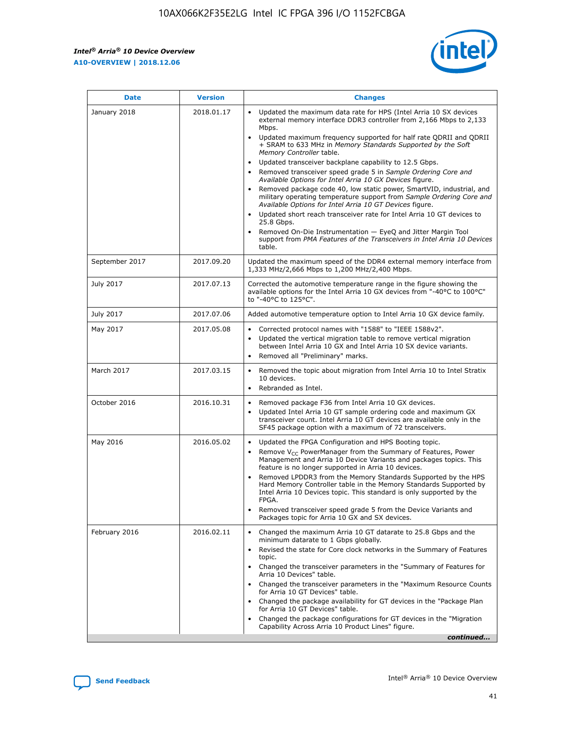| Date | Version | Changes |
| --- | --- | --- |
| January 2018 | 2018.01.17 | • Updated the maximum data rate for HPS (Intel Arria 10 SX devices external memory interface DDR3 controller from 2,166 Mbps to 2,133 Mbps.<br>• Updated maximum frequency supported for half rate QDRII and QDRII + SRAM to 633 MHz in *Memory Standards Supported by the Soft Memory Controller* table.<br>• Updated transceiver backplane capability to 12.5 Gbps.<br>• Removed transceiver speed grade 5 in *Sample Ordering Core and Available Options for Intel Arria 10 GX Devices* figure.<br>• Removed package code 40, low static power, SmartVID, industrial, and military operating temperature support from *Sample Ordering Core and Available Options for Intel Arria 10 GT Devices* figure.<br>• Updated short reach transceiver rate for Intel Arria 10 GT devices to 25.8 Gbps.<br>• Removed On-Die Instrumentation — EyeQ and Jitter Margin Tool support from *PMA Features of the Transceivers in Intel Arria 10 Devices* table. |
| September 2017 | 2017.09.20 | Updated the maximum speed of the DDR4 external memory interface from 1,333 MHz/2,666 Mbps to 1,200 MHz/2,400 Mbps. |
| July 2017 | 2017.07.13 | Corrected the automotive temperature range in the figure showing the available options for the Intel Arria 10 GX devices from "-40°C to 100°C" to "-40°C to 125°C". |
| July 2017 | 2017.07.06 | Added automotive temperature option to Intel Arria 10 GX device family. |
| May 2017 | 2017.05.08 | • Corrected protocol names with "1588" to "IEEE 1588v2".<br>• Updated the vertical migration table to remove vertical migration between Intel Arria 10 GX and Intel Arria 10 SX device variants.<br>• Removed all "Preliminary" marks. |
| March 2017 | 2017.03.15 | • Removed the topic about migration from Intel Arria 10 to Intel Stratix 10 devices.<br>• Rebranded as Intel. |
| October 2016 | 2016.10.31 | • Removed package F36 from Intel Arria 10 GX devices.<br>• Updated Intel Arria 10 GT sample ordering code and maximum GX transceiver count. Intel Arria 10 GT devices are available only in the SF45 package option with a maximum of 72 transceivers. |
| May 2016 | 2016.05.02 | • Updated the FPGA Configuration and HPS Booting topic.<br>• Remove $V_{CC}$ PowerManager from the Summary of Features, Power Management and Arria 10 Device Variants and packages topics. This feature is no longer supported in Arria 10 devices.<br>• Removed LPDDR3 from the Memory Standards Supported by the HPS Hard Memory Controller table in the Memory Standards Supported by Intel Arria 10 Devices topic. This standard is only supported by the FPGA.<br>• Removed transceiver speed grade 5 from the Device Variants and Packages topic for Arria 10 GX and SX devices. |
| February 2016 | 2016.02.11 | • Changed the maximum Arria 10 GT datarate to 25.8 Gbps and the minimum datarate to 1 Gbps globally.<br>• Revised the state for Core clock networks in the Summary of Features topic.<br>• Changed the transceiver parameters in the "Summary of Features for Arria 10 Devices" table.<br>• Changed the transceiver parameters in the "Maximum Resource Counts for Arria 10 GT Devices" table.<br>• Changed the package availability for GT devices in the "Package Plan for Arria 10 GT Devices" table.<br>• Changed the package configurations for GT devices in the "Migration Capability Across Arria 10 Product Lines" figure. |

*continued...*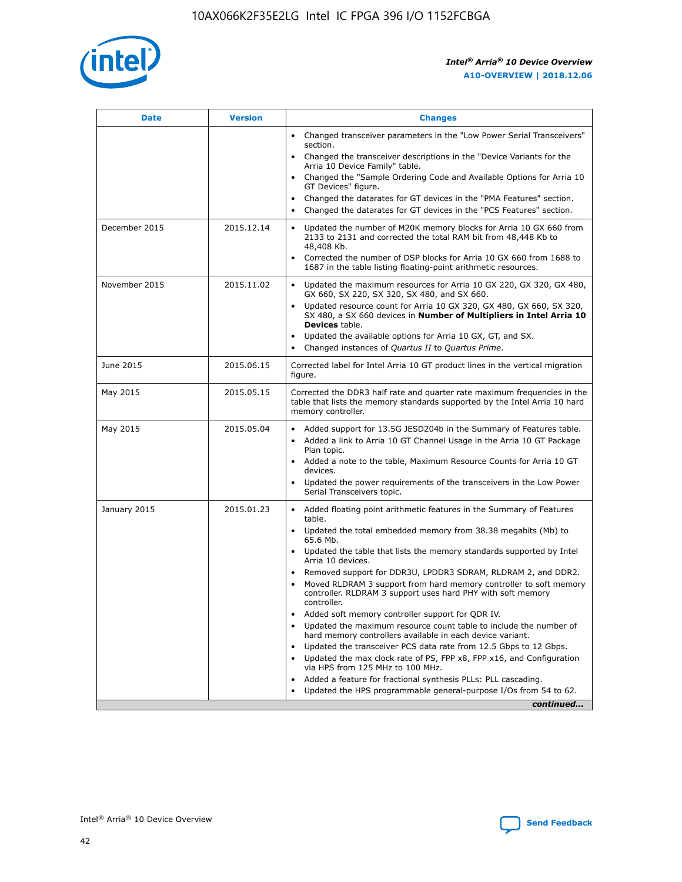| Date | Version | Changes |
|---|---|---|
| | | • Changed transceiver parameters in the "Low Power Serial Transceivers" section.<br>• Changed the transceiver descriptions in the "Device Variants for the Arria 10 Device Family" table.<br>• Changed the "Sample Ordering Code and Available Options for Arria 10 GT Devices" figure.<br>• Changed the datarates for GT devices in the "PMA Features" section.<br>• Changed the datarates for GT devices in the "PCS Features" section. |
| December 2015 | 2015.12.14 | • Updated the number of M20K memory blocks for Arria 10 GX 660 from 2133 to 2131 and corrected the total RAM bit from 48,448 Kb to 48,408 Kb.<br>• Corrected the number of DSP blocks for Arria 10 GX 660 from 1688 to 1687 in the table listing floating-point arithmetic resources. |
| November 2015 | 2015.11.02 | • Updated the maximum resources for Arria 10 GX 220, GX 320, GX 480, GX 660, SX 220, SX 320, SX 480, and SX 660.<br>• Updated resource count for Arria 10 GX 320, GX 480, GX 660, SX 320, SX 480, a SX 660 devices in **Number of Multipliers in Intel Arria 10 Devices** table.<br>• Updated the available options for Arria 10 GX, GT, and SX.<br>• Changed instances of *Quartus II* to *Quartus Prime*. |
| June 2015 | 2015.06.15 | Corrected label for Intel Arria 10 GT product lines in the vertical migration figure. |
| May 2015 | 2015.05.15 | Corrected the DDR3 half rate and quarter rate maximum frequencies in the table that lists the memory standards supported by the Intel Arria 10 hard memory controller. |
| May 2015 | 2015.05.04 | • Added support for 13.5G JESD204b in the Summary of Features table.<br>• Added a link to Arria 10 GT Channel Usage in the Arria 10 GT Package Plan topic.<br>• Added a note to the table, Maximum Resource Counts for Arria 10 GT devices.<br>• Updated the power requirements of the transceivers in the Low Power Serial Transceivers topic. |
| January 2015 | 2015.01.23 | • Added floating point arithmetic features in the Summary of Features table.<br>• Updated the total embedded memory from 38.38 megabits (Mb) to 65.6 Mb.<br>• Updated the table that lists the memory standards supported by Intel Arria 10 devices.<br>• Removed support for DDR3U, LPDDR3 SDRAM, RLDRAM 2, and DDR2.<br>• Moved RLDRAM 3 support from hard memory controller to soft memory controller. RLDRAM 3 support uses hard PHY with soft memory controller.<br>• Added soft memory controller support for QDR IV.<br>• Updated the maximum resource count table to include the number of hard memory controllers available in each device variant.<br>• Updated the transceiver PCS data rate from 12.5 Gbps to 12 Gbps.<br>• Updated the max clock rate of PS, FPP x8, FPP x16, and Configuration via HPS from 125 MHz to 100 MHz.<br>• Added a feature for fractional synthesis PLLs: PLL cascading.<br>• Updated the HPS programmable general-purpose I/Os from 54 to 62. |

*continued...*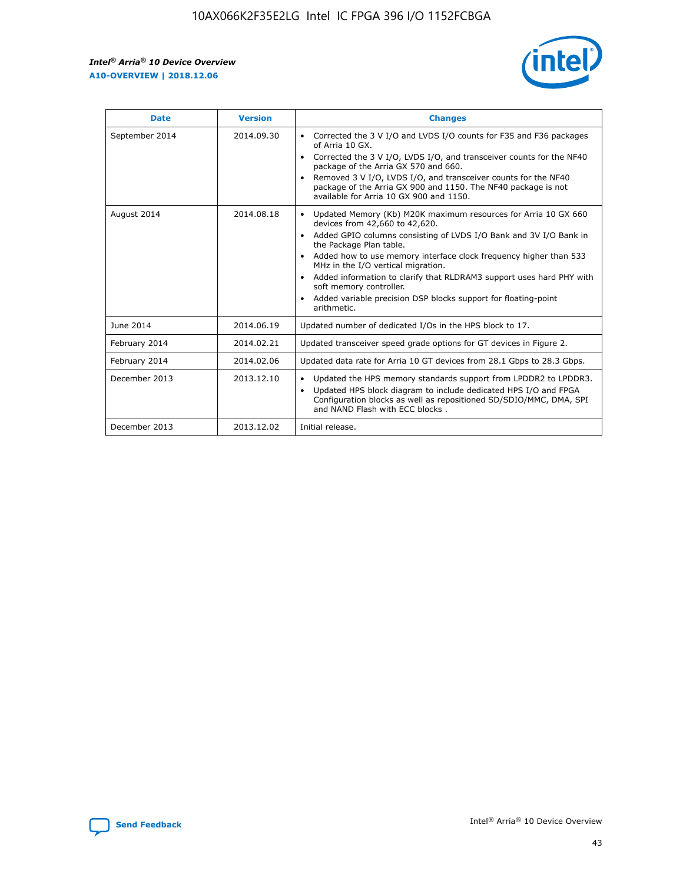| Date | Version | Changes |
| --- | --- | --- |
| September 2014 | 2014.09.30 | • Corrected the 3 V I/O and LVDS I/O counts for F35 and F36 packages of Arria 10 GX.<br>• Corrected the 3 V I/O, LVDS I/O, and transceiver counts for the NF40 package of the Arria GX 570 and 660.<br>• Removed 3 V I/O, LVDS I/O, and transceiver counts for the NF40 package of the Arria GX 900 and 1150. The NF40 package is not available for Arria 10 GX 900 and 1150. |
| August 2014 | 2014.08.18 | • Updated Memory (Kb) M20K maximum resources for Arria 10 GX 660 devices from 42,660 to 42,620.<br>• Added GPIO columns consisting of LVDS I/O Bank and 3V I/O Bank in the Package Plan table.<br>• Added how to use memory interface clock frequency higher than 533 MHz in the I/O vertical migration.<br>• Added information to clarify that RLDRAM3 support uses hard PHY with soft memory controller.<br>• Added variable precision DSP blocks support for floating-point arithmetic. |
| June 2014 | 2014.06.19 | Updated number of dedicated I/Os in the HPS block to 17. |
| February 2014 | 2014.02.21 | Updated transceiver speed grade options for GT devices in Figure 2. |
| February 2014 | 2014.02.06 | Updated data rate for Arria 10 GT devices from 28.1 Gbps to 28.3 Gbps. |
| December 2013 | 2013.12.10 | • Updated the HPS memory standards support from LPDDR2 to LPDDR3.<br>• Updated HPS block diagram to include dedicated HPS I/O and FPGA Configuration blocks as well as repositioned SD/SDIO/MMC, DMA, SPI and NAND Flash with ECC blocks . |
| December 2013 | 2013.12.02 | Initial release. |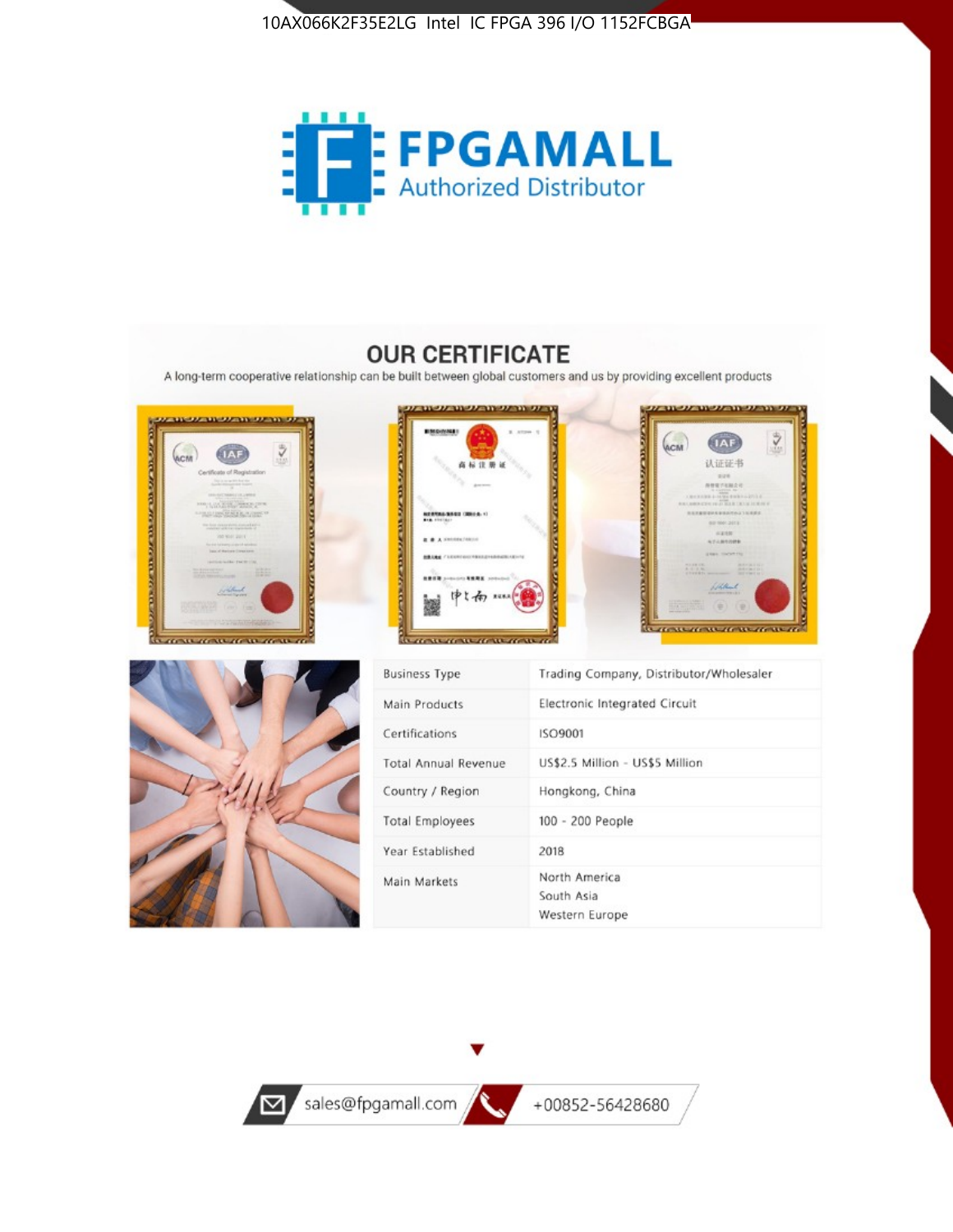FPGAMALL
Authorized Distributor

## OUR CERTIFICATE

A long-term cooperative relationship can be built between global customers and us by providing excellent products

| | |
|---|---|
| Business Type | Trading Company, Distributor/Wholesaler |
| Main Products | Electronic Integrated Circuit |
| Certifications | ISO9001 |
| Total Annual Revenue | US$2.5 Million - US$5 Million |
| Country / Region | Hongkong, China |
| Total Employees | 100 - 200 People |
| Year Established | 2018 |
| Main Markets | North America<br>South Asia<br>Western Europe |

sales@fpgamall.com

+00852-56428680